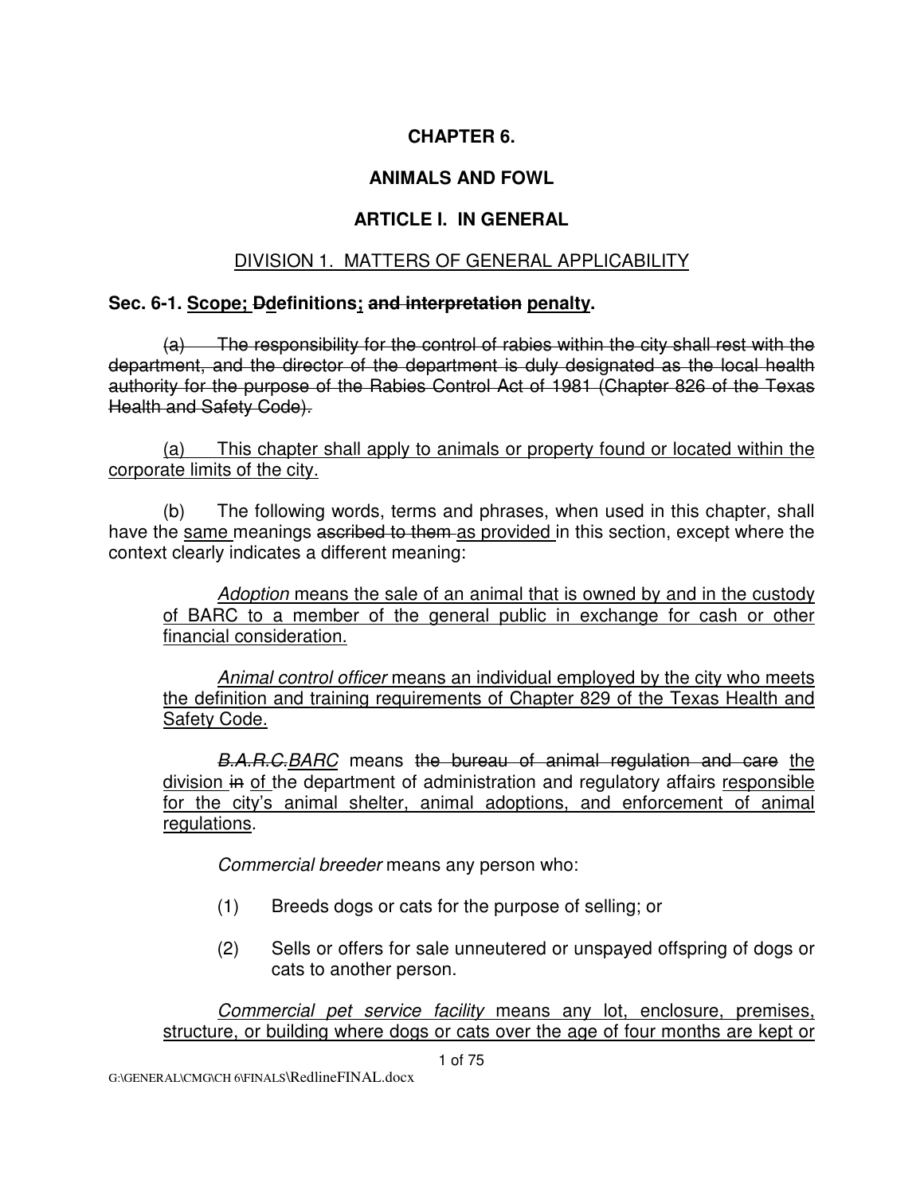**CHAPTER 6.**

**ANIMALS AND FOWL**

**ARTICLE I. IN GENERAL**

DIVISION 1. MATTERS OF GENERAL APPLICABILITY

**Sec. 6-1. Scope; Ddefinitions; and interpretation penalty.**

~~(a) The responsibility for the control of rabies within the city shall rest with the department, and the director of the department is duly designated as the local health authority for the purpose of the Rabies Control Act of 1981 (Chapter 826 of the Texas Health and Safety Code).~~

(a) This chapter shall apply to animals or property found or located within the corporate limits of the city.

(b) The following words, terms and phrases, when used in this chapter, shall have the same meanings ~~ascribed to them~~ as provided in this section, except where the context clearly indicates a different meaning:

*Adoption* means the sale of an animal that is owned by and in the custody of BARC to a member of the general public in exchange for cash or other financial consideration.

*Animal control officer* means an individual employed by the city who meets the definition and training requirements of Chapter 829 of the Texas Health and Safety Code.

*~~B.A.R.C.~~BARC* means ~~the bureau of animal regulation and care~~ the division ~~in~~ of the department of administration and regulatory affairs responsible for the city's animal shelter, animal adoptions, and enforcement of animal regulations.

*Commercial breeder* means any person who:

(1) Breeds dogs or cats for the purpose of selling; or

(2) Sells or offers for sale unneutered or unspayed offspring of dogs or cats to another person.

*Commercial pet service facility* means any lot, enclosure, premises, structure, or building where dogs or cats over the age of four months are kept or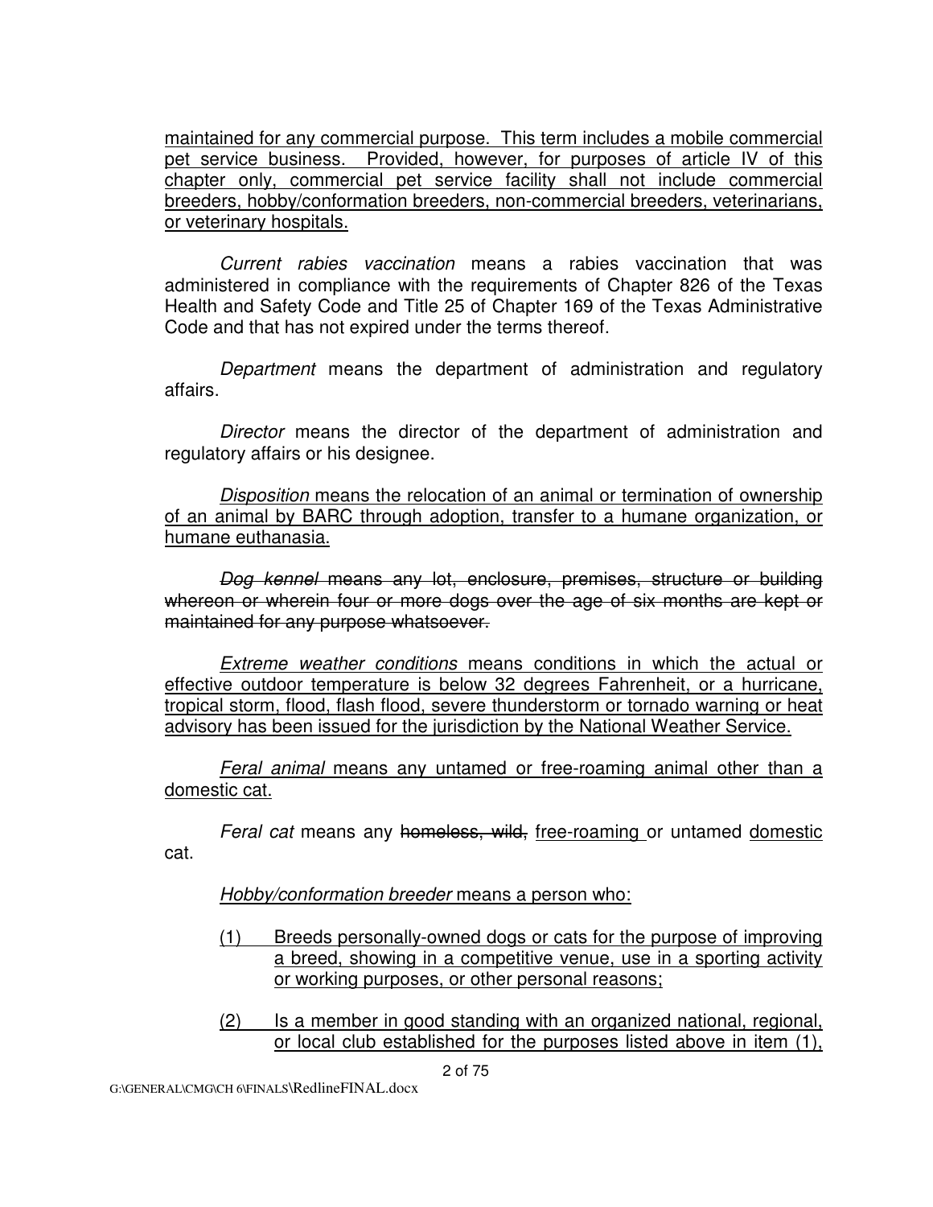<u>maintained for any commercial purpose. This term includes a mobile commercial pet service business. Provided, however, for purposes of article IV of this chapter only, commercial pet service facility shall not include commercial breeders, hobby/conformation breeders, non-commercial breeders, veterinarians, or veterinary hospitals.</u>

*Current rabies vaccination* means a rabies vaccination that was administered in compliance with the requirements of Chapter 826 of the Texas Health and Safety Code and Title 25 of Chapter 169 of the Texas Administrative Code and that has not expired under the terms thereof.

*Department* means the department of administration and regulatory affairs.

*Director* means the director of the department of administration and regulatory affairs or his designee.

<u>*Disposition* means the relocation of an animal or termination of ownership of an animal by BARC through adoption, transfer to a humane organization, or humane euthanasia.</u>

~~*Dog kennel* means any lot, enclosure, premises, structure or building whereon or wherein four or more dogs over the age of six months are kept or maintained for any purpose whatsoever.~~

<u>*Extreme weather conditions* means conditions in which the actual or effective outdoor temperature is below 32 degrees Fahrenheit, or a hurricane, tropical storm, flood, flash flood, severe thunderstorm or tornado warning or heat advisory has been issued for the jurisdiction by the National Weather Service.</u>

<u>*Feral animal* means any untamed or free-roaming animal other than a domestic cat.</u>

*Feral cat* means any ~~homeless, wild,~~ <u>free-roaming</u> or untamed <u>domestic</u> cat.

<u>*Hobby/conformation breeder* means a person who:</u>

<u>(1) Breeds personally-owned dogs or cats for the purpose of improving a breed, showing in a competitive venue, use in a sporting activity or working purposes, or other personal reasons;</u>

<u>(2) Is a member in good standing with an organized national, regional, or local club established for the purposes listed above in item (1),</u>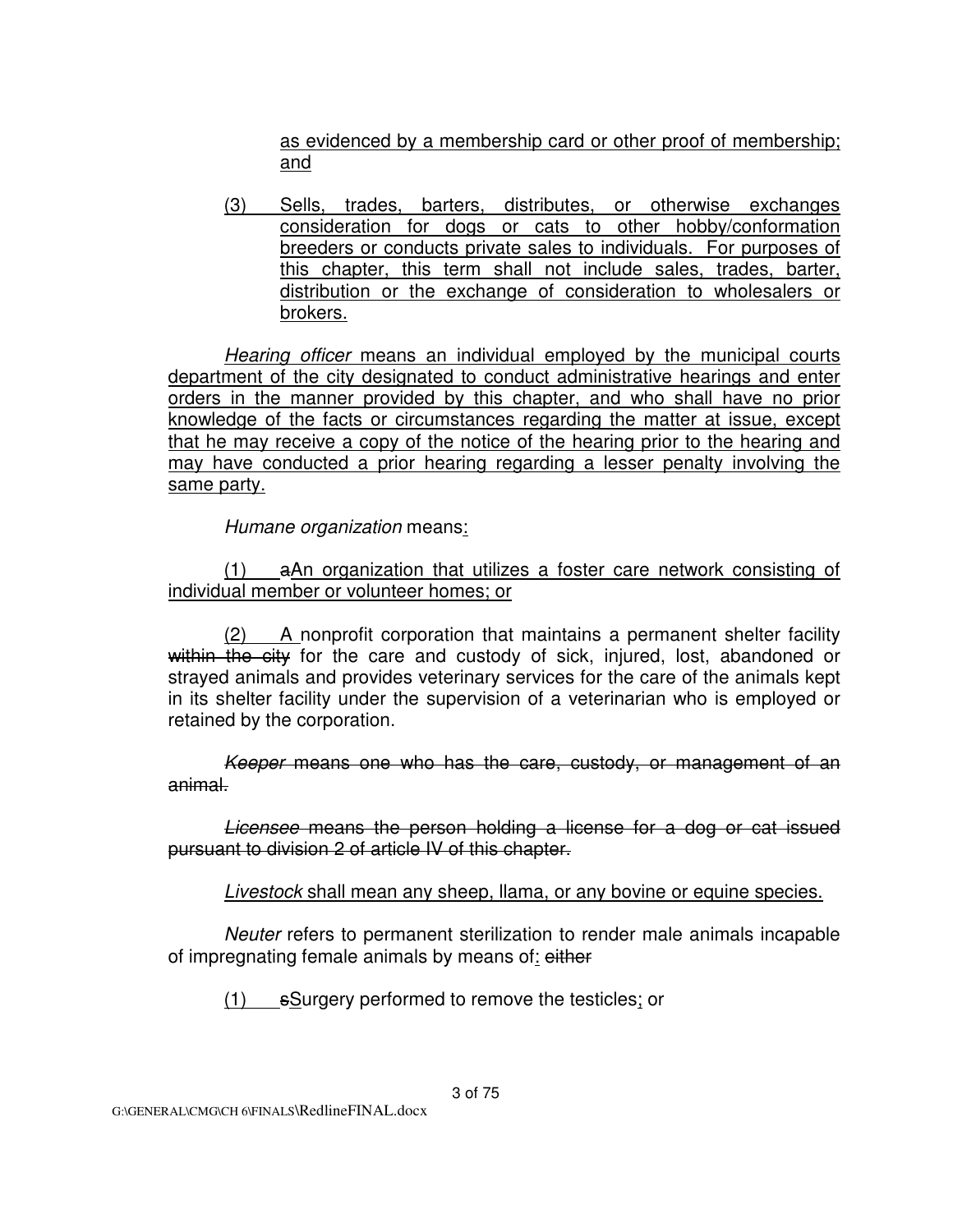as evidenced by a membership card or other proof of membership; and

(3) Sells, trades, barters, distributes, or otherwise exchanges consideration for dogs or cats to other hobby/conformation breeders or conducts private sales to individuals. For purposes of this chapter, this term shall not include sales, trades, barter, distribution or the exchange of consideration to wholesalers or brokers.

*Hearing officer* means an individual employed by the municipal courts department of the city designated to conduct administrative hearings and enter orders in the manner provided by this chapter, and who shall have no prior knowledge of the facts or circumstances regarding the matter at issue, except that he may receive a copy of the notice of the hearing prior to the hearing and may have conducted a prior hearing regarding a lesser penalty involving the same party.

*Humane organization* means:

(1) ~~a~~An organization that utilizes a foster care network consisting of individual member or volunteer homes; or

(2) A nonprofit corporation that maintains a permanent shelter facility ~~within the city~~ for the care and custody of sick, injured, lost, abandoned or strayed animals and provides veterinary services for the care of the animals kept in its shelter facility under the supervision of a veterinarian who is employed or retained by the corporation.

~~*Keeper* means one who has the care, custody, or management of an animal.~~

~~*Licensee* means the person holding a license for a dog or cat issued pursuant to division 2 of article IV of this chapter.~~

*Livestock* shall mean any sheep, llama, or any bovine or equine species.

*Neuter* refers to permanent sterilization to render male animals incapable of impregnating female animals by means of: ~~either~~

(1) ~~s~~Surgery performed to remove the testicles; or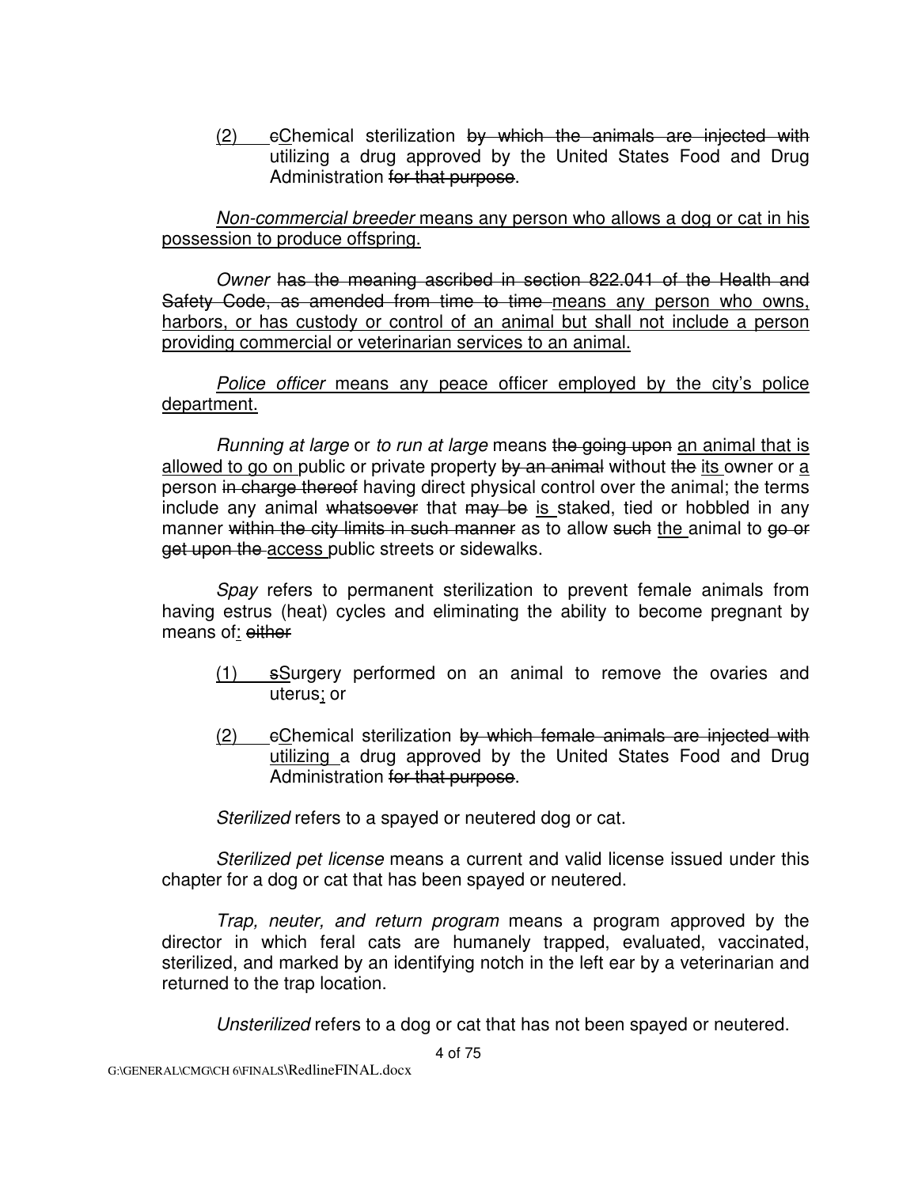(2) cChemical sterilization ~~by which the animals are injected with~~ utilizing a drug approved by the United States Food and Drug Administration ~~for that purpose~~.

*Non-commercial breeder* means any person who allows a dog or cat in his possession to produce offspring.

*Owner* ~~has the meaning ascribed in section 822.041 of the Health and Safety Code, as amended from time to time~~ means any person who owns, harbors, or has custody or control of an animal but shall not include a person providing commercial or veterinarian services to an animal.

*Police officer* means any peace officer employed by the city's police department.

*Running at large* or *to run at large* means ~~the going upon~~ an animal that is allowed to go on public or private property ~~by an animal~~ without ~~the~~ its owner or a person ~~in charge thereof~~ having direct physical control over the animal; the terms include any animal ~~whatsoever~~ that ~~may be~~ is staked, tied or hobbled in any manner ~~within the city limits in such manner~~ as to allow ~~such~~ the animal to ~~go or get upon the~~ access public streets or sidewalks.

*Spay* refers to permanent sterilization to prevent female animals from having estrus (heat) cycles and eliminating the ability to become pregnant by means of: ~~either~~

(1) sSurgery performed on an animal to remove the ovaries and uterus; or

(2) cChemical sterilization ~~by which female animals are injected with~~ utilizing a drug approved by the United States Food and Drug Administration ~~for that purpose~~.

*Sterilized* refers to a spayed or neutered dog or cat.

*Sterilized pet license* means a current and valid license issued under this chapter for a dog or cat that has been spayed or neutered.

*Trap, neuter, and return program* means a program approved by the director in which feral cats are humanely trapped, evaluated, vaccinated, sterilized, and marked by an identifying notch in the left ear by a veterinarian and returned to the trap location.

*Unsterilized* refers to a dog or cat that has not been spayed or neutered.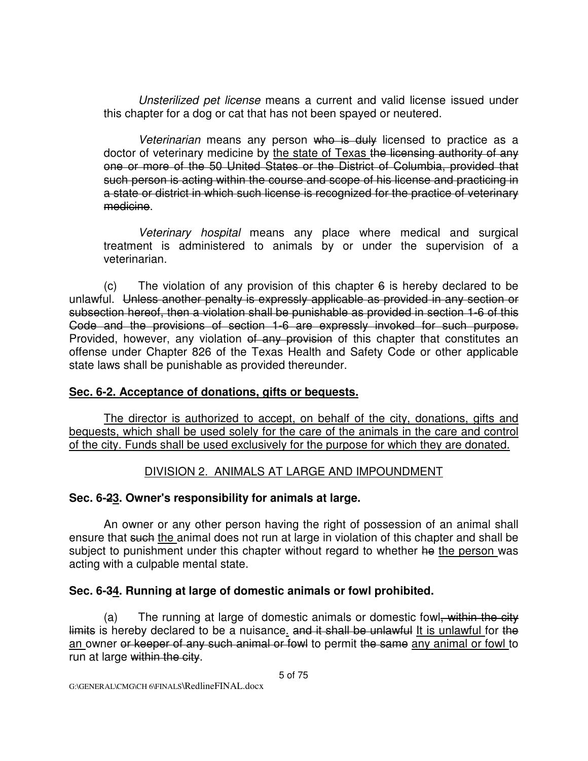*Unsterilized pet license* means a current and valid license issued under this chapter for a dog or cat that has not been spayed or neutered.

*Veterinarian* means any person ~~who is duly~~ licensed to practice as a doctor of veterinary medicine by <u>the state of Texas</u> ~~the licensing authority of any one or more of the 50 United States or the District of Columbia, provided that such person is acting within the course and scope of his license and practicing in a state or district in which such license is recognized for the practice of veterinary medicine~~.

*Veterinary hospital* means any place where medical and surgical treatment is administered to animals by or under the supervision of a veterinarian.

(c) The violation of any provision of this chapter ~~6~~ is hereby declared to be unlawful. ~~Unless another penalty is expressly applicable as provided in any section or subsection hereof, then a violation shall be punishable as provided in section 1-6 of this Code and the provisions of section 1-6 are expressly invoked for such purpose.~~ Provided, however, any violation ~~of any provision~~ of this chapter that constitutes an offense under Chapter 826 of the Texas Health and Safety Code or other applicable state laws shall be punishable as provided thereunder.

**<u>Sec. 6-2. Acceptance of donations, gifts or bequests.</u>**

<u>The director is authorized to accept, on behalf of the city, donations, gifts and bequests, which shall be used solely for the care of the animals in the care and control of the city. Funds shall be used exclusively for the purpose for which they are donated.</u>

<u>DIVISION 2. ANIMALS AT LARGE AND IMPOUNDMENT</u>

**Sec. 6-~~2~~<u>3</u>. Owner's responsibility for animals at large.**

An owner or any other person having the right of possession of an animal shall ensure that ~~such~~ <u>the</u> animal does not run at large in violation of this chapter and shall be subject to punishment under this chapter without regard to whether ~~he~~ <u>the person</u> was acting with a culpable mental state.

**Sec. 6-~~3~~<u>4</u>. Running at large of domestic animals or fowl prohibited.**

(a) The running at large of domestic animals or domestic fowl~~, within the city limits~~ is hereby declared to be a nuisance<u>.</u> ~~and it shall be unlawful~~ <u>It is unlawful</u> for ~~the~~ <u>an</u> owner ~~or keeper of any such animal or fowl~~ to permit ~~the same~~ <u>any animal or fowl</u> to run at large ~~within the city~~.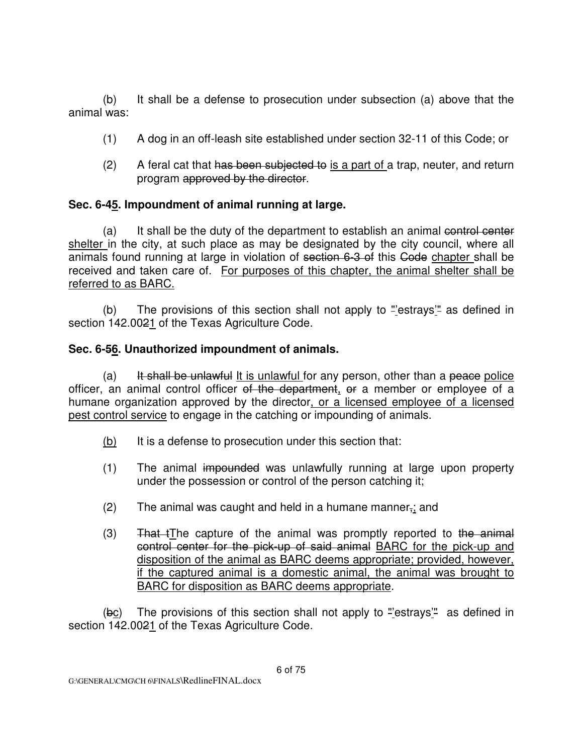(b) It shall be a defense to prosecution under subsection (a) above that the animal was:

(1) A dog in an off-leash site established under section 32-11 of this Code; or

(2) A feral cat that ~~has been subjected to~~ <u>is a part of</u> a trap, neuter, and return program ~~approved by the director~~.

**Sec. 6-4<u>5</u>. Impoundment of animal running at large.**

(a) It shall be the duty of the department to establish an animal ~~control center~~ <u>shelter</u> in the city, at such place as may be designated by the city council, where all animals found running at large in violation of ~~section 6-3 of~~ this ~~Code~~ <u>chapter</u> shall be received and taken care of. <u>For purposes of this chapter, the animal shelter shall be referred to as BARC.</u>

(b) The provisions of this section shall not apply to ~~"~~<u>'</u>estrays<u>'</u>~~"~~ as defined in section 142.00~~2~~<u>1</u> of the Texas Agriculture Code.

**Sec. 6-~~5~~<u>6</u>. Unauthorized impoundment of animals.**

(a) ~~It shall be unlawful~~ <u>It is unlawful</u> for any person, other than a ~~peace~~ <u>police</u> officer, an animal control officer ~~of the department~~, ~~or~~ a member or employee of a humane organization approved by the director<u>, or a licensed employee of a licensed pest control service</u> to engage in the catching or impounding of animals.

<u>(b)</u> It is a defense to prosecution under this section that:

(1) The animal ~~impounded~~ was unlawfully running at large upon property under the possession or control of the person catching it;

(2) The animal was caught and held in a humane manner~~,~~<u>;</u> and

(3) ~~That t~~<u>T</u>he capture of the animal was promptly reported to ~~the animal control center for the pick-up of said animal~~ <u>BARC for the pick-up and disposition of the animal as BARC deems appropriate; provided, however, if the captured animal is a domestic animal, the animal was brought to BARC for disposition as BARC deems appropriate</u>.

(~~b~~<u>c</u>) The provisions of this section shall not apply to ~~"~~<u>'</u>estrays<u>'</u>~~"~~ as defined in section 142.00~~2~~<u>1</u> of the Texas Agriculture Code.

G:\GENERAL\CMG\CH 6\FINALS\RedlineFINAL.docx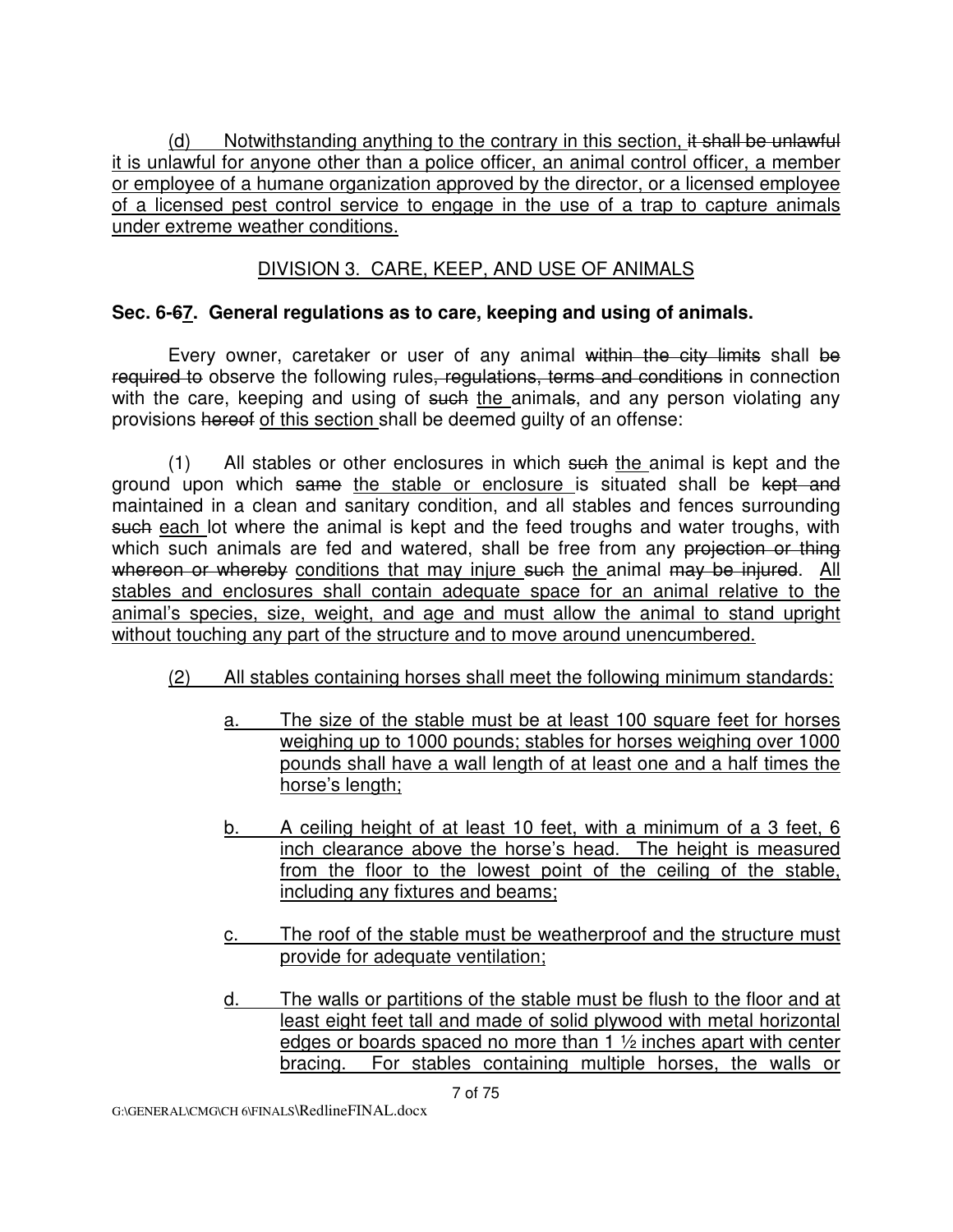(d) Notwithstanding anything to the contrary in this section, ~~it shall be unlawful~~ it is unlawful for anyone other than a police officer, an animal control officer, a member or employee of a humane organization approved by the director, or a licensed employee of a licensed pest control service to engage in the use of a trap to capture animals under extreme weather conditions.

DIVISION 3. CARE, KEEP, AND USE OF ANIMALS

**Sec. 6-~~6~~7. General regulations as to care, keeping and using of animals.**

Every owner, caretaker or user of any animal ~~within the city limits~~ shall ~~be required to~~ observe the following rules~~, regulations, terms and conditions~~ in connection with the care, keeping and using of ~~such~~ the animal~~s~~, and any person violating any provisions ~~hereof~~ of this section shall be deemed guilty of an offense:

(1) All stables or other enclosures in which ~~such~~ the animal is kept and the ground upon which ~~same~~ the stable or enclosure is situated shall be ~~kept and~~ maintained in a clean and sanitary condition, and all stables and fences surrounding ~~such~~ each lot where the animal is kept and the feed troughs and water troughs, with which such animals are fed and watered, shall be free from any ~~projection or thing whereon or whereby~~ conditions that may injure ~~such~~ the animal ~~may be injured~~. All stables and enclosures shall contain adequate space for an animal relative to the animal's species, size, weight, and age and must allow the animal to stand upright without touching any part of the structure and to move around unencumbered.

(2) All stables containing horses shall meet the following minimum standards:

a. The size of the stable must be at least 100 square feet for horses weighing up to 1000 pounds; stables for horses weighing over 1000 pounds shall have a wall length of at least one and a half times the horse's length;

b. A ceiling height of at least 10 feet, with a minimum of a 3 feet, 6 inch clearance above the horse's head. The height is measured from the floor to the lowest point of the ceiling of the stable, including any fixtures and beams;

c. The roof of the stable must be weatherproof and the structure must provide for adequate ventilation;

d. The walls or partitions of the stable must be flush to the floor and at least eight feet tall and made of solid plywood with metal horizontal edges or boards spaced no more than 1 ½ inches apart with center bracing. For stables containing multiple horses, the walls or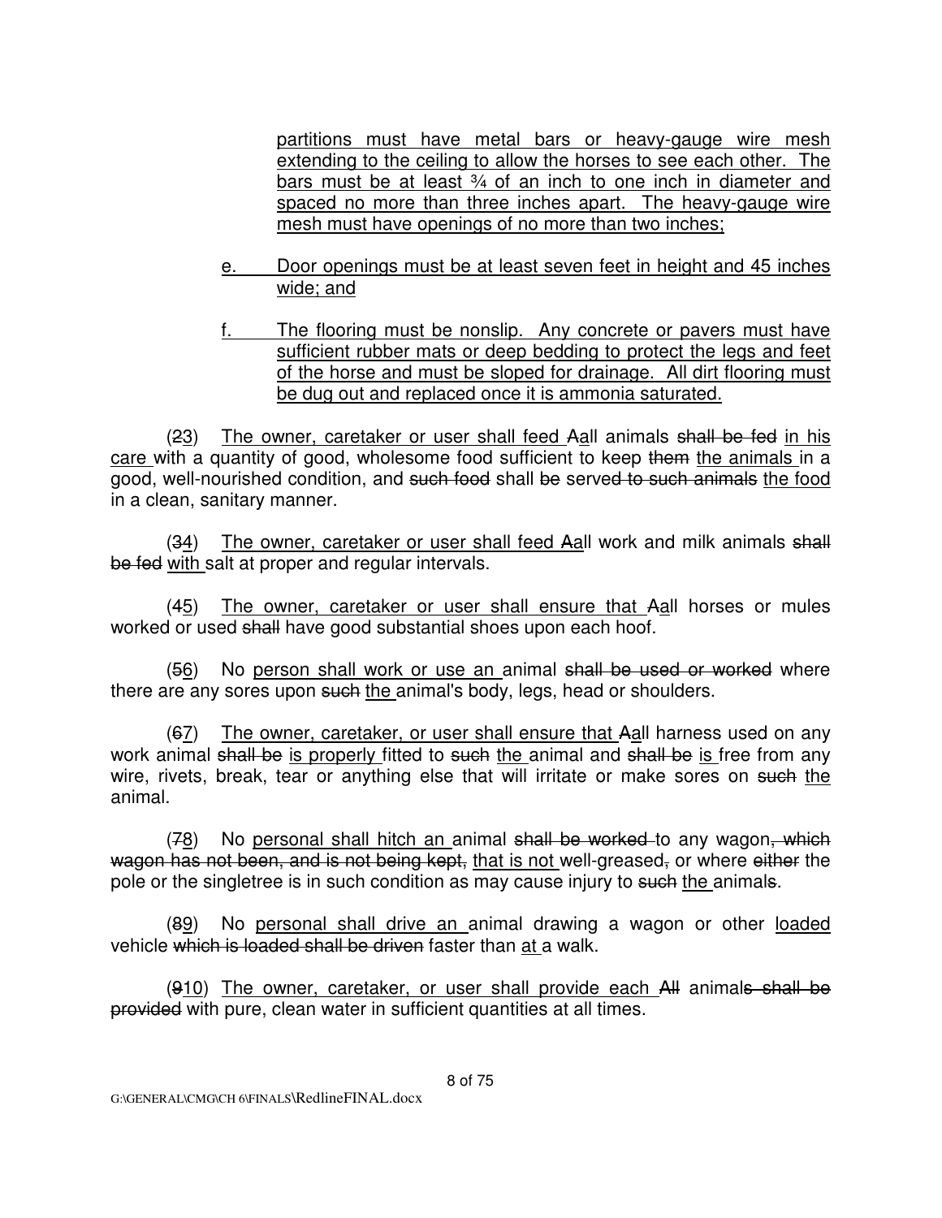partitions must have metal bars or heavy-gauge wire mesh extending to the ceiling to allow the horses to see each other. The bars must be at least ¾ of an inch to one inch in diameter and spaced no more than three inches apart. The heavy-gauge wire mesh must have openings of no more than two inches;

e. Door openings must be at least seven feet in height and 45 inches wide; and

f. The flooring must be nonslip. Any concrete or pavers must have sufficient rubber mats or deep bedding to protect the legs and feet of the horse and must be sloped for drainage. All dirt flooring must be dug out and replaced once it is ammonia saturated.

(~~2~~3) The owner, caretaker or user shall feed ~~A~~all animals ~~shall be fed~~ in his care with a quantity of good, wholesome food sufficient to keep ~~them~~ the animals in a good, well-nourished condition, and ~~such food~~ shall ~~be~~ serve~~d to such animals~~ the food in a clean, sanitary manner.

(~~3~~4) The owner, caretaker or user shall feed ~~A~~all work and milk animals ~~shall be fed~~ with salt at proper and regular intervals.

(~~4~~5) The owner, caretaker or user shall ensure that ~~A~~all horses or mules worked or used ~~shall~~ have good substantial shoes upon each hoof.

(~~5~~6) No person shall work or use an animal ~~shall be used or worked~~ where there are any sores upon ~~such~~ the animal's body, legs, head or shoulders.

(~~6~~7) The owner, caretaker, or user shall ensure that ~~A~~all harness used on any work animal ~~shall be~~ is properly fitted to ~~such~~ the animal and ~~shall be~~ is free from any wire, rivets, break, tear or anything else that will irritate or make sores on ~~such~~ the animal.

(~~7~~8) No personal shall hitch an animal ~~shall be worked~~ to any wagon~~, which wagon has not been, and is not being kept,~~ that is not well-greased~~,~~ or where ~~either~~ the pole or the singletree is in such condition as may cause injury to ~~such~~ the animal~~s~~.

(~~8~~9) No personal shall drive an animal drawing a wagon or other loaded vehicle ~~which is loaded shall be driven~~ faster than at a walk.

(~~9~~10) The owner, caretaker, or user shall provide each ~~All~~ animal~~s shall be provided~~ with pure, clean water in sufficient quantities at all times.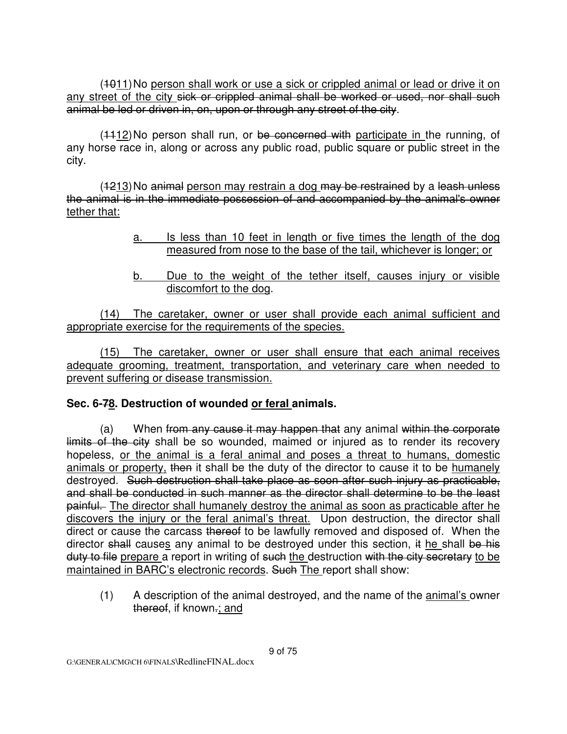(1011) No person shall work or use a sick or crippled animal or lead or drive it on any street of the city sick or crippled animal shall be worked or used, nor shall such animal be led or driven in, on, upon or through any street of the city.

(1112) No person shall run, or be concerned with participate in the running, of any horse race in, along or across any public road, public square or public street in the city.

(1213) No animal person may restrain a dog may be restrained by a leash unless the animal is in the immediate possession of and accompanied by the animal's owner tether that:

> a. Is less than 10 feet in length or five times the length of the dog measured from nose to the base of the tail, whichever is longer; or
>
> b. Due to the weight of the tether itself, causes injury or visible discomfort to the dog.

(14) The caretaker, owner or user shall provide each animal sufficient and appropriate exercise for the requirements of the species.

(15) The caretaker, owner or user shall ensure that each animal receives adequate grooming, treatment, transportation, and veterinary care when needed to prevent suffering or disease transmission.

**Sec. 6-78. Destruction of wounded or feral animals.**

(a) When from any cause it may happen that any animal within the corporate limits of the city shall be so wounded, maimed or injured as to render its recovery hopeless, or the animal is a feral animal and poses a threat to humans, domestic animals or property, then it shall be the duty of the director to cause it to be humanely destroyed. Such destruction shall take place as soon after such injury as practicable, and shall be conducted in such manner as the director shall determine to be the least painful. The director shall humanely destroy the animal as soon as practicable after he discovers the injury or the feral animal's threat. Upon destruction, the director shall direct or cause the carcass thereof to be lawfully removed and disposed of. When the director shall causes any animal to be destroyed under this section, it he shall be his duty to file prepare a report in writing of such the destruction with the city secretary to be maintained in BARC's electronic records. Such The report shall show:

(1) A description of the animal destroyed, and the name of the animal's owner thereof, if known.; and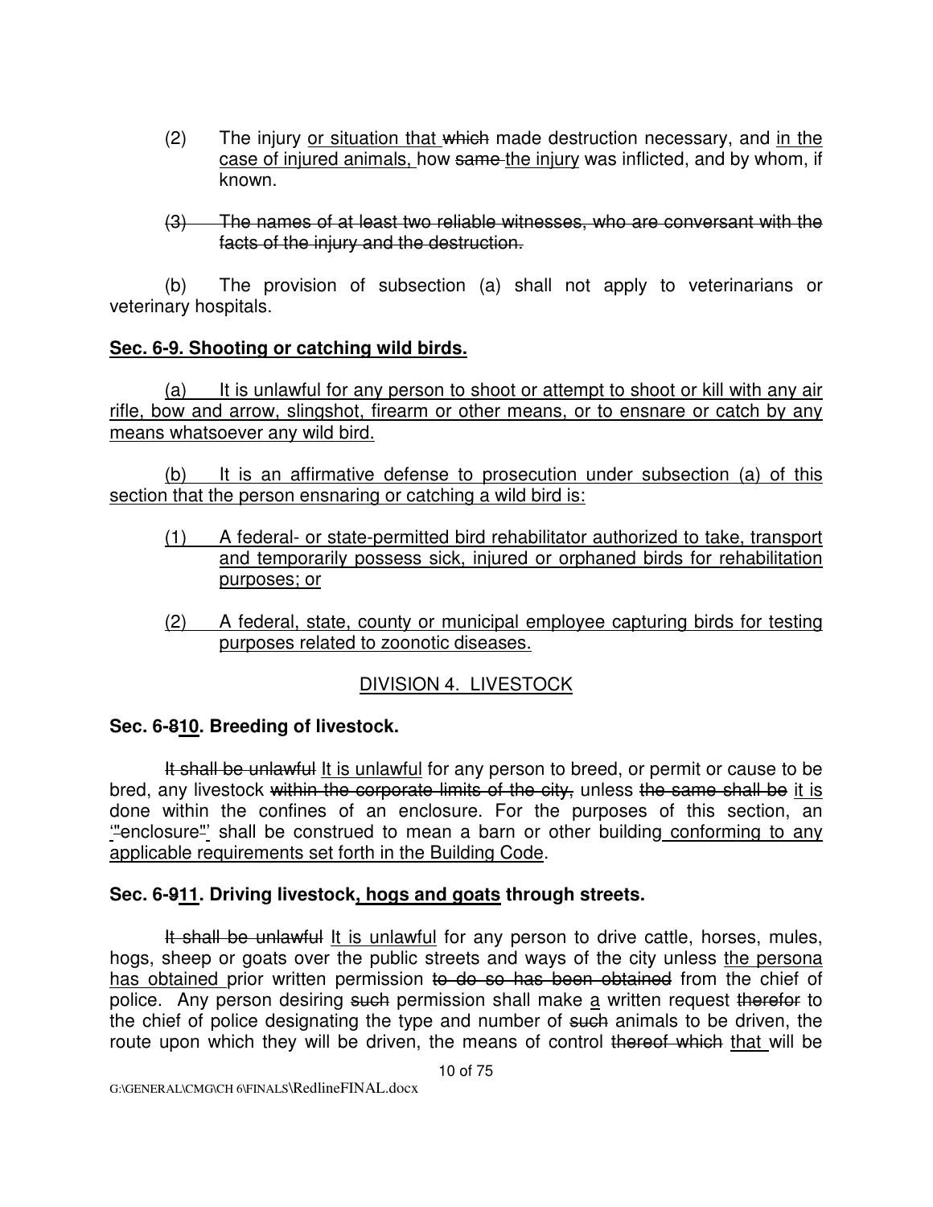(2) The injury or situation that which made destruction necessary, and in the case of injured animals, how same the injury was inflicted, and by whom, if known.

(3) The names of at least two reliable witnesses, who are conversant with the facts of the injury and the destruction.

(b) The provision of subsection (a) shall not apply to veterinarians or veterinary hospitals.

**Sec. 6-9. Shooting or catching wild birds.**

(a) It is unlawful for any person to shoot or attempt to shoot or kill with any air rifle, bow and arrow, slingshot, firearm or other means, or to ensnare or catch by any means whatsoever any wild bird.

(b) It is an affirmative defense to prosecution under subsection (a) of this section that the person ensnaring or catching a wild bird is:

(1) A federal- or state-permitted bird rehabilitator authorized to take, transport and temporarily possess sick, injured or orphaned birds for rehabilitation purposes; or

(2) A federal, state, county or municipal employee capturing birds for testing purposes related to zoonotic diseases.

DIVISION 4. LIVESTOCK

**Sec. 6-810. Breeding of livestock.**

It shall be unlawful It is unlawful for any person to breed, or permit or cause to be bred, any livestock within the corporate limits of the city, unless the same shall be it is done within the confines of an enclosure. For the purposes of this section, an ""enclosure"" shall be construed to mean a barn or other building conforming to any applicable requirements set forth in the Building Code.

**Sec. 6-911. Driving livestock, hogs and goats through streets.**

It shall be unlawful It is unlawful for any person to drive cattle, horses, mules, hogs, sheep or goats over the public streets and ways of the city unless the persona has obtained prior written permission to do so has been obtained from the chief of police. Any person desiring such permission shall make a written request therefor to the chief of police designating the type and number of such animals to be driven, the route upon which they will be driven, the means of control thereof which that will be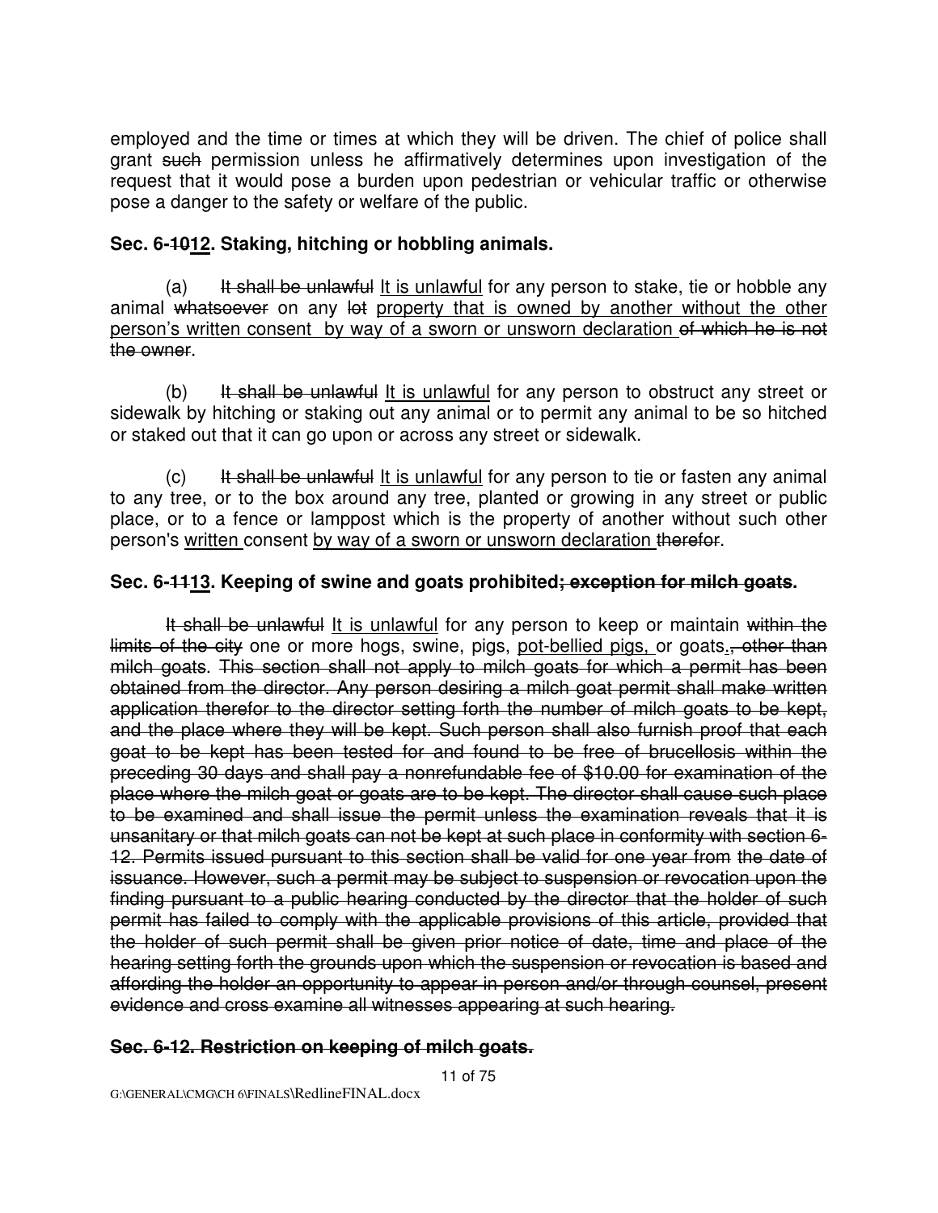employed and the time or times at which they will be driven. The chief of police shall grant ~~such~~ permission unless he affirmatively determines upon investigation of the request that it would pose a burden upon pedestrian or vehicular traffic or otherwise pose a danger to the safety or welfare of the public.

**Sec. 6-~~10~~<u>12</u>. Staking, hitching or hobbling animals.**

(a) ~~It shall be unlawful~~ <u>It is unlawful</u> for any person to stake, tie or hobble any animal ~~whatsoever~~ on any ~~lot~~ <u>property that is owned by another without the other person's written consent by way of a sworn or unsworn declaration</u> ~~of which he is not the owner~~.

(b) ~~It shall be unlawful~~ <u>It is unlawful</u> for any person to obstruct any street or sidewalk by hitching or staking out any animal or to permit any animal to be so hitched or staked out that it can go upon or across any street or sidewalk.

(c) ~~It shall be unlawful~~ <u>It is unlawful</u> for any person to tie or fasten any animal to any tree, or to the box around any tree, planted or growing in any street or public place, or to a fence or lamppost which is the property of another without such other person's <u>written</u> consent <u>by way of a sworn or unsworn declaration</u> ~~therefor~~.

**Sec. 6-~~11~~<u>13</u>. Keeping of swine and goats prohibited~~; exception for milch goats~~.**

~~It shall be unlawful~~ <u>It is unlawful</u> for any person to keep or maintain ~~within the limits of the city~~ one or more hogs, swine, pigs, <u>pot-bellied pigs,</u> or goats<u>.</u>~~, other than milch goats~~. ~~This section shall not apply to milch goats for which a permit has been obtained from the director. Any person desiring a milch goat permit shall make written application therefor to the director setting forth the number of milch goats to be kept, and the place where they will be kept. Such person shall also furnish proof that each goat to be kept has been tested for and found to be free of brucellosis within the preceding 30 days and shall pay a nonrefundable fee of $10.00 for examination of the place where the milch goat or goats are to be kept. The director shall cause such place to be examined and shall issue the permit unless the examination reveals that it is unsanitary or that milch goats can not be kept at such place in conformity with section 6-12. Permits issued pursuant to this section shall be valid for one year from the date of issuance. However, such a permit may be subject to suspension or revocation upon the finding pursuant to a public hearing conducted by the director that the holder of such permit has failed to comply with the applicable provisions of this article, provided that the holder of such permit shall be given prior notice of date, time and place of the hearing setting forth the grounds upon which the suspension or revocation is based and affording the holder an opportunity to appear in person and/or through counsel, present evidence and cross examine all witnesses appearing at such hearing.~~

**~~Sec. 6-12. Restriction on keeping of milch goats.~~**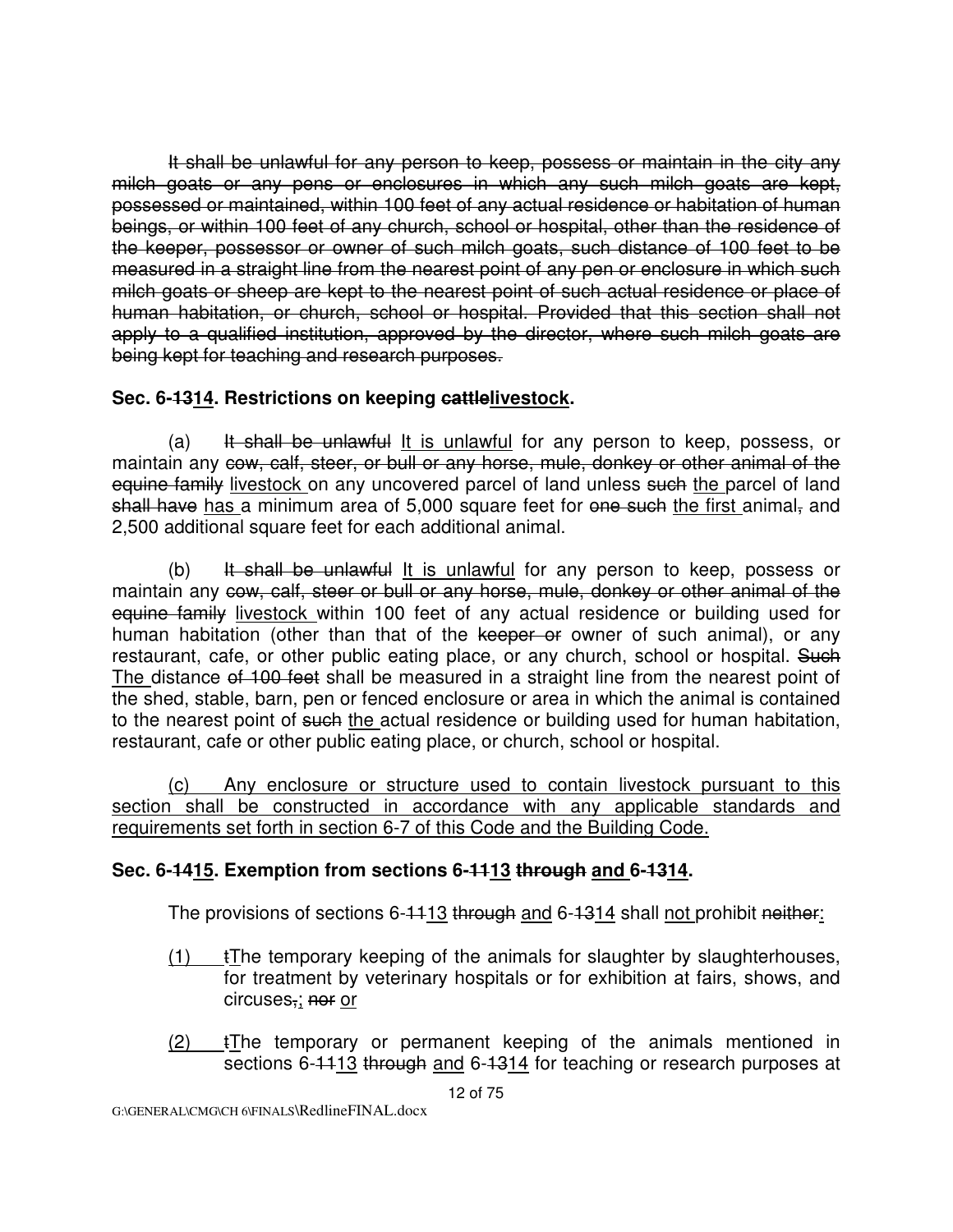~~It shall be unlawful for any person to keep, possess or maintain in the city any milch goats or any pens or enclosures in which any such milch goats are kept, possessed or maintained, within 100 feet of any actual residence or habitation of human beings, or within 100 feet of any church, school or hospital, other than the residence of the keeper, possessor or owner of such milch goats, such distance of 100 feet to be measured in a straight line from the nearest point of any pen or enclosure in which such milch goats or sheep are kept to the nearest point of such actual residence or place of human habitation, or church, school or hospital. Provided that this section shall not apply to a qualified institution, approved by the director, where such milch goats are being kept for teaching and research purposes.~~

### Sec. 6-~~13~~<u>14</u>. Restrictions on keeping ~~cattle~~<u>livestock</u>.

(a) ~~It shall be unlawful~~ <u>It is unlawful</u> for any person to keep, possess, or maintain any ~~cow, calf, steer, or bull or any horse, mule, donkey or other animal of the equine family~~ <u>livestock</u> on any uncovered parcel of land unless ~~such~~ <u>the</u> parcel of land ~~shall have~~ <u>has</u> a minimum area of 5,000 square feet for ~~one such~~ <u>the first</u> animal~~,~~ and 2,500 additional square feet for each additional animal.

(b) ~~It shall be unlawful~~ <u>It is unlawful</u> for any person to keep, possess or maintain any ~~cow, calf, steer or bull or any horse, mule, donkey or other animal of the equine family~~ <u>livestock</u> within 100 feet of any actual residence or building used for human habitation (other than that of the ~~keeper or~~ owner of such animal), or any restaurant, cafe, or other public eating place, or any church, school or hospital. ~~Such~~ <u>The</u> distance ~~of 100 feet~~ shall be measured in a straight line from the nearest point of the shed, stable, barn, pen or fenced enclosure or area in which the animal is contained to the nearest point of ~~such~~ <u>the</u> actual residence or building used for human habitation, restaurant, cafe or other public eating place, or church, school or hospital.

<u>(c) Any enclosure or structure used to contain livestock pursuant to this section shall be constructed in accordance with any applicable standards and requirements set forth in section 6-7 of this Code and the Building Code.</u>

### Sec. 6-~~14~~<u>15</u>. Exemption from sections 6-~~11~~<u>13</u> ~~through~~ <u>and</u> 6-~~13~~<u>14</u>.

The provisions of sections 6-~~11~~<u>13</u> ~~through~~ <u>and</u> 6-~~13~~<u>14</u> shall <u>not</u> prohibit ~~neither~~<u>:</u>

<u>(1)</u> ~~t~~<u>T</u>he temporary keeping of the animals for slaughter by slaughterhouses, for treatment by veterinary hospitals or for exhibition at fairs, shows, and circuses~~,~~<u>;</u> ~~nor~~ <u>or</u>

<u>(2)</u> ~~t~~<u>T</u>he temporary or permanent keeping of the animals mentioned in sections 6-~~11~~<u>13</u> ~~through~~ <u>and</u> 6-~~13~~<u>14</u> for teaching or research purposes at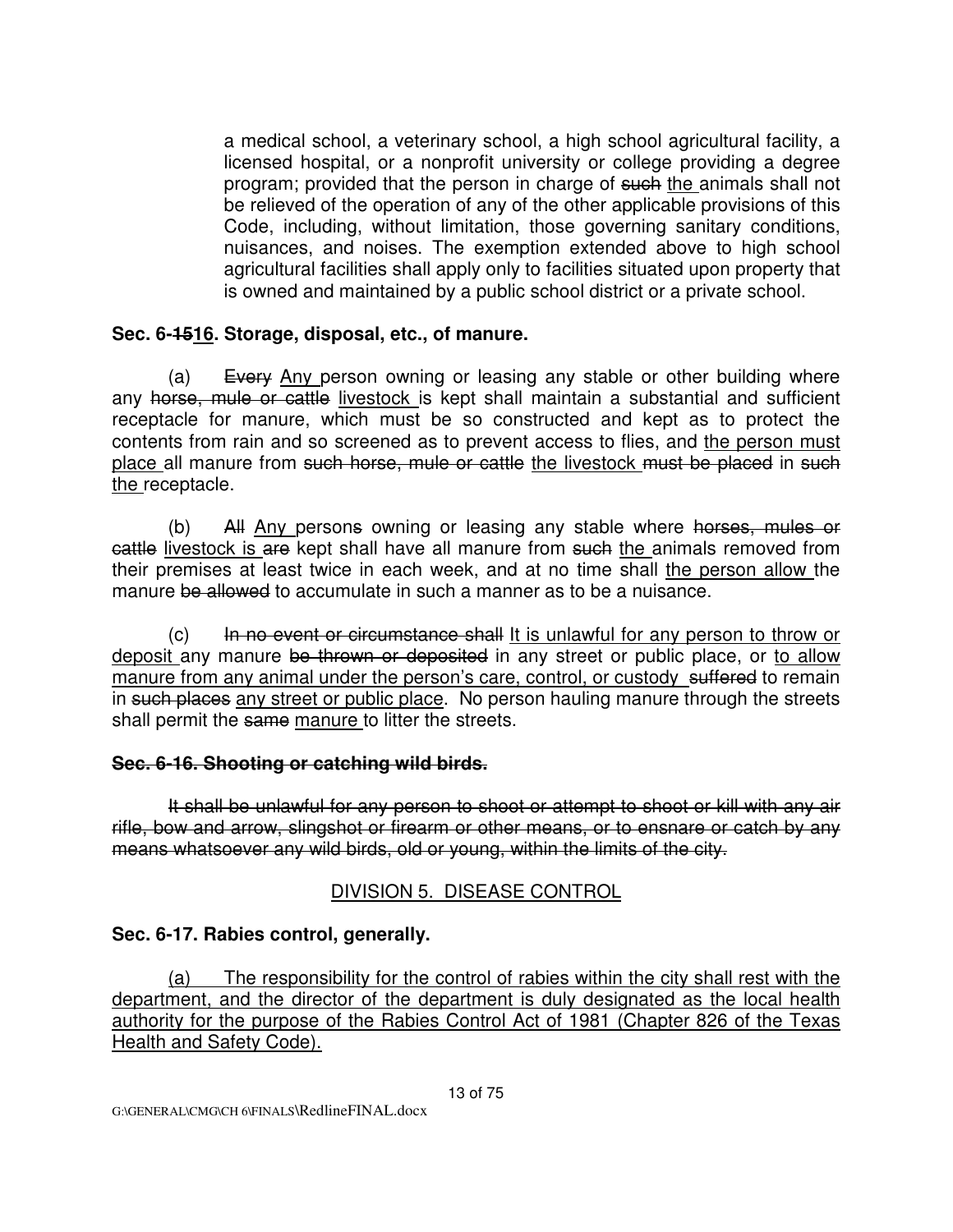a medical school, a veterinary school, a high school agricultural facility, a licensed hospital, or a nonprofit university or college providing a degree program; provided that the person in charge of ~~such~~ <u>the</u> animals shall not be relieved of the operation of any of the other applicable provisions of this Code, including, without limitation, those governing sanitary conditions, nuisances, and noises. The exemption extended above to high school agricultural facilities shall apply only to facilities situated upon property that is owned and maintained by a public school district or a private school.

**Sec. 6-~~15~~<u>16</u>. Storage, disposal, etc., of manure.**

(a) ~~Every~~ <u>Any</u> person owning or leasing any stable or other building where any ~~horse, mule or cattle~~ <u>livestock</u> is kept shall maintain a substantial and sufficient receptacle for manure, which must be so constructed and kept as to protect the contents from rain and so screened as to prevent access to flies, and <u>the person must place</u> all manure from ~~such horse, mule or cattle~~ <u>the livestock</u> ~~must be placed~~ in ~~such~~ <u>the</u> receptacle.

(b) ~~All~~ <u>Any</u> person~~s~~ owning or leasing any stable where ~~horses, mules or cattle~~ <u>livestock is</u> ~~are~~ kept shall have all manure from ~~such~~ <u>the</u> animals removed from their premises at least twice in each week, and at no time shall <u>the person allow</u> the manure ~~be allowed~~ to accumulate in such a manner as to be a nuisance.

(c) ~~In no event or circumstance shall~~ <u>It is unlawful for any person to throw or deposit</u> any manure ~~be thrown or deposited~~ in any street or public place, or <u>to allow manure from any animal under the person's care, control, or custody</u> ~~suffered~~ to remain in ~~such places~~ <u>any street or public place</u>. No person hauling manure through the streets shall permit the ~~same~~ <u>manure</u> to litter the streets.

~~**Sec. 6-16. Shooting or catching wild birds.**~~

~~It shall be unlawful for any person to shoot or attempt to shoot or kill with any air rifle, bow and arrow, slingshot or firearm or other means, or to ensnare or catch by any means whatsoever any wild birds, old or young, within the limits of the city.~~

<u>DIVISION 5. DISEASE CONTROL</u>

**Sec. 6-17. Rabies control, generally.**

<u>(a) The responsibility for the control of rabies within the city shall rest with the department, and the director of the department is duly designated as the local health authority for the purpose of the Rabies Control Act of 1981 (Chapter 826 of the Texas Health and Safety Code).</u>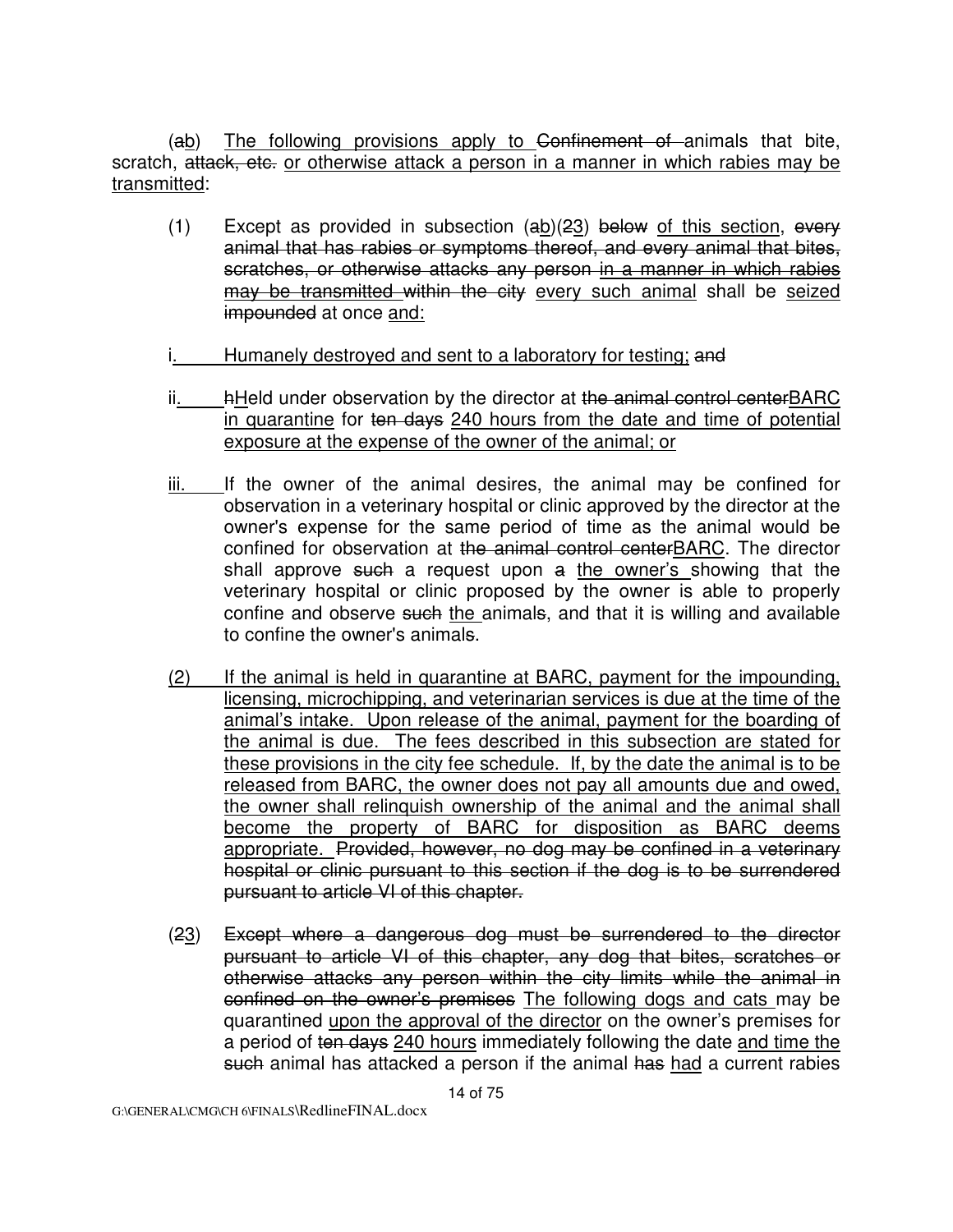(ab) The following provisions apply to Confinement of animals that bite, scratch, attack, etc. or otherwise attack a person in a manner in which rabies may be transmitted:

(1) Except as provided in subsection (ab)(23) below of this section, every animal that has rabies or symptoms thereof, and every animal that bites, scratches, or otherwise attacks any person in a manner in which rabies may be transmitted within the city every such animal shall be seized impounded at once and:

i. Humanely destroyed and sent to a laboratory for testing; and

ii. hHeld under observation by the director at the animal control centerBARC in quarantine for ten days 240 hours from the date and time of potential exposure at the expense of the owner of the animal; or

iii. If the owner of the animal desires, the animal may be confined for observation in a veterinary hospital or clinic approved by the director at the owner's expense for the same period of time as the animal would be confined for observation at the animal control centerBARC. The director shall approve such a request upon a the owner's showing that the veterinary hospital or clinic proposed by the owner is able to properly confine and observe such the animals, and that it is willing and available to confine the owner's animals.

(2) If the animal is held in quarantine at BARC, payment for the impounding, licensing, microchipping, and veterinarian services is due at the time of the animal's intake. Upon release of the animal, payment for the boarding of the animal is due. The fees described in this subsection are stated for these provisions in the city fee schedule. If, by the date the animal is to be released from BARC, the owner does not pay all amounts due and owed, the owner shall relinquish ownership of the animal and the animal shall become the property of BARC for disposition as BARC deems appropriate. Provided, however, no dog may be confined in a veterinary hospital or clinic pursuant to this section if the dog is to be surrendered pursuant to article VI of this chapter.

(23) Except where a dangerous dog must be surrendered to the director pursuant to article VI of this chapter, any dog that bites, scratches or otherwise attacks any person within the city limits while the animal in confined on the owner's premises The following dogs and cats may be quarantined upon the approval of the director on the owner's premises for a period of ten days 240 hours immediately following the date and time the such animal has attacked a person if the animal has had a current rabies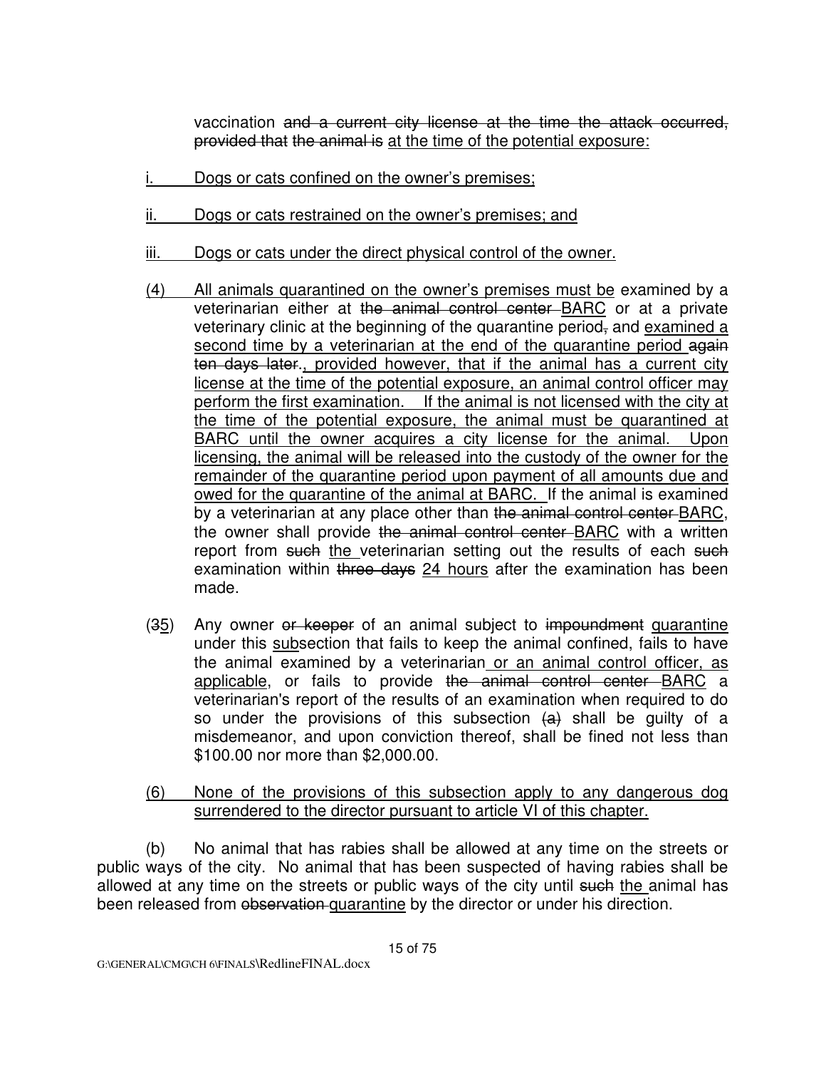vaccination ~~and a current city license at the time the attack occurred, provided that~~ ~~the animal is~~ <u>at the time of the potential exposure:</u>

<u>i. Dogs or cats confined on the owner's premises;</u>

<u>ii. Dogs or cats restrained on the owner's premises; and</u>

<u>iii. Dogs or cats under the direct physical control of the owner.</u>

<u>(4) All animals quarantined on the owner's premises must be</u> examined by a veterinarian either at ~~the animal control center~~ <u>BARC</u> or at a private veterinary clinic at the beginning of the quarantine period~~,~~ and <u>examined a second time by a veterinarian at the end of the quarantine period</u> ~~again ten days later.~~<u>, provided however, that if the animal has a current city license at the time of the potential exposure, an animal control officer may perform the first examination. If the animal is not licensed with the city at the time of the potential exposure, the animal must be quarantined at BARC until the owner acquires a city license for the animal. Upon licensing, the animal will be released into the custody of the owner for the remainder of the quarantine period upon payment of all amounts due and owed for the quarantine of the animal at BARC.</u> If the animal is examined by a veterinarian at any place other than ~~the animal control center~~ <u>BARC</u>, the owner shall provide ~~the animal control center~~ <u>BARC</u> with a written report from ~~such~~ <u>the</u> veterinarian setting out the results of each ~~such~~ examination within ~~three days~~ <u>24 hours</u> after the examination has been made.

(~~3~~<u>5</u>) Any owner ~~or keeper~~ of an animal subject to ~~impoundment~~ <u>quarantine</u> under this <u>sub</u>section that fails to keep the animal confined, fails to have the animal examined by a veterinarian <u>or an animal control officer, as applicable</u>, or fails to provide ~~the animal control center~~ <u>BARC</u> a veterinarian's report of the results of an examination when required to do so under the provisions of this subsection ~~(a)~~ shall be guilty of a misdemeanor, and upon conviction thereof, shall be fined not less than $100.00 nor more than $2,000.00.

<u>(6) None of the provisions of this subsection apply to any dangerous dog surrendered to the director pursuant to article VI of this chapter.</u>

(b) No animal that has rabies shall be allowed at any time on the streets or public ways of the city. No animal that has been suspected of having rabies shall be allowed at any time on the streets or public ways of the city until ~~such~~ <u>the</u> animal has been released from ~~observation~~ <u>quarantine</u> by the director or under his direction.

G:\GENERAL\CMG\CH 6\FINALS\RedlineFINAL.docx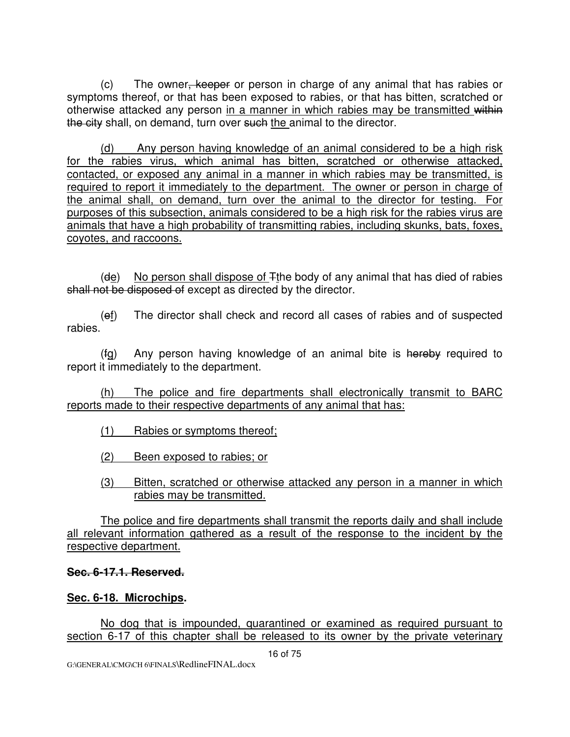(c) The owner, keeper or person in charge of any animal that has rabies or symptoms thereof, or that has been exposed to rabies, or that has bitten, scratched or otherwise attacked any person in a manner in which rabies may be transmitted within the city shall, on demand, turn over such the animal to the director.

(d) Any person having knowledge of an animal considered to be a high risk for the rabies virus, which animal has bitten, scratched or otherwise attacked, contacted, or exposed any animal in a manner in which rabies may be transmitted, is required to report it immediately to the department. The owner or person in charge of the animal shall, on demand, turn over the animal to the director for testing. For purposes of this subsection, animals considered to be a high risk for the rabies virus are animals that have a high probability of transmitting rabies, including skunks, bats, foxes, coyotes, and raccoons.

(de) No person shall dispose of Tthe body of any animal that has died of rabies shall not be disposed of except as directed by the director.

(ef) The director shall check and record all cases of rabies and of suspected rabies.

(fg) Any person having knowledge of an animal bite is hereby required to report it immediately to the department.

(h) The police and fire departments shall electronically transmit to BARC reports made to their respective departments of any animal that has:

(1) Rabies or symptoms thereof;

(2) Been exposed to rabies; or

(3) Bitten, scratched or otherwise attacked any person in a manner in which rabies may be transmitted.

The police and fire departments shall transmit the reports daily and shall include all relevant information gathered as a result of the response to the incident by the respective department.

**Sec. 6-17.1. Reserved.**

**Sec. 6-18. Microchips.**

No dog that is impounded, quarantined or examined as required pursuant to section 6-17 of this chapter shall be released to its owner by the private veterinary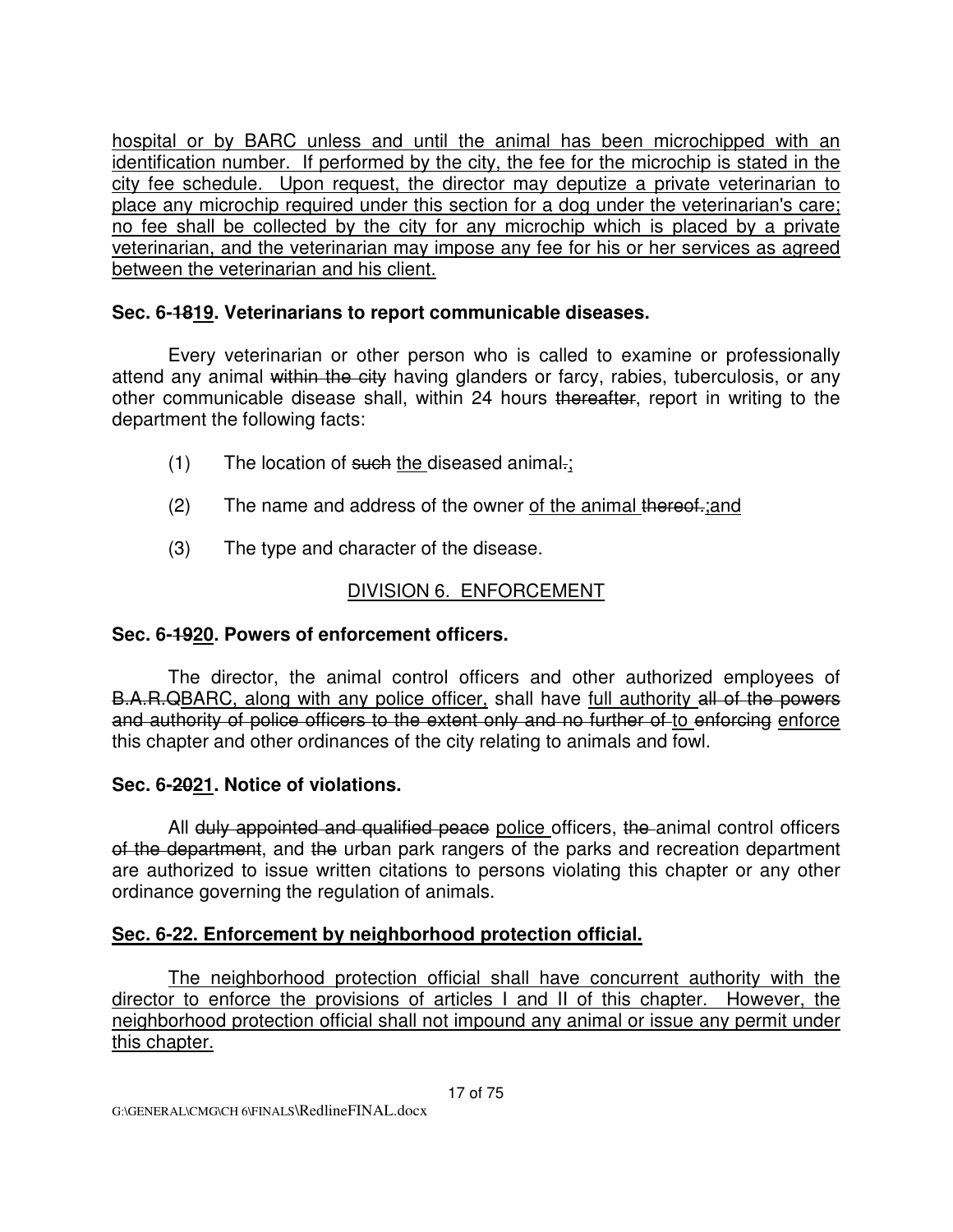hospital or by BARC unless and until the animal has been microchipped with an identification number. If performed by the city, the fee for the microchip is stated in the city fee schedule. Upon request, the director may deputize a private veterinarian to place any microchip required under this section for a dog under the veterinarian's care; no fee shall be collected by the city for any microchip which is placed by a private veterinarian, and the veterinarian may impose any fee for his or her services as agreed between the veterinarian and his client.

**Sec. 6-~~18~~19. Veterinarians to report communicable diseases.**

Every veterinarian or other person who is called to examine or professionally attend any animal ~~within the city~~ having glanders or farcy, rabies, tuberculosis, or any other communicable disease shall, within 24 hours ~~thereafter~~, report in writing to the department the following facts:

(1) The location of ~~such~~ the diseased animal~~.~~;

(2) The name and address of the owner of the animal ~~thereof.~~;and

(3) The type and character of the disease.

DIVISION 6. ENFORCEMENT

**Sec. 6-~~19~~20. Powers of enforcement officers.**

The director, the animal control officers and other authorized employees of ~~B.A.R.Q~~BARC, along with any police officer, shall have full authority ~~all of the powers and authority of police officers to the extent only and no further of~~ to ~~enforcing~~ enforce this chapter and other ordinances of the city relating to animals and fowl.

**Sec. 6-~~20~~21. Notice of violations.**

All ~~duly appointed and qualified peace~~ police officers, ~~the~~ animal control officers ~~of the department~~, and ~~the~~ urban park rangers of the parks and recreation department are authorized to issue written citations to persons violating this chapter or any other ordinance governing the regulation of animals.

**Sec. 6-22. Enforcement by neighborhood protection official.**

The neighborhood protection official shall have concurrent authority with the director to enforce the provisions of articles I and II of this chapter. However, the neighborhood protection official shall not impound any animal or issue any permit under this chapter.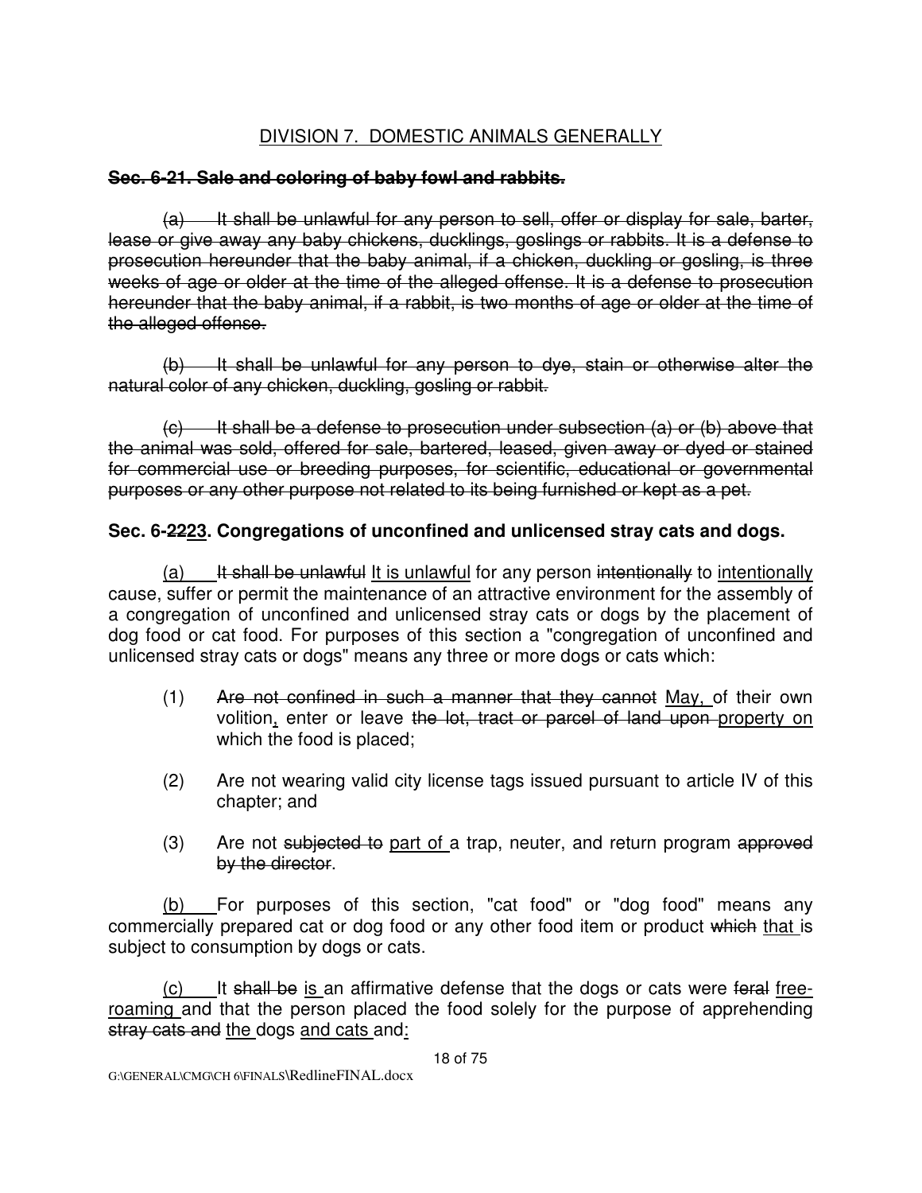## DIVISION 7. DOMESTIC ANIMALS GENERALLY

**~~Sec. 6-21. Sale and coloring of baby fowl and rabbits.~~**

~~(a) It shall be unlawful for any person to sell, offer or display for sale, barter, lease or give away any baby chickens, ducklings, goslings or rabbits. It is a defense to prosecution hereunder that the baby animal, if a chicken, duckling or gosling, is three weeks of age or older at the time of the alleged offense. It is a defense to prosecution hereunder that the baby animal, if a rabbit, is two months of age or older at the time of the alleged offense.~~

~~(b) It shall be unlawful for any person to dye, stain or otherwise alter the natural color of any chicken, duckling, gosling or rabbit.~~

~~(c) It shall be a defense to prosecution under subsection (a) or (b) above that the animal was sold, offered for sale, bartered, leased, given away or dyed or stained for commercial use or breeding purposes, for scientific, educational or governmental purposes or any other purpose not related to its being furnished or kept as a pet.~~

**Sec. 6-~~22~~<u>23</u>. Congregations of unconfined and unlicensed stray cats and dogs.**

<u>(a)</u> ~~It shall be unlawful~~ <u>It is unlawful</u> for any person ~~intentionally~~ to <u>intentionally</u> cause, suffer or permit the maintenance of an attractive environment for the assembly of a congregation of unconfined and unlicensed stray cats or dogs by the placement of dog food or cat food. For purposes of this section a "congregation of unconfined and unlicensed stray cats or dogs" means any three or more dogs or cats which:

(1) ~~Are not confined in such a manner that they cannot~~ <u>May,</u> of their own volition<u>,</u> enter or leave ~~the lot, tract or parcel of land upon~~ <u>property on</u> which the food is placed;

(2) Are not wearing valid city license tags issued pursuant to article IV of this chapter; and

(3) Are not ~~subjected to~~ <u>part of</u> a trap, neuter, and return program ~~approved by the director~~.

<u>(b)</u> For purposes of this section, "cat food" or "dog food" means any commercially prepared cat or dog food or any other food item or product ~~which~~ <u>that</u> is subject to consumption by dogs or cats.

<u>(c)</u> It ~~shall be~~ <u>is</u> an affirmative defense that the dogs or cats were ~~feral~~ <u>free-roaming</u> and that the person placed the food solely for the purpose of apprehending ~~stray cats and~~ <u>the</u> dogs <u>and cats</u> and<u>:</u>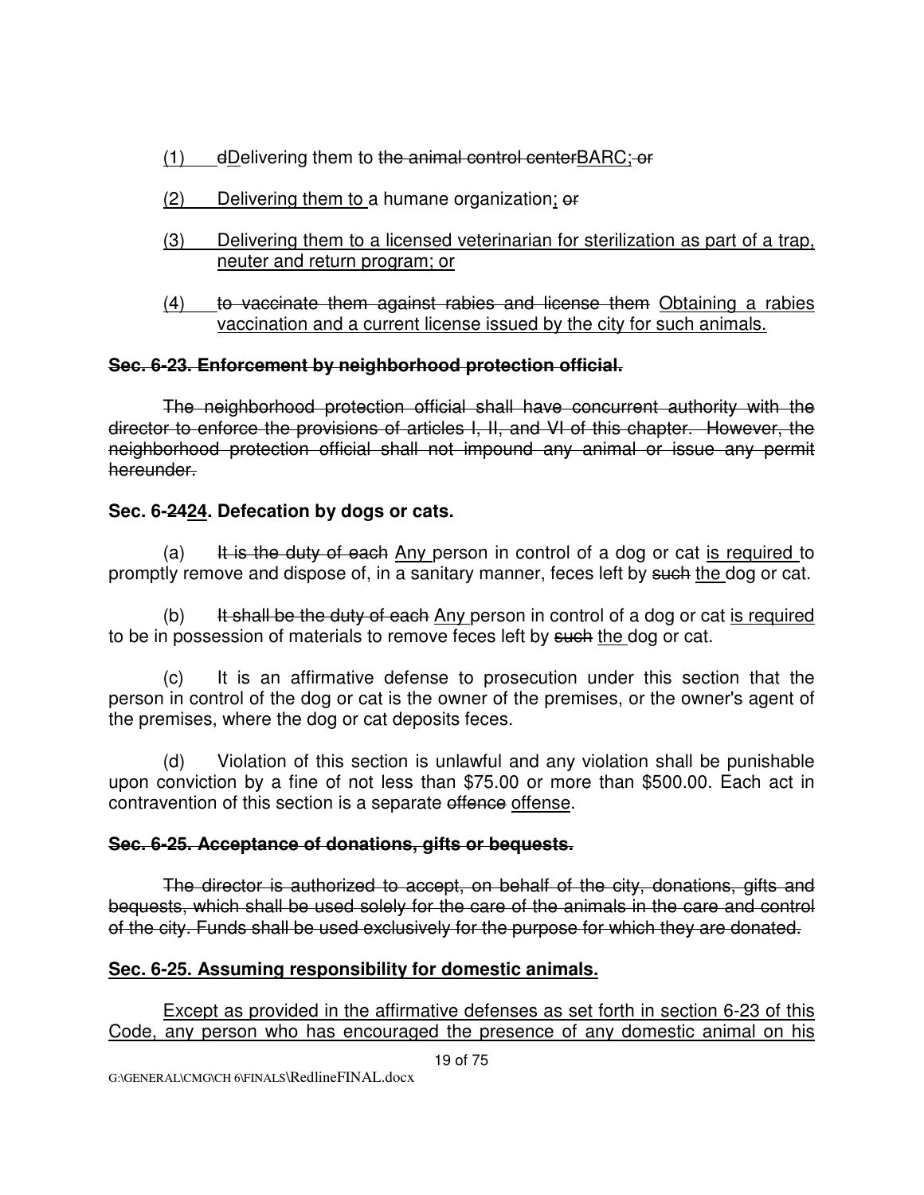(1) dDelivering them to the animal control centerBARC; or

(2) Delivering them to a humane organization; or

(3) Delivering them to a licensed veterinarian for sterilization as part of a trap, neuter and return program; or

(4) to vaccinate them against rabies and license them Obtaining a rabies vaccination and a current license issued by the city for such animals.

**Sec. 6-23. Enforcement by neighborhood protection official.**

The neighborhood protection official shall have concurrent authority with the director to enforce the provisions of articles I, II, and VI of this chapter. However, the neighborhood protection official shall not impound any animal or issue any permit hereunder.

**Sec. 6-2424. Defecation by dogs or cats.**

(a) It is the duty of each Any person in control of a dog or cat is required to promptly remove and dispose of, in a sanitary manner, feces left by such the dog or cat.

(b) It shall be the duty of each Any person in control of a dog or cat is required to be in possession of materials to remove feces left by such the dog or cat.

(c) It is an affirmative defense to prosecution under this section that the person in control of the dog or cat is the owner of the premises, or the owner's agent of the premises, where the dog or cat deposits feces.

(d) Violation of this section is unlawful and any violation shall be punishable upon conviction by a fine of not less than $75.00 or more than $500.00. Each act in contravention of this section is a separate offence offense.

**Sec. 6-25. Acceptance of donations, gifts or bequests.**

The director is authorized to accept, on behalf of the city, donations, gifts and bequests, which shall be used solely for the care of the animals in the care and control of the city. Funds shall be used exclusively for the purpose for which they are donated.

**Sec. 6-25. Assuming responsibility for domestic animals.**

Except as provided in the affirmative defenses as set forth in section 6-23 of this Code, any person who has encouraged the presence of any domestic animal on his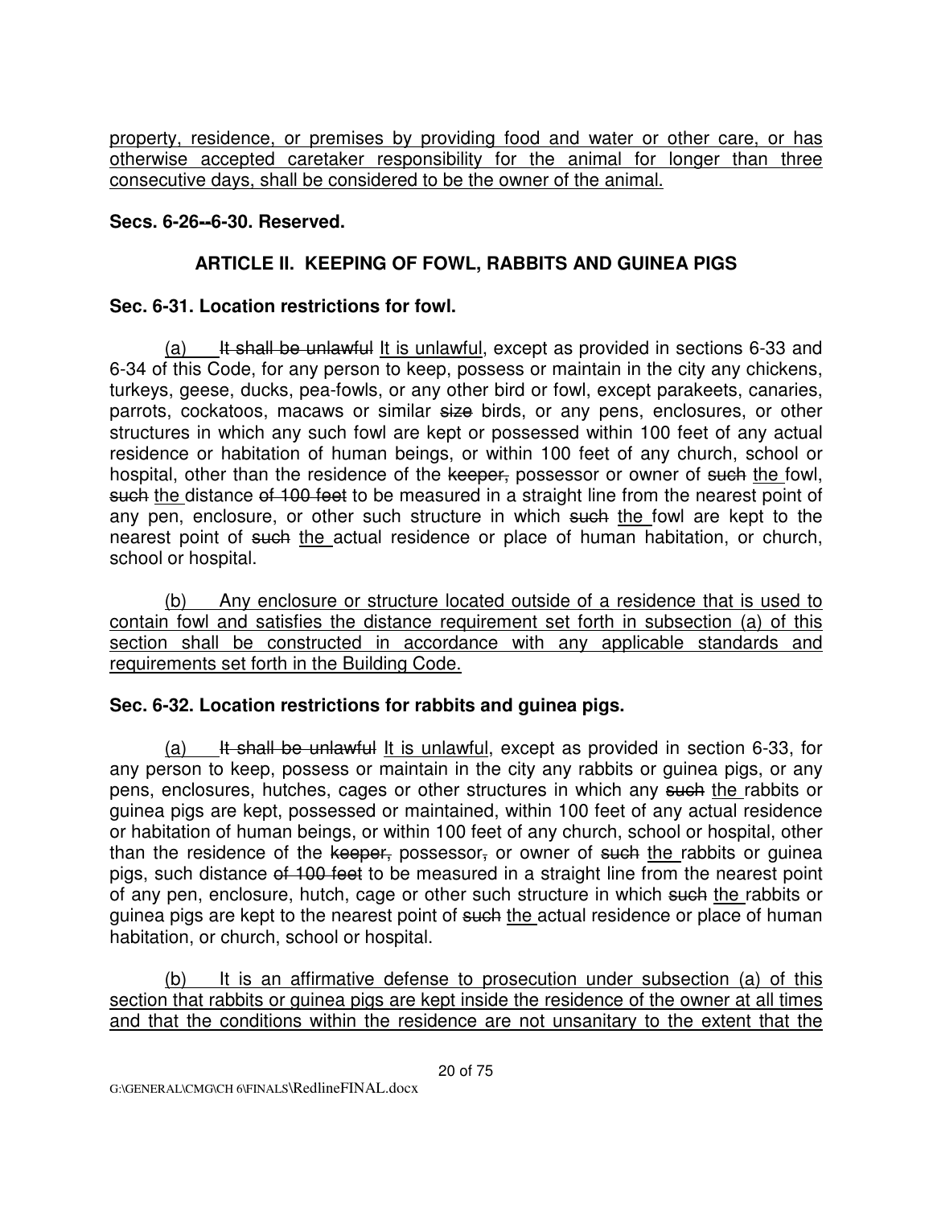property, residence, or premises by providing food and water or other care, or has otherwise accepted caretaker responsibility for the animal for longer than three consecutive days, shall be considered to be the owner of the animal.

**Secs. 6-26--6-30. Reserved.**

## ARTICLE II. KEEPING OF FOWL, RABBITS AND GUINEA PIGS

**Sec. 6-31. Location restrictions for fowl.**

(a) ~~It shall be unlawful~~ It is unlawful, except as provided in sections 6-33 and 6-34 of this Code, for any person to keep, possess or maintain in the city any chickens, turkeys, geese, ducks, pea-fowls, or any other bird or fowl, except parakeets, canaries, parrots, cockatoos, macaws or similar ~~size~~ birds, or any pens, enclosures, or other structures in which any such fowl are kept or possessed within 100 feet of any actual residence or habitation of human beings, or within 100 feet of any church, school or hospital, other than the residence of the ~~keeper,~~ possessor or owner of ~~such~~ the fowl, ~~such~~ the distance ~~of 100 feet~~ to be measured in a straight line from the nearest point of any pen, enclosure, or other such structure in which ~~such~~ the fowl are kept to the nearest point of ~~such~~ the actual residence or place of human habitation, or church, school or hospital.

(b) Any enclosure or structure located outside of a residence that is used to contain fowl and satisfies the distance requirement set forth in subsection (a) of this section shall be constructed in accordance with any applicable standards and requirements set forth in the Building Code.

**Sec. 6-32. Location restrictions for rabbits and guinea pigs.**

(a) ~~It shall be unlawful~~ It is unlawful, except as provided in section 6-33, for any person to keep, possess or maintain in the city any rabbits or guinea pigs, or any pens, enclosures, hutches, cages or other structures in which any ~~such~~ the rabbits or guinea pigs are kept, possessed or maintained, within 100 feet of any actual residence or habitation of human beings, or within 100 feet of any church, school or hospital, other than the residence of the ~~keeper,~~ possessor~~,~~ or owner of ~~such~~ the rabbits or guinea pigs, such distance ~~of 100 feet~~ to be measured in a straight line from the nearest point of any pen, enclosure, hutch, cage or other such structure in which ~~such~~ the rabbits or guinea pigs are kept to the nearest point of ~~such~~ the actual residence or place of human habitation, or church, school or hospital.

(b) It is an affirmative defense to prosecution under subsection (a) of this section that rabbits or guinea pigs are kept inside the residence of the owner at all times and that the conditions within the residence are not unsanitary to the extent that the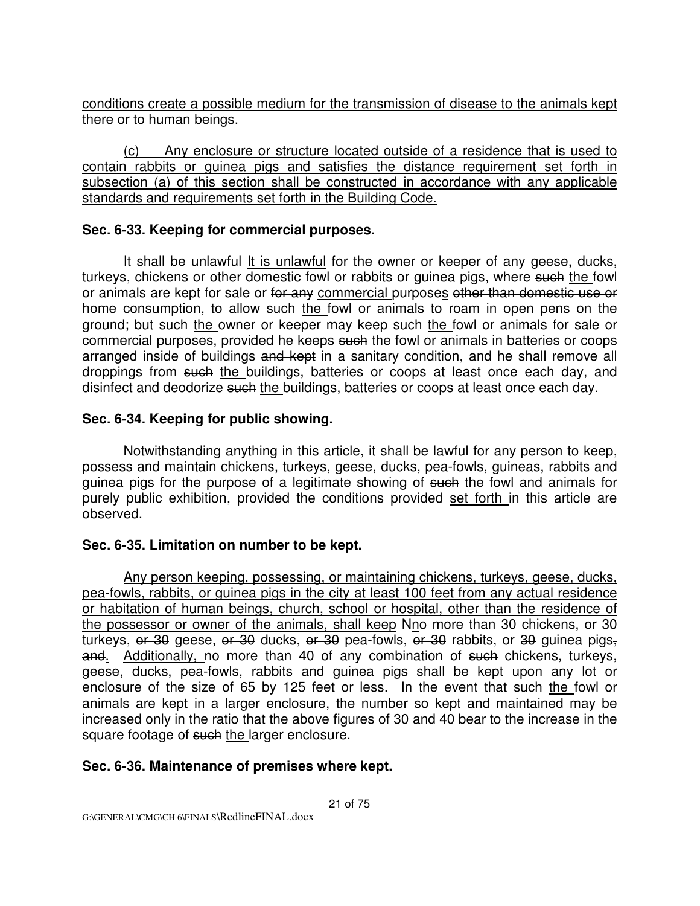conditions create a possible medium for the transmission of disease to the animals kept there or to human beings.

(c) Any enclosure or structure located outside of a residence that is used to contain rabbits or guinea pigs and satisfies the distance requirement set forth in subsection (a) of this section shall be constructed in accordance with any applicable standards and requirements set forth in the Building Code.

**Sec. 6-33. Keeping for commercial purposes.**

~~It shall be unlawful~~ It is unlawful for the owner ~~or keeper~~ of any geese, ducks, turkeys, chickens or other domestic fowl or rabbits or guinea pigs, where ~~such~~ the fowl or animals are kept for sale or ~~for any~~ commercial purposes ~~other than domestic use or home consumption~~, to allow ~~such~~ the fowl or animals to roam in open pens on the ground; but ~~such~~ the owner ~~or keeper~~ may keep ~~such~~ the fowl or animals for sale or commercial purposes, provided he keeps ~~such~~ the fowl or animals in batteries or coops arranged inside of buildings ~~and kept~~ in a sanitary condition, and he shall remove all droppings from ~~such~~ the buildings, batteries or coops at least once each day, and disinfect and deodorize ~~such~~ the buildings, batteries or coops at least once each day.

**Sec. 6-34. Keeping for public showing.**

Notwithstanding anything in this article, it shall be lawful for any person to keep, possess and maintain chickens, turkeys, geese, ducks, pea-fowls, guineas, rabbits and guinea pigs for the purpose of a legitimate showing of ~~such~~ the fowl and animals for purely public exhibition, provided the conditions ~~provided~~ set forth in this article are observed.

**Sec. 6-35. Limitation on number to be kept.**

Any person keeping, possessing, or maintaining chickens, turkeys, geese, ducks, pea-fowls, rabbits, or guinea pigs in the city at least 100 feet from any actual residence or habitation of human beings, church, school or hospital, other than the residence of the possessor or owner of the animals, shall keep ~~N~~no more than 30 chickens, ~~or 30~~ turkeys, ~~or 30~~ geese, ~~or 30~~ ducks, ~~or 30~~ pea-fowls, ~~or 30~~ rabbits, or ~~30~~ guinea pigs~~, and~~. Additionally, no more than 40 of any combination of ~~such~~ chickens, turkeys, geese, ducks, pea-fowls, rabbits and guinea pigs shall be kept upon any lot or enclosure of the size of 65 by 125 feet or less. In the event that ~~such~~ the fowl or animals are kept in a larger enclosure, the number so kept and maintained may be increased only in the ratio that the above figures of 30 and 40 bear to the increase in the square footage of ~~such~~ the larger enclosure.

**Sec. 6-36. Maintenance of premises where kept.**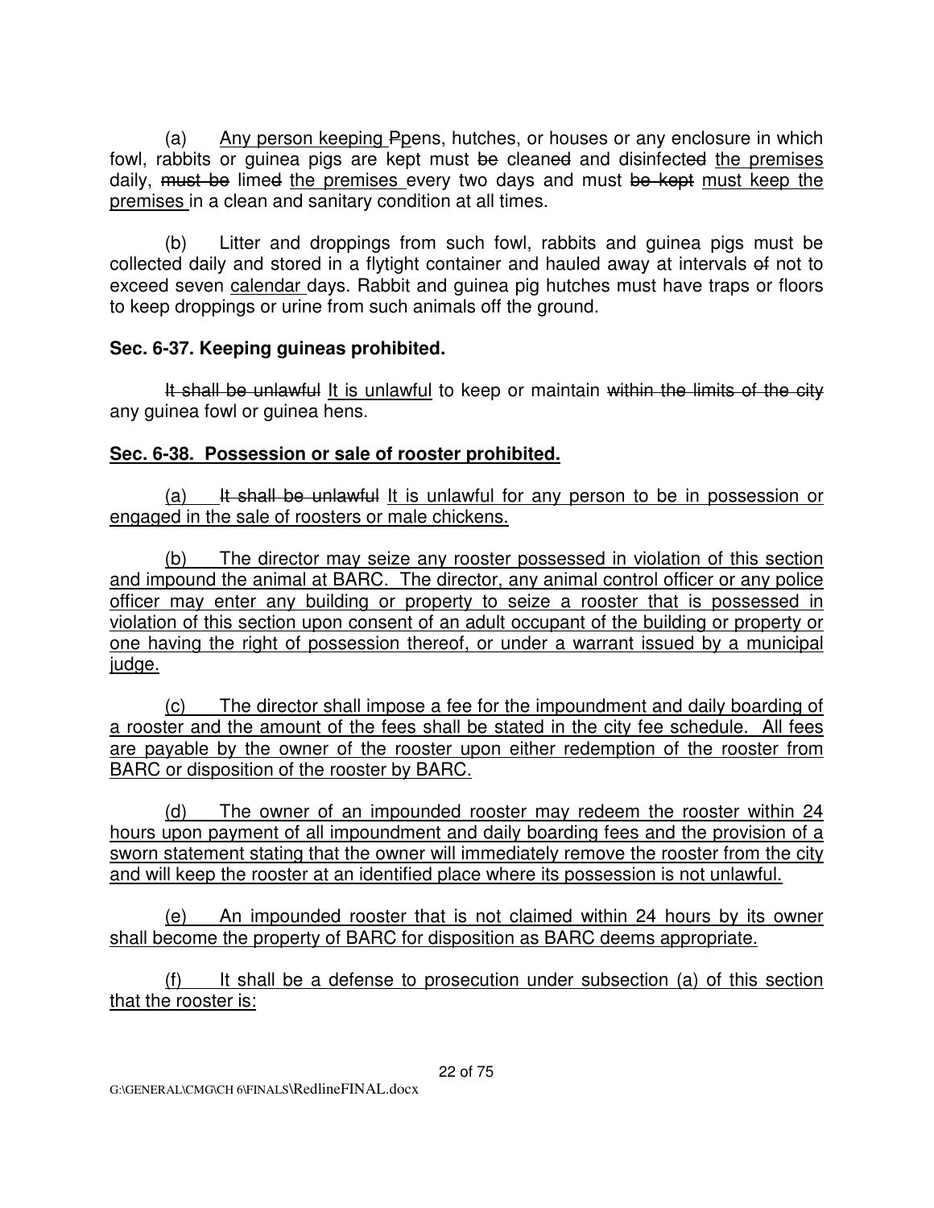(a) <u>Any person keeping</u> ~~P~~pens, hutches, or houses or any enclosure in which fowl, rabbits or guinea pigs are kept must ~~be~~ clean~~ed~~ and disinfect~~ed~~ <u>the premises</u> daily, ~~must be~~ lime~~d~~ <u>the premises</u> every two days and must ~~be kept~~ <u>must keep the premises</u> in a clean and sanitary condition at all times.

(b) Litter and droppings from such fowl, rabbits and guinea pigs must be collected daily and stored in a flytight container and hauled away at intervals ~~of~~ not to exceed seven <u>calendar</u> days. Rabbit and guinea pig hutches must have traps or floors to keep droppings or urine from such animals off the ground.

**Sec. 6-37. Keeping guineas prohibited.**

~~It shall be unlawful~~ <u>It is unlawful</u> to keep or maintain ~~within the limits of the city~~ any guinea fowl or guinea hens.

**<u>Sec. 6-38. Possession or sale of rooster prohibited.</u>**

<u>(a)</u> ~~It shall be unlawful~~ <u>It is unlawful for any person to be in possession or engaged in the sale of roosters or male chickens.</u>

<u>(b) The director may seize any rooster possessed in violation of this section and impound the animal at BARC. The director, any animal control officer or any police officer may enter any building or property to seize a rooster that is possessed in violation of this section upon consent of an adult occupant of the building or property or one having the right of possession thereof, or under a warrant issued by a municipal judge.</u>

<u>(c) The director shall impose a fee for the impoundment and daily boarding of a rooster and the amount of the fees shall be stated in the city fee schedule. All fees are payable by the owner of the rooster upon either redemption of the rooster from BARC or disposition of the rooster by BARC.</u>

<u>(d) The owner of an impounded rooster may redeem the rooster within 24 hours upon payment of all impoundment and daily boarding fees and the provision of a sworn statement stating that the owner will immediately remove the rooster from the city and will keep the rooster at an identified place where its possession is not unlawful.</u>

<u>(e) An impounded rooster that is not claimed within 24 hours by its owner shall become the property of BARC for disposition as BARC deems appropriate.</u>

<u>(f) It shall be a defense to prosecution under subsection (a) of this section that the rooster is:</u>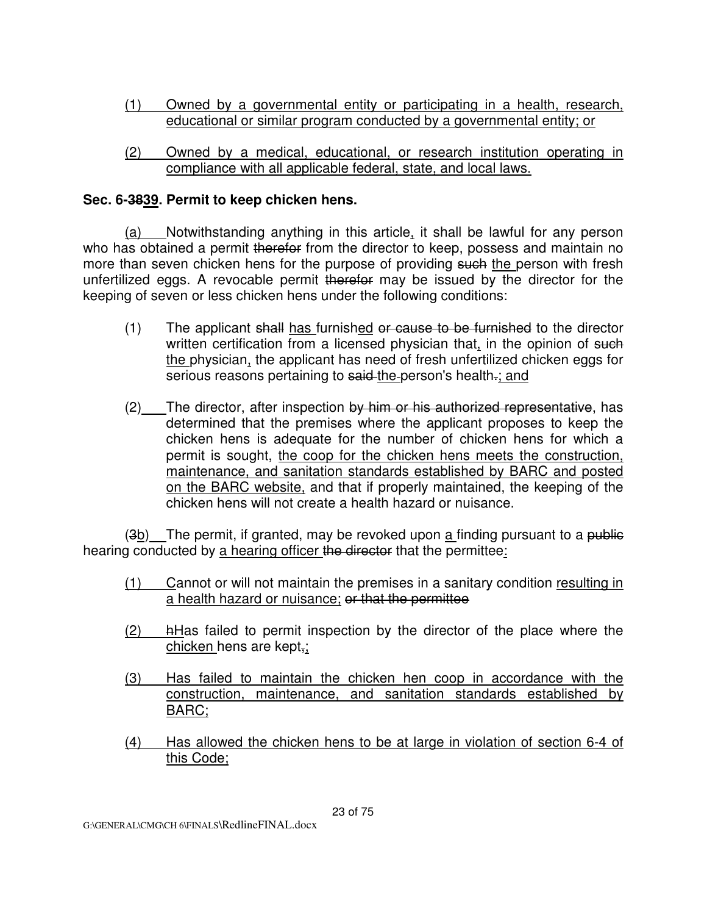(1) Owned by a governmental entity or participating in a health, research, educational or similar program conducted by a governmental entity; or

(2) Owned by a medical, educational, or research institution operating in compliance with all applicable federal, state, and local laws.

**Sec. 6-3839. Permit to keep chicken hens.**

(a) Notwithstanding anything in this article, it shall be lawful for any person who has obtained a permit therefor from the director to keep, possess and maintain no more than seven chicken hens for the purpose of providing such the person with fresh unfertilized eggs. A revocable permit therefor may be issued by the director for the keeping of seven or less chicken hens under the following conditions:

(1) The applicant shall has furnished or cause to be furnished to the director written certification from a licensed physician that, in the opinion of such the physician, the applicant has need of fresh unfertilized chicken eggs for serious reasons pertaining to said the person's health.; and

(2) The director, after inspection by him or his authorized representative, has determined that the premises where the applicant proposes to keep the chicken hens is adequate for the number of chicken hens for which a permit is sought, the coop for the chicken hens meets the construction, maintenance, and sanitation standards established by BARC and posted on the BARC website, and that if properly maintained, the keeping of the chicken hens will not create a health hazard or nuisance.

(3b) The permit, if granted, may be revoked upon a finding pursuant to a public hearing conducted by a hearing officer the director that the permittee:

(1) Cannot or will not maintain the premises in a sanitary condition resulting in a health hazard or nuisance; or that the permittee

(2) hHas failed to permit inspection by the director of the place where the chicken hens are kept.;

(3) Has failed to maintain the chicken hen coop in accordance with the construction, maintenance, and sanitation standards established by BARC;

(4) Has allowed the chicken hens to be at large in violation of section 6-4 of this Code;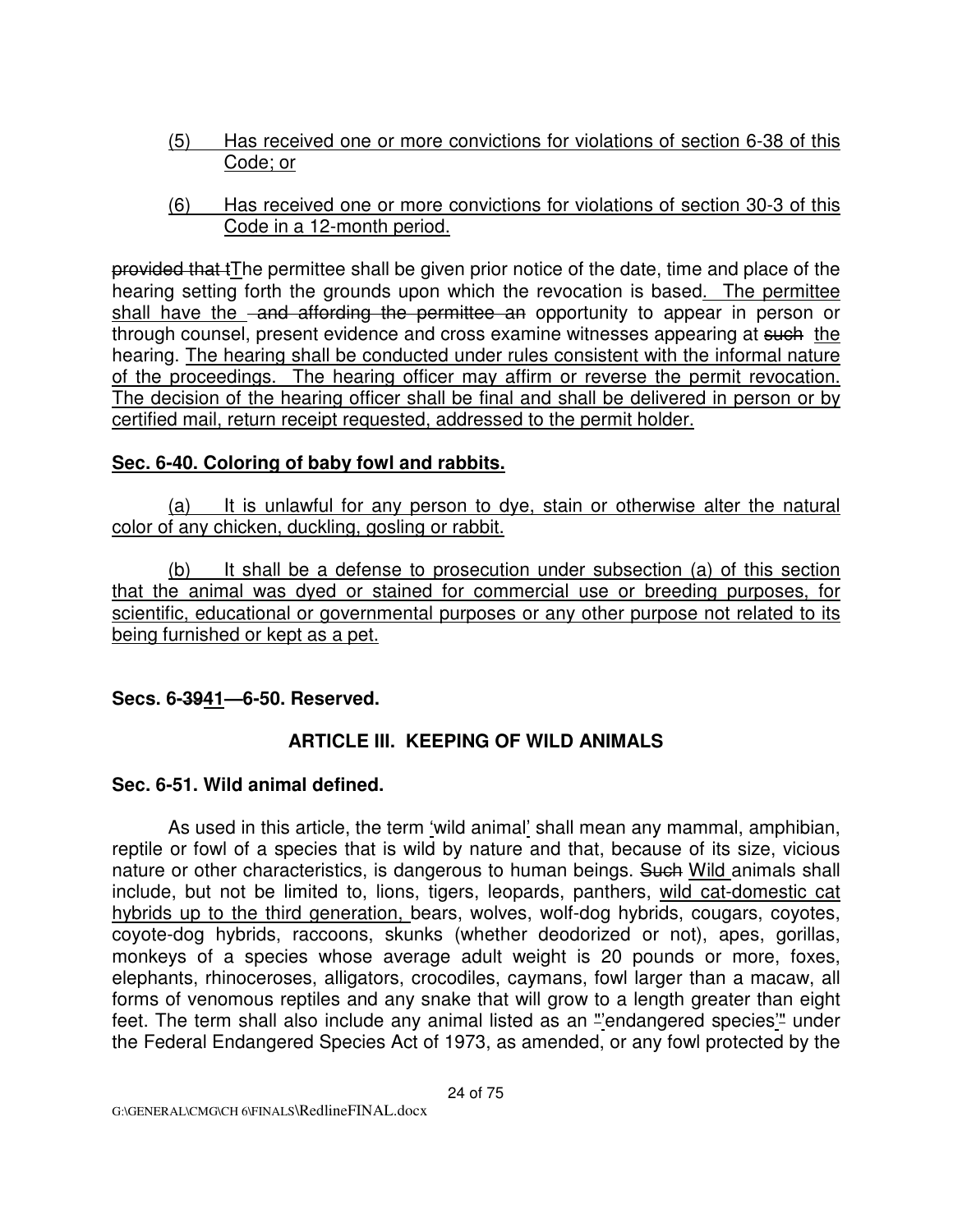(5) Has received one or more convictions for violations of section 6-38 of this Code; or

(6) Has received one or more convictions for violations of section 30-3 of this Code in a 12-month period.

~~provided that t~~The permittee shall be given prior notice of the date, time and place of the hearing setting forth the grounds upon which the revocation is based. The permittee shall have the ~~and affording the permittee an~~ opportunity to appear in person or through counsel, present evidence and cross examine witnesses appearing at ~~such~~ the hearing. The hearing shall be conducted under rules consistent with the informal nature of the proceedings. The hearing officer may affirm or reverse the permit revocation. The decision of the hearing officer shall be final and shall be delivered in person or by certified mail, return receipt requested, addressed to the permit holder.

**Sec. 6-40. Coloring of baby fowl and rabbits.**

(a) It is unlawful for any person to dye, stain or otherwise alter the natural color of any chicken, duckling, gosling or rabbit.

(b) It shall be a defense to prosecution under subsection (a) of this section that the animal was dyed or stained for commercial use or breeding purposes, for scientific, educational or governmental purposes or any other purpose not related to its being furnished or kept as a pet.

**Secs. 6-~~39~~41—6-50. Reserved.**

## ARTICLE III. KEEPING OF WILD ANIMALS

**Sec. 6-51. Wild animal defined.**

As used in this article, the term 'wild animal' shall mean any mammal, amphibian, reptile or fowl of a species that is wild by nature and that, because of its size, vicious nature or other characteristics, is dangerous to human beings. ~~Such~~ Wild animals shall include, but not be limited to, lions, tigers, leopards, panthers, wild cat-domestic cat hybrids up to the third generation, bears, wolves, wolf-dog hybrids, cougars, coyotes, coyote-dog hybrids, raccoons, skunks (whether deodorized or not), apes, gorillas, monkeys of a species whose average adult weight is 20 pounds or more, foxes, elephants, rhinoceroses, alligators, crocodiles, caymans, fowl larger than a macaw, all forms of venomous reptiles and any snake that will grow to a length greater than eight feet. The term shall also include any animal listed as an ~~"~~'endangered species'~~"~~ under the Federal Endangered Species Act of 1973, as amended, or any fowl protected by the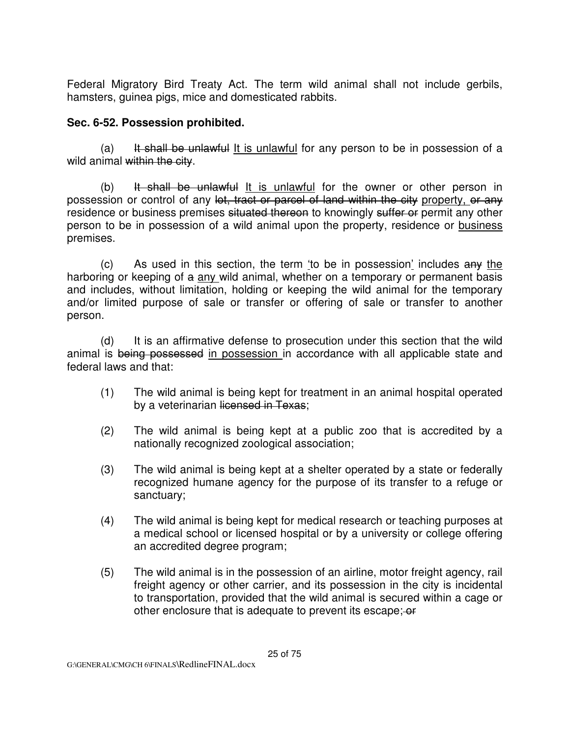Federal Migratory Bird Treaty Act. The term wild animal shall not include gerbils, hamsters, guinea pigs, mice and domesticated rabbits.

**Sec. 6-52. Possession prohibited.**

(a) ~~It shall be unlawful~~ <u>It is unlawful</u> for any person to be in possession of a wild animal ~~within the city~~.

(b) ~~It shall be unlawful~~ <u>It is unlawful</u> for the owner or other person in possession or control of any ~~lot, tract or parcel of land within the city~~ <u>property,</u> ~~or any~~ residence or business premises ~~situated thereon~~ to knowingly ~~suffer or~~ permit any other person to be in possession of a wild animal upon the property, residence or <u>business</u> premises.

(c) As used in this section, the term <u>'</u>to be in possession<u>'</u> includes ~~any~~ <u>the</u> harboring or keeping of ~~a~~ <u>any</u> wild animal, whether on a temporary or permanent basis and includes, without limitation, holding or keeping the wild animal for the temporary and/or limited purpose of sale or transfer or offering of sale or transfer to another person.

(d) It is an affirmative defense to prosecution under this section that the wild animal is ~~being possessed~~ <u>in possession</u> in accordance with all applicable state and federal laws and that:

(1) The wild animal is being kept for treatment in an animal hospital operated by a veterinarian ~~licensed in Texas~~;

(2) The wild animal is being kept at a public zoo that is accredited by a nationally recognized zoological association;

(3) The wild animal is being kept at a shelter operated by a state or federally recognized humane agency for the purpose of its transfer to a refuge or sanctuary;

(4) The wild animal is being kept for medical research or teaching purposes at a medical school or licensed hospital or by a university or college offering an accredited degree program;

(5) The wild animal is in the possession of an airline, motor freight agency, rail freight agency or other carrier, and its possession in the city is incidental to transportation, provided that the wild animal is secured within a cage or other enclosure that is adequate to prevent its escape;~~ or~~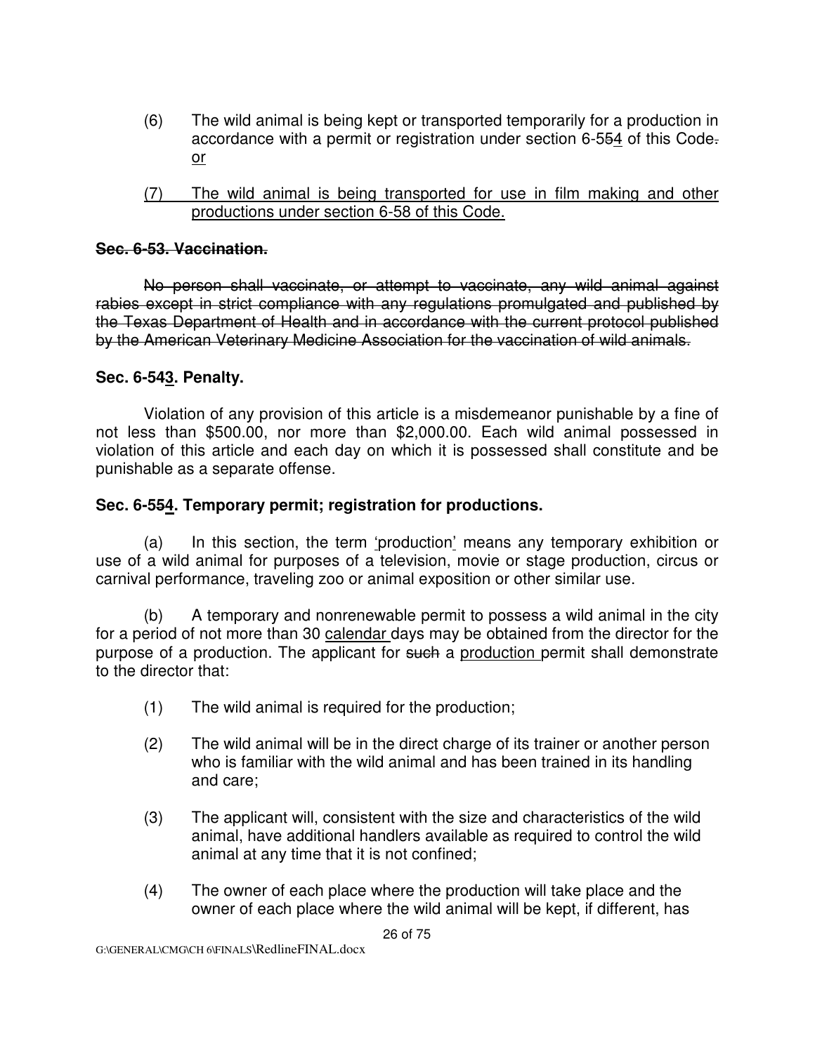(6) The wild animal is being kept or transported temporarily for a production in accordance with a permit or registration under section 6-554 of this Code. or

(7) The wild animal is being transported for use in film making and other productions under section 6-58 of this Code.

**~~Sec. 6-53. Vaccination.~~**

~~No person shall vaccinate, or attempt to vaccinate, any wild animal against rabies except in strict compliance with any regulations promulgated and published by the Texas Department of Health and in accordance with the current protocol published by the American Veterinary Medicine Association for the vaccination of wild animals.~~

**Sec. 6-543. Penalty.**

Violation of any provision of this article is a misdemeanor punishable by a fine of not less than $500.00, nor more than $2,000.00. Each wild animal possessed in violation of this article and each day on which it is possessed shall constitute and be punishable as a separate offense.

**Sec. 6-554. Temporary permit; registration for productions.**

(a) In this section, the term 'production' means any temporary exhibition or use of a wild animal for purposes of a television, movie or stage production, circus or carnival performance, traveling zoo or animal exposition or other similar use.

(b) A temporary and nonrenewable permit to possess a wild animal in the city for a period of not more than 30 calendar days may be obtained from the director for the purpose of a production. The applicant for ~~such~~ a production permit shall demonstrate to the director that:

(1) The wild animal is required for the production;

(2) The wild animal will be in the direct charge of its trainer or another person who is familiar with the wild animal and has been trained in its handling and care;

(3) The applicant will, consistent with the size and characteristics of the wild animal, have additional handlers available as required to control the wild animal at any time that it is not confined;

(4) The owner of each place where the production will take place and the owner of each place where the wild animal will be kept, if different, has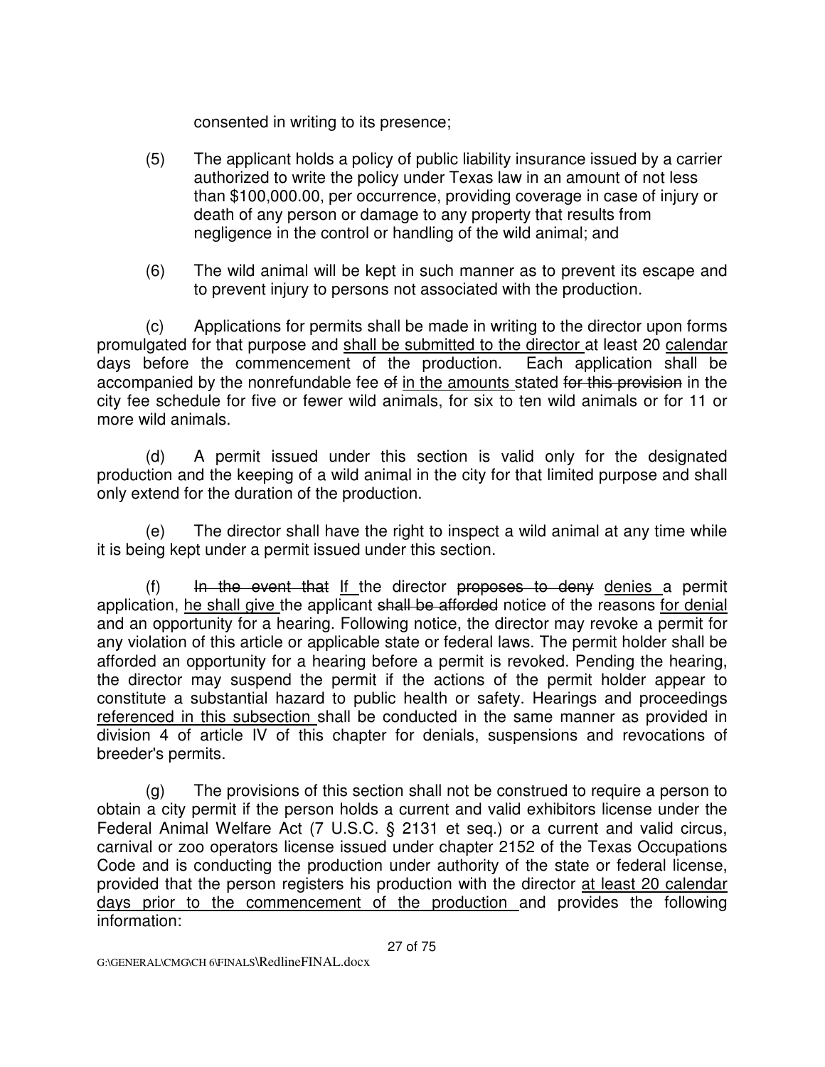consented in writing to its presence;

(5) The applicant holds a policy of public liability insurance issued by a carrier authorized to write the policy under Texas law in an amount of not less than $100,000.00, per occurrence, providing coverage in case of injury or death of any person or damage to any property that results from negligence in the control or handling of the wild animal; and

(6) The wild animal will be kept in such manner as to prevent its escape and to prevent injury to persons not associated with the production.

(c) Applications for permits shall be made in writing to the director upon forms promulgated for that purpose and <u>shall be submitted to the director</u> at least 20 <u>calendar</u> days before the commencement of the production. Each application shall be accompanied by the nonrefundable fee ~~of~~ <u>in the amounts</u> stated ~~for this provision~~ in the city fee schedule for five or fewer wild animals, for six to ten wild animals or for 11 or more wild animals.

(d) A permit issued under this section is valid only for the designated production and the keeping of a wild animal in the city for that limited purpose and shall only extend for the duration of the production.

(e) The director shall have the right to inspect a wild animal at any time while it is being kept under a permit issued under this section.

(f) ~~In the event that~~ <u>If</u> the director ~~proposes to deny~~ <u>denies</u> a permit application, <u>he shall give</u> the applicant ~~shall be afforded~~ notice of the reasons <u>for denial</u> and an opportunity for a hearing. Following notice, the director may revoke a permit for any violation of this article or applicable state or federal laws. The permit holder shall be afforded an opportunity for a hearing before a permit is revoked. Pending the hearing, the director may suspend the permit if the actions of the permit holder appear to constitute a substantial hazard to public health or safety. Hearings and proceedings <u>referenced in this subsection</u> shall be conducted in the same manner as provided in division 4 of article IV of this chapter for denials, suspensions and revocations of breeder's permits.

(g) The provisions of this section shall not be construed to require a person to obtain a city permit if the person holds a current and valid exhibitors license under the Federal Animal Welfare Act (7 U.S.C. § 2131 et seq.) or a current and valid circus, carnival or zoo operators license issued under chapter 2152 of the Texas Occupations Code and is conducting the production under authority of the state or federal license, provided that the person registers his production with the director <u>at least 20 calendar days prior to the commencement of the production</u> and provides the following information: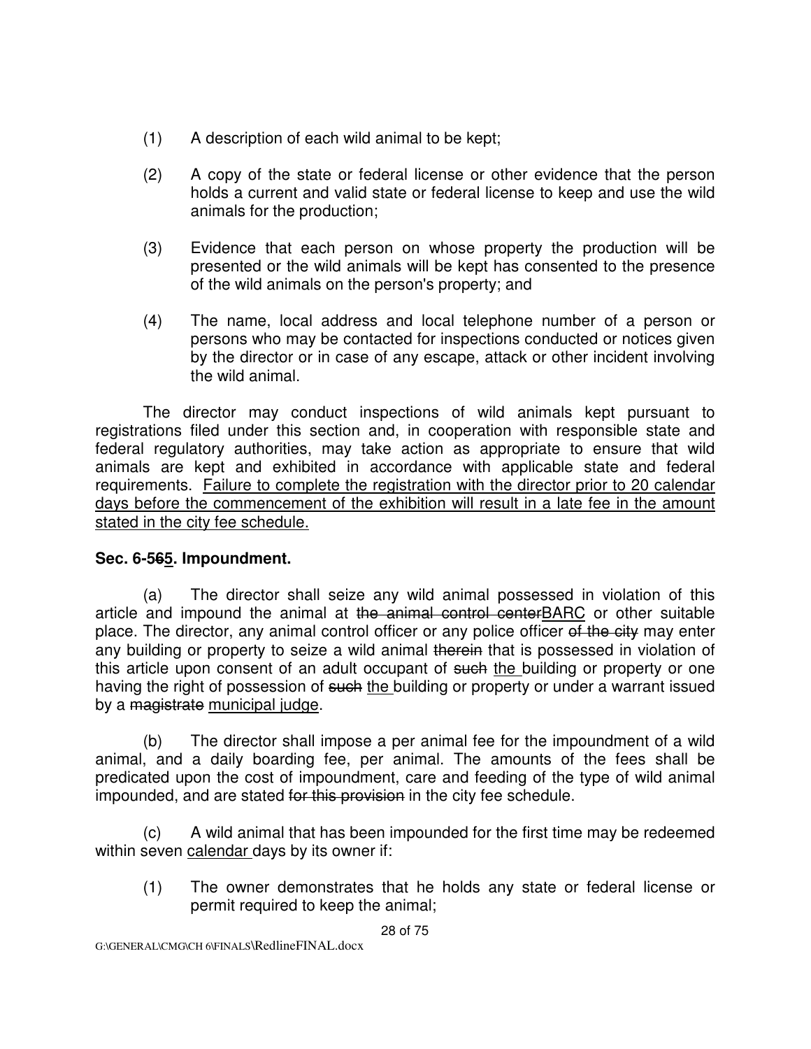(1) A description of each wild animal to be kept;

(2) A copy of the state or federal license or other evidence that the person holds a current and valid state or federal license to keep and use the wild animals for the production;

(3) Evidence that each person on whose property the production will be presented or the wild animals will be kept has consented to the presence of the wild animals on the person's property; and

(4) The name, local address and local telephone number of a person or persons who may be contacted for inspections conducted or notices given by the director or in case of any escape, attack or other incident involving the wild animal.

The director may conduct inspections of wild animals kept pursuant to registrations filed under this section and, in cooperation with responsible state and federal regulatory authorities, may take action as appropriate to ensure that wild animals are kept and exhibited in accordance with applicable state and federal requirements. <u>Failure to complete the registration with the director prior to 20 calendar days before the commencement of the exhibition will result in a late fee in the amount stated in the city fee schedule.</u>

**Sec. 6-5~~6~~<u>5</u>. Impoundment.**

(a) The director shall seize any wild animal possessed in violation of this article and impound the animal at ~~the animal control center~~<u>BARC</u> or other suitable place. The director, any animal control officer or any police officer ~~of the city~~ may enter any building or property to seize a wild animal ~~therein~~ that is possessed in violation of this article upon consent of an adult occupant of ~~such~~ <u>the</u> building or property or one having the right of possession of ~~such~~ <u>the</u> building or property or under a warrant issued by a ~~magistrate~~ <u>municipal judge</u>.

(b) The director shall impose a per animal fee for the impoundment of a wild animal, and a daily boarding fee, per animal. The amounts of the fees shall be predicated upon the cost of impoundment, care and feeding of the type of wild animal impounded, and are stated ~~for this provision~~ in the city fee schedule.

(c) A wild animal that has been impounded for the first time may be redeemed within seven <u>calendar</u> days by its owner if:

(1) The owner demonstrates that he holds any state or federal license or permit required to keep the animal;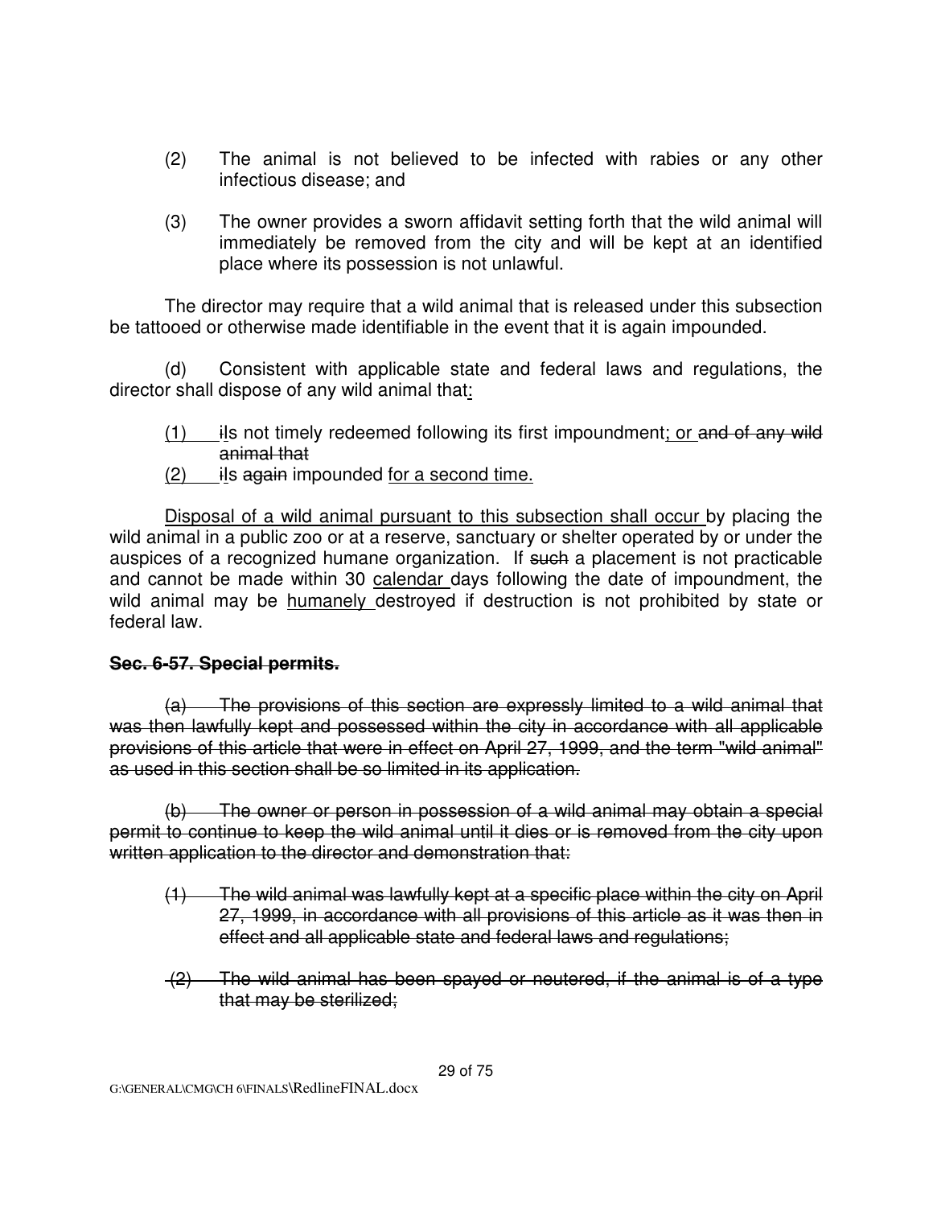(2) The animal is not believed to be infected with rabies or any other infectious disease; and

(3) The owner provides a sworn affidavit setting forth that the wild animal will immediately be removed from the city and will be kept at an identified place where its possession is not unlawful.

The director may require that a wild animal that is released under this subsection be tattooed or otherwise made identifiable in the event that it is again impounded.

(d) Consistent with applicable state and federal laws and regulations, the director shall dispose of any wild animal that:

(1) iIs not timely redeemed following its first impoundment; or ~~and of any wild animal that~~

(2) iIs ~~again~~ impounded for a second time.

Disposal of a wild animal pursuant to this subsection shall occur by placing the wild animal in a public zoo or at a reserve, sanctuary or shelter operated by or under the auspices of a recognized humane organization. If ~~such~~ a placement is not practicable and cannot be made within 30 calendar days following the date of impoundment, the wild animal may be humanely destroyed if destruction is not prohibited by state or federal law.

**~~Sec. 6-57. Special permits.~~**

~~(a) The provisions of this section are expressly limited to a wild animal that was then lawfully kept and possessed within the city in accordance with all applicable provisions of this article that were in effect on April 27, 1999, and the term "wild animal" as used in this section shall be so limited in its application.~~

~~(b) The owner or person in possession of a wild animal may obtain a special permit to continue to keep the wild animal until it dies or is removed from the city upon written application to the director and demonstration that:~~

~~(1) The wild animal was lawfully kept at a specific place within the city on April 27, 1999, in accordance with all provisions of this article as it was then in effect and all applicable state and federal laws and regulations;~~

~~(2) The wild animal has been spayed or neutered, if the animal is of a type that may be sterilized;~~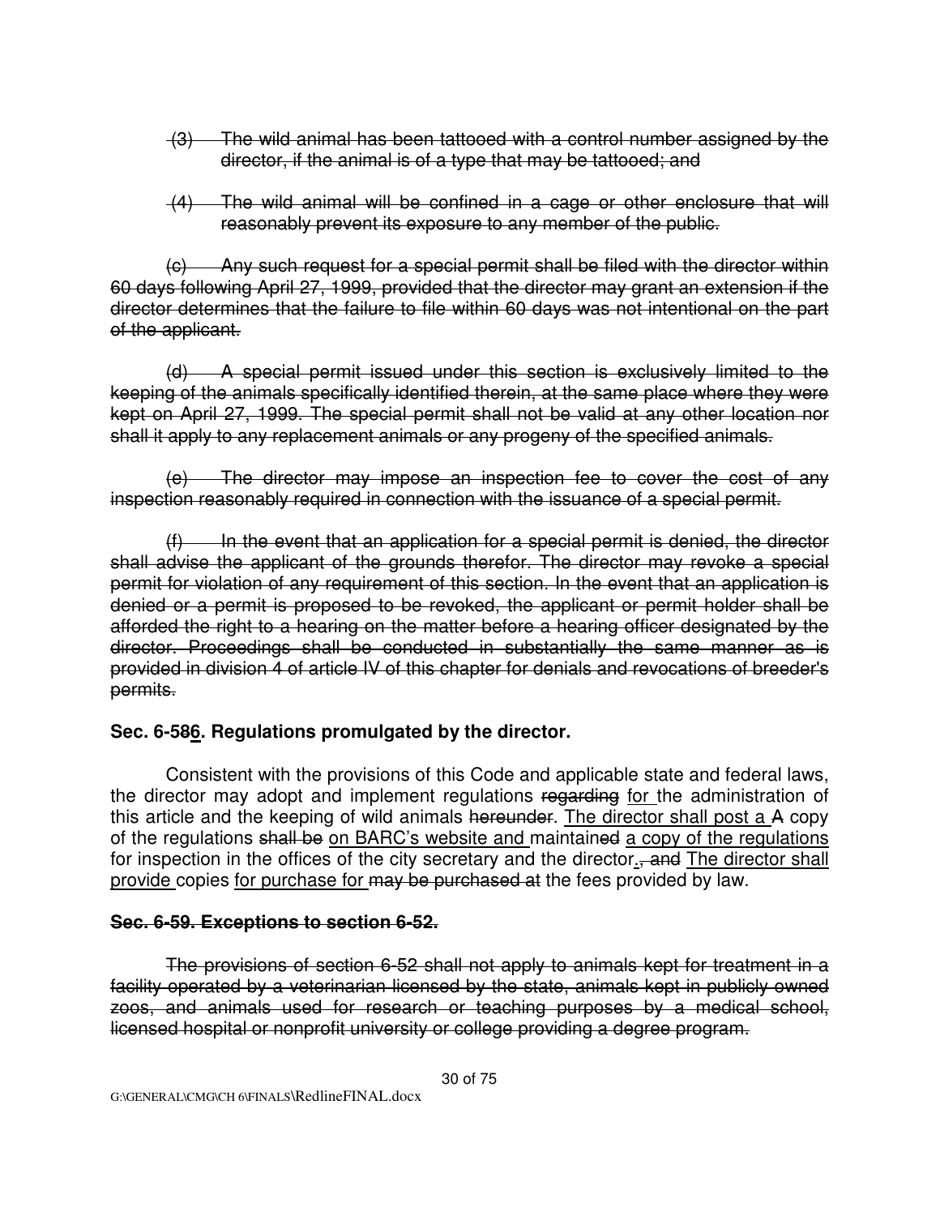~~(3) The wild animal has been tattooed with a control number assigned by the director, if the animal is of a type that may be tattooed; and~~

~~(4) The wild animal will be confined in a cage or other enclosure that will reasonably prevent its exposure to any member of the public.~~

~~(c) Any such request for a special permit shall be filed with the director within 60 days following April 27, 1999, provided that the director may grant an extension if the director determines that the failure to file within 60 days was not intentional on the part of the applicant.~~

~~(d) A special permit issued under this section is exclusively limited to the keeping of the animals specifically identified therein, at the same place where they were kept on April 27, 1999. The special permit shall not be valid at any other location nor shall it apply to any replacement animals or any progeny of the specified animals.~~

~~(e) The director may impose an inspection fee to cover the cost of any inspection reasonably required in connection with the issuance of a special permit.~~

~~(f) In the event that an application for a special permit is denied, the director shall advise the applicant of the grounds therefor. The director may revoke a special permit for violation of any requirement of this section. In the event that an application is denied or a permit is proposed to be revoked, the applicant or permit holder shall be afforded the right to a hearing on the matter before a hearing officer designated by the director. Proceedings shall be conducted in substantially the same manner as is provided in division 4 of article IV of this chapter for denials and revocations of breeder's permits.~~

### Sec. 6-5~~8~~<u>6</u>. Regulations promulgated by the director.

Consistent with the provisions of this Code and applicable state and federal laws, the director may adopt and implement regulations ~~regarding~~ <u>for</u> the administration of this article and the keeping of wild animals ~~hereunder~~. <u>The director shall post a</u> ~~A~~ copy of the regulations ~~shall be~~ <u>on BARC's website and</u> maintain~~ed~~ <u>a copy of the regulations</u> for inspection in the offices of the city secretary and the director<u>.</u>~~, and~~ <u>The director shall provide</u> copies <u>for purchase for</u> ~~may be purchased at~~ the fees provided by law.

### ~~Sec. 6-59. Exceptions to section 6-52.~~

~~The provisions of section 6-52 shall not apply to animals kept for treatment in a facility operated by a veterinarian licensed by the state, animals kept in publicly owned zoos, and animals used for research or teaching purposes by a medical school, licensed hospital or nonprofit university or college providing a degree program.~~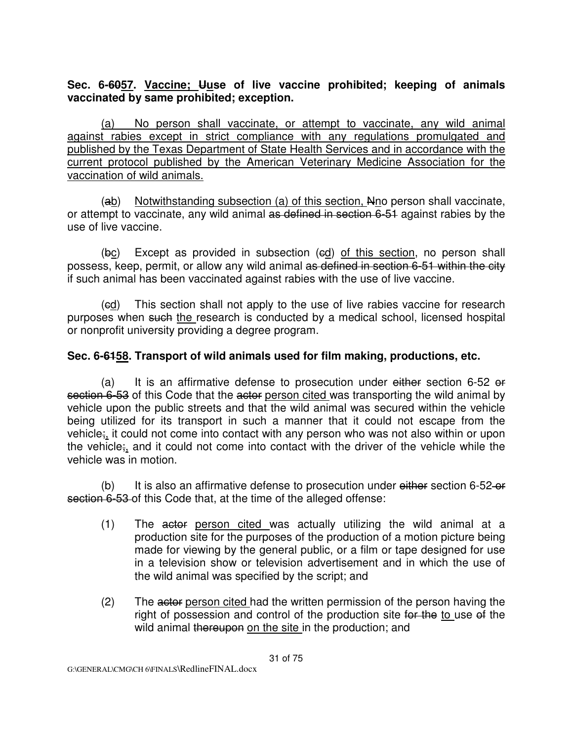**Sec. 6-6057. Vaccine; Uuse of live vaccine prohibited; keeping of animals vaccinated by same prohibited; exception.**

(a) No person shall vaccinate, or attempt to vaccinate, any wild animal against rabies except in strict compliance with any regulations promulgated and published by the Texas Department of State Health Services and in accordance with the current protocol published by the American Veterinary Medicine Association for the vaccination of wild animals.

(ab) Notwithstanding subsection (a) of this section, Nno person shall vaccinate, or attempt to vaccinate, any wild animal as defined in section 6-51 against rabies by the use of live vaccine.

(bc) Except as provided in subsection (cd) of this section, no person shall possess, keep, permit, or allow any wild animal as defined in section 6-51 within the city if such animal has been vaccinated against rabies with the use of live vaccine.

(cd) This section shall not apply to the use of live rabies vaccine for research purposes when such the research is conducted by a medical school, licensed hospital or nonprofit university providing a degree program.

**Sec. 6-6158. Transport of wild animals used for film making, productions, etc.**

(a) It is an affirmative defense to prosecution under either section 6-52 or section 6-53 of this Code that the actor person cited was transporting the wild animal by vehicle upon the public streets and that the wild animal was secured within the vehicle being utilized for its transport in such a manner that it could not escape from the vehicle;, it could not come into contact with any person who was not also within or upon the vehicle;, and it could not come into contact with the driver of the vehicle while the vehicle was in motion.

(b) It is also an affirmative defense to prosecution under either section 6-52 or section 6-53 of this Code that, at the time of the alleged offense:

(1) The actor person cited was actually utilizing the wild animal at a production site for the purposes of the production of a motion picture being made for viewing by the general public, or a film or tape designed for use in a television show or television advertisement and in which the use of the wild animal was specified by the script; and

(2) The actor person cited had the written permission of the person having the right of possession and control of the production site for the to use of the wild animal thereupon on the site in the production; and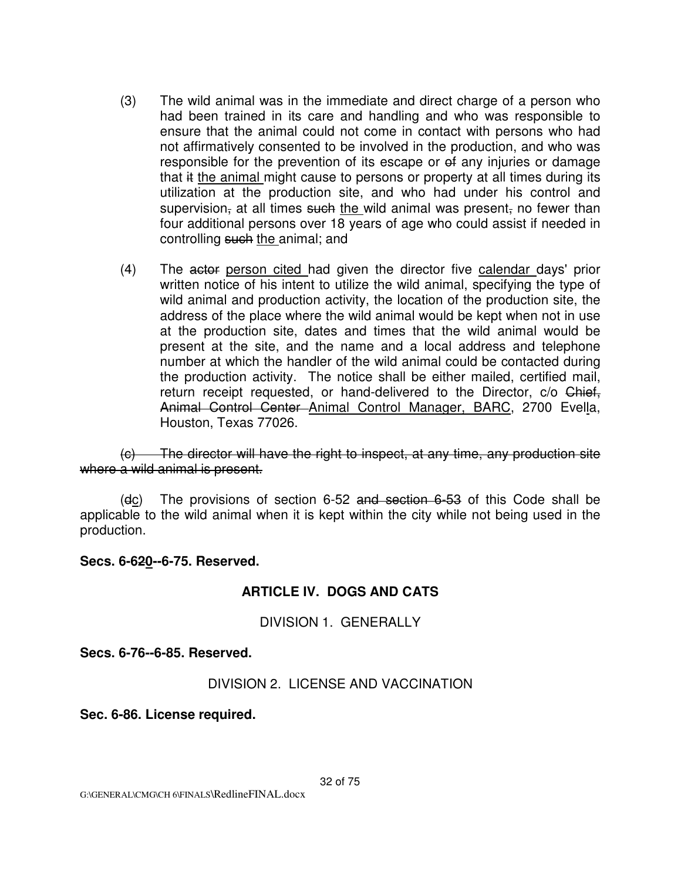(3) The wild animal was in the immediate and direct charge of a person who had been trained in its care and handling and who was responsible to ensure that the animal could not come in contact with persons who had not affirmatively consented to be involved in the production, and who was responsible for the prevention of its escape or ~~of~~ any injuries or damage that ~~it~~ <u>the animal</u> might cause to persons or property at all times during its utilization at the production site, and who had under his control and supervision~~,~~ at all times ~~such~~ <u>the</u> wild animal was present~~,~~ no fewer than four additional persons over 18 years of age who could assist if needed in controlling ~~such~~ <u>the</u> animal; and

(4) The ~~actor~~ <u>person cited</u> had given the director five <u>calendar</u> days' prior written notice of his intent to utilize the wild animal, specifying the type of wild animal and production activity, the location of the production site, the address of the place where the wild animal would be kept when not in use at the production site, dates and times that the wild animal would be present at the site, and the name and a local address and telephone number at which the handler of the wild animal could be contacted during the production activity. The notice shall be either mailed, certified mail, return receipt requested, or hand-delivered to the Director, c/o ~~Chief, Animal Control Center~~ <u>Animal Control Manager, BARC</u>, 2700 Evel<u>l</u>a, Houston, Texas 77026.

~~(c) The director will have the right to inspect, at any time, any production site where a wild animal is present.~~

(~~d~~<u>c</u>) The provisions of section 6-52 ~~and section 6-53~~ of this Code shall be applicable to the wild animal when it is kept within the city while not being used in the production.

**Secs. 6-6~~2~~<u>0</u>--6-75. Reserved.**

## ARTICLE IV. DOGS AND CATS

### DIVISION 1. GENERALLY

**Secs. 6-76--6-85. Reserved.**

### DIVISION 2. LICENSE AND VACCINATION

**Sec. 6-86. License required.**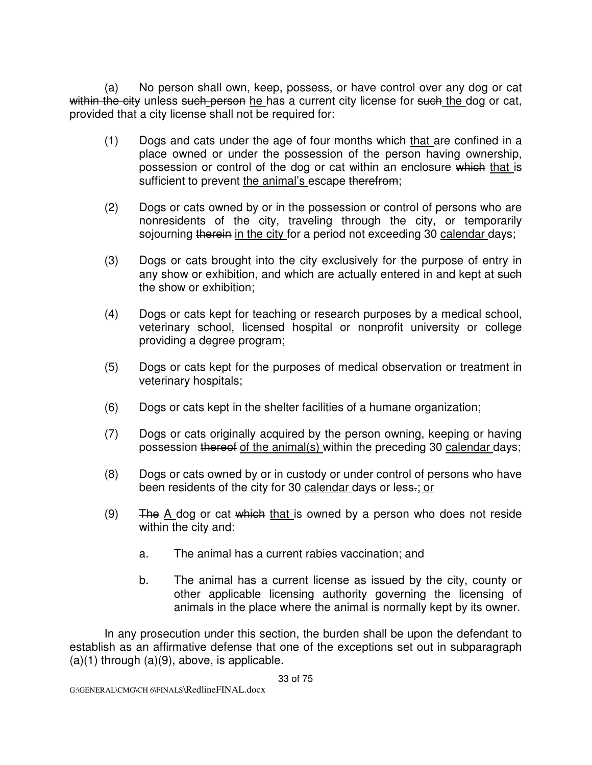(a) No person shall own, keep, possess, or have control over any dog or cat ~~within the city~~ unless ~~such person~~ <u>he</u> has a current city license for ~~such~~ <u>the</u> dog or cat, provided that a city license shall not be required for:

(1) Dogs and cats under the age of four months ~~which~~ <u>that</u> are confined in a place owned or under the possession of the person having ownership, possession or control of the dog or cat within an enclosure ~~which~~ <u>that</u> is sufficient to prevent <u>the animal's</u> escape ~~therefrom~~;

(2) Dogs or cats owned by or in the possession or control of persons who are nonresidents of the city, traveling through the city, or temporarily sojourning ~~therein~~ <u>in the city</u> for a period not exceeding 30 <u>calendar</u> days;

(3) Dogs or cats brought into the city exclusively for the purpose of entry in any show or exhibition, and which are actually entered in and kept at ~~such~~ <u>the</u> show or exhibition;

(4) Dogs or cats kept for teaching or research purposes by a medical school, veterinary school, licensed hospital or nonprofit university or college providing a degree program;

(5) Dogs or cats kept for the purposes of medical observation or treatment in veterinary hospitals;

(6) Dogs or cats kept in the shelter facilities of a humane organization;

(7) Dogs or cats originally acquired by the person owning, keeping or having possession ~~thereof~~ <u>of the animal(s)</u> within the preceding 30 <u>calendar</u> days;

(8) Dogs or cats owned by or in custody or under control of persons who have been residents of the city for 30 <u>calendar</u> days or less~~.~~<u>; or</u>

(9) ~~The~~ <u>A</u> dog or cat ~~which~~ <u>that</u> is owned by a person who does not reside within the city and:

a. The animal has a current rabies vaccination; and

b. The animal has a current license as issued by the city, county or other applicable licensing authority governing the licensing of animals in the place where the animal is normally kept by its owner.

In any prosecution under this section, the burden shall be upon the defendant to establish as an affirmative defense that one of the exceptions set out in subparagraph (a)(1) through (a)(9), above, is applicable.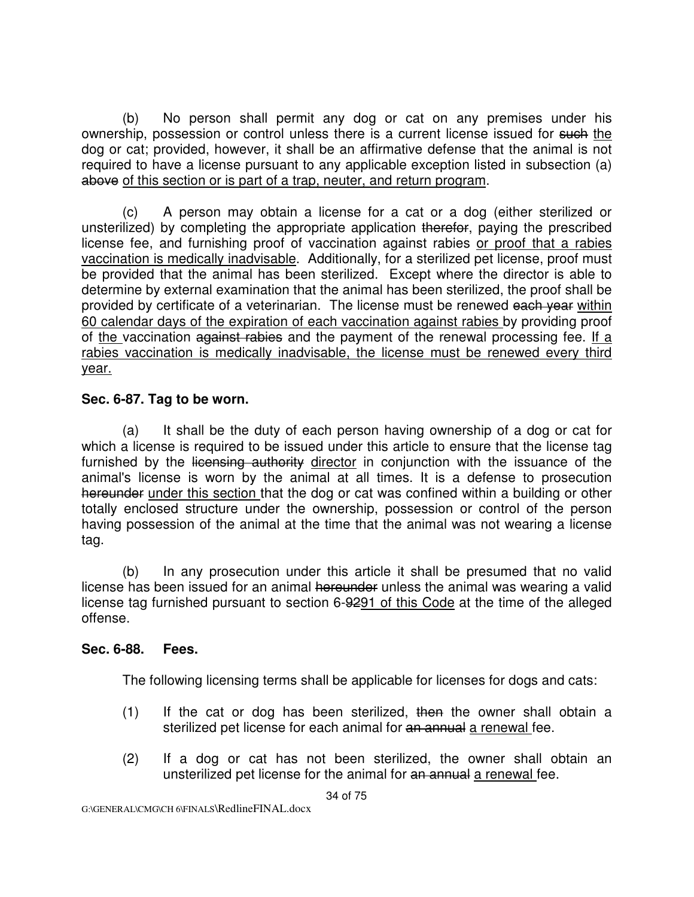(b) No person shall permit any dog or cat on any premises under his ownership, possession or control unless there is a current license issued for ~~such~~ <u>the</u> dog or cat; provided, however, it shall be an affirmative defense that the animal is not required to have a license pursuant to any applicable exception listed in subsection (a) ~~above~~ <u>of this section or is part of a trap, neuter, and return program</u>.

(c) A person may obtain a license for a cat or a dog (either sterilized or unsterilized) by completing the appropriate application ~~therefor~~, paying the prescribed license fee, and furnishing proof of vaccination against rabies <u>or proof that a rabies vaccination is medically inadvisable</u>. Additionally, for a sterilized pet license, proof must be provided that the animal has been sterilized. Except where the director is able to determine by external examination that the animal has been sterilized, the proof shall be provided by certificate of a veterinarian. The license must be renewed ~~each year~~ <u>within 60 calendar days of the expiration of each vaccination against rabies</u> by providing proof of <u>the</u> vaccination ~~against rabies~~ and the payment of the renewal processing fee. <u>If a rabies vaccination is medically inadvisable, the license must be renewed every third year.</u>

**Sec. 6-87. Tag to be worn.**

(a) It shall be the duty of each person having ownership of a dog or cat for which a license is required to be issued under this article to ensure that the license tag furnished by the ~~licensing authority~~ <u>director</u> in conjunction with the issuance of the animal's license is worn by the animal at all times. It is a defense to prosecution ~~hereunder~~ <u>under this section</u> that the dog or cat was confined within a building or other totally enclosed structure under the ownership, possession or control of the person having possession of the animal at the time that the animal was not wearing a license tag.

(b) In any prosecution under this article it shall be presumed that no valid license has been issued for an animal ~~hereunder~~ unless the animal was wearing a valid license tag furnished pursuant to section 6-~~92~~<u>91 of this Code</u> at the time of the alleged offense.

**Sec. 6-88. Fees.**

The following licensing terms shall be applicable for licenses for dogs and cats:

(1) If the cat or dog has been sterilized, ~~then~~ the owner shall obtain a sterilized pet license for each animal for ~~an annual~~ <u>a renewal</u> fee.

(2) If a dog or cat has not been sterilized, the owner shall obtain an unsterilized pet license for the animal for ~~an annual~~ <u>a renewal</u> fee.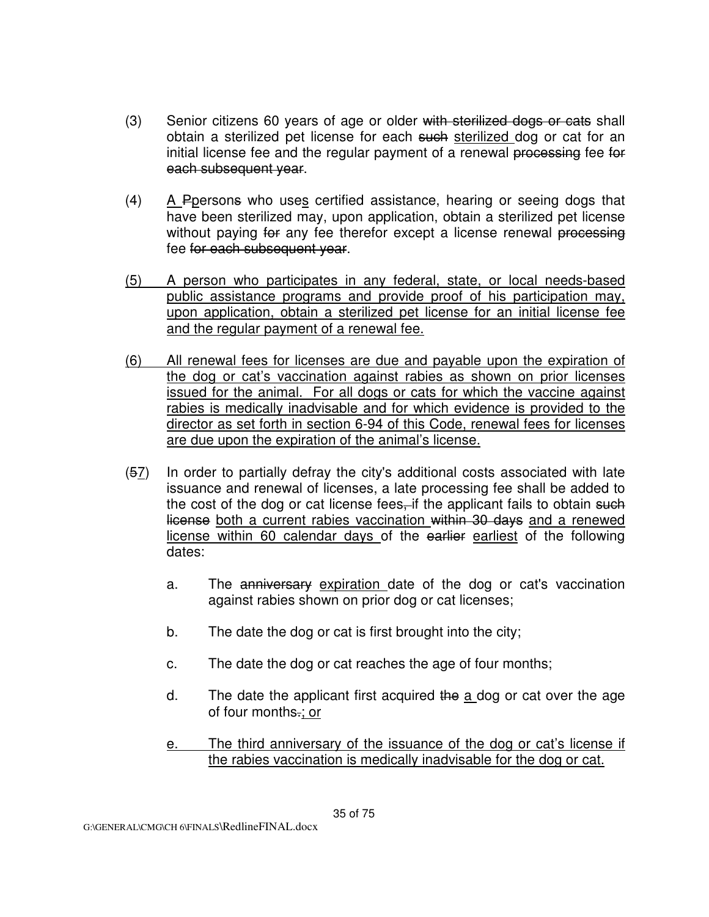(3) Senior citizens 60 years of age or older ~~with sterilized dogs or cats~~ shall obtain a sterilized pet license for each ~~such~~ <u>sterilized</u> dog or cat for an initial license fee and the regular payment of a renewal ~~processing~~ fee ~~for each subsequent year~~.

(4) <u>A</u> ~~P~~<u>p</u>erson~~s~~ who use<u>s</u> certified assistance, hearing or seeing dogs that have been sterilized may, upon application, obtain a sterilized pet license without paying ~~for~~ any fee therefor except a license renewal ~~processing~~ fee ~~for each subsequent year~~.

<u>(5) A person who participates in any federal, state, or local needs-based public assistance programs and provide proof of his participation may, upon application, obtain a sterilized pet license for an initial license fee and the regular payment of a renewal fee.</u>

<u>(6) All renewal fees for licenses are due and payable upon the expiration of the dog or cat's vaccination against rabies as shown on prior licenses issued for the animal. For all dogs or cats for which the vaccine against rabies is medically inadvisable and for which evidence is provided to the director as set forth in section 6-94 of this Code, renewal fees for licenses are due upon the expiration of the animal's license.</u>

(~~5~~<u>7</u>) In order to partially defray the city's additional costs associated with late issuance and renewal of licenses, a late processing fee shall be added to the cost of the dog or cat license fees~~,~~ if the applicant fails to obtain ~~such license~~ <u>both a current rabies vaccination</u> ~~within 30 days~~ <u>and a renewed license within 60 calendar days</u> of the ~~earlier~~ <u>earliest</u> of the following dates:

a. The ~~anniversary~~ <u>expiration</u> date of the dog or cat's vaccination against rabies shown on prior dog or cat licenses;

b. The date the dog or cat is first brought into the city;

c. The date the dog or cat reaches the age of four months;

d. The date the applicant first acquired ~~the~~ <u>a</u> dog or cat over the age of four months~~.~~<u>; or</u>

<u>e. The third anniversary of the issuance of the dog or cat's license if the rabies vaccination is medically inadvisable for the dog or cat.</u>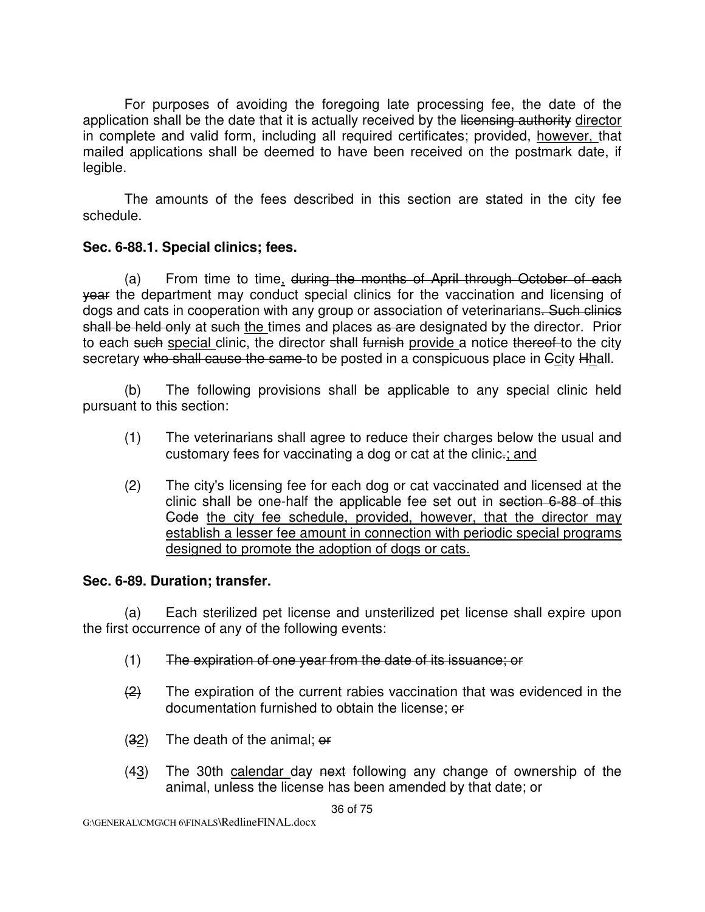For purposes of avoiding the foregoing late processing fee, the date of the application shall be the date that it is actually received by the ~~licensing authority~~ <u>director</u> in complete and valid form, including all required certificates; provided, <u>however,</u> that mailed applications shall be deemed to have been received on the postmark date, if legible.

The amounts of the fees described in this section are stated in the city fee schedule.

**Sec. 6-88.1. Special clinics; fees.**

(a) From time to time<u>,</u> ~~during the months of April through October of each year~~ the department may conduct special clinics for the vaccination and licensing of dogs and cats in cooperation with any group or association of veterinarians~~. Such clinics shall be held only~~ at ~~such~~ <u>the</u> times and places ~~as are~~ designated by the director. Prior to each ~~such~~ <u>special</u> clinic, the director shall ~~furnish~~ <u>provide</u> a notice ~~thereof~~ to the city secretary ~~who shall cause the same~~ to be posted in a conspicuous place in ~~C~~<u>c</u>ity ~~H~~<u>h</u>all.

(b) The following provisions shall be applicable to any special clinic held pursuant to this section:

(1) The veterinarians shall agree to reduce their charges below the usual and customary fees for vaccinating a dog or cat at the clinic~~.~~<u>; and</u>

(2) The city's licensing fee for each dog or cat vaccinated and licensed at the clinic shall be one-half the applicable fee set out in ~~section 6-88 of this Code~~ <u>the city fee schedule, provided, however, that the director may establish a lesser fee amount in connection with periodic special programs designed to promote the adoption of dogs or cats.</u>

**Sec. 6-89. Duration; transfer.**

(a) Each sterilized pet license and unsterilized pet license shall expire upon the first occurrence of any of the following events:

(1) ~~The expiration of one year from the date of its issuance; or~~

~~(2)~~ The expiration of the current rabies vaccination that was evidenced in the documentation furnished to obtain the license; ~~or~~

(~~3~~<u>2</u>) The death of the animal; ~~or~~

(~~4~~<u>3</u>) The 30th <u>calendar</u> day ~~next~~ following any change of ownership of the animal, unless the license has been amended by that date; or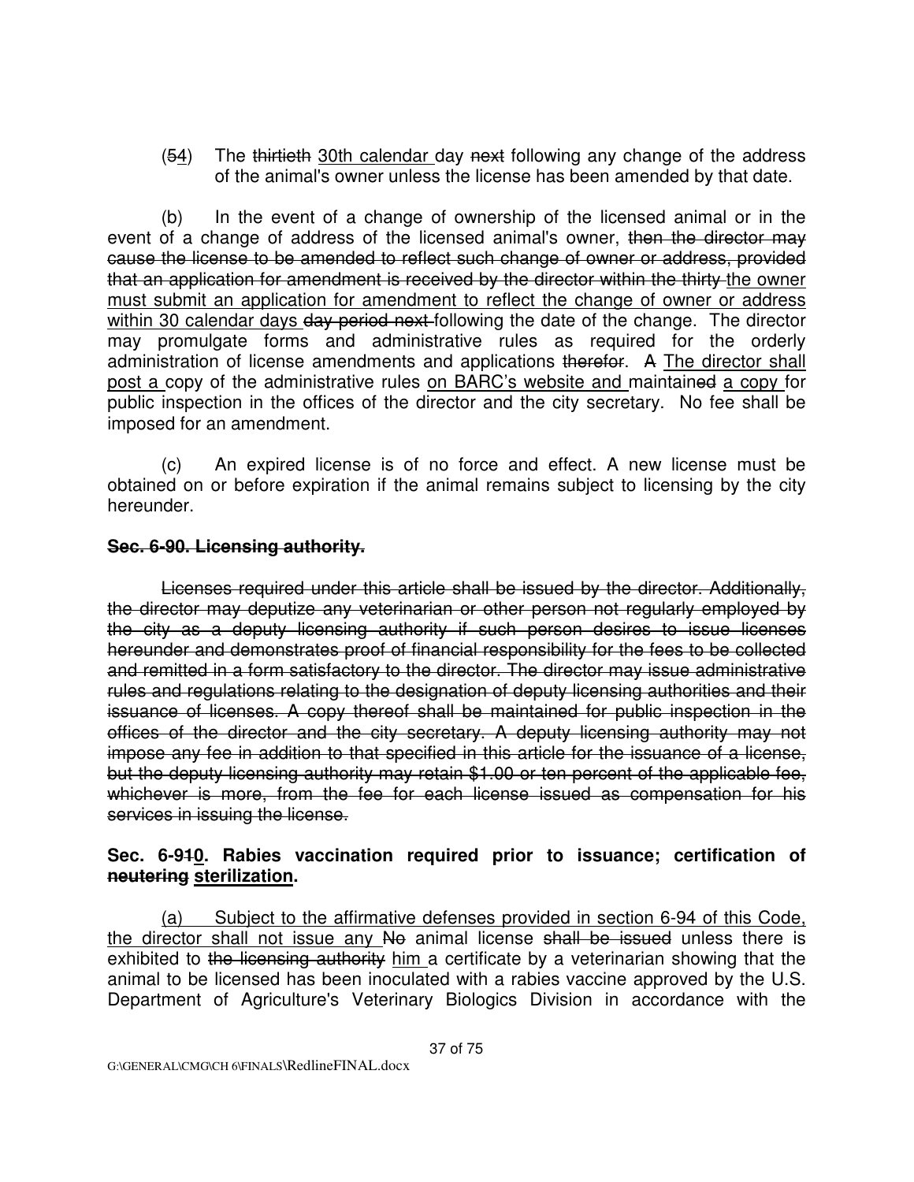(~~5~~4) The ~~thirtieth~~ <u>30th calendar</u> day ~~next~~ following any change of the address of the animal's owner unless the license has been amended by that date.

(b) In the event of a change of ownership of the licensed animal or in the event of a change of address of the licensed animal's owner, ~~then the director may cause the license to be amended to reflect such change of owner or address, provided that an application for amendment is received by the director within the thirty~~ <u>the owner must submit an application for amendment to reflect the change of owner or address within 30 calendar days</u> ~~day period next~~ following the date of the change. The director may promulgate forms and administrative rules as required for the orderly administration of license amendments and applications ~~therefor~~. ~~A~~ <u>The director shall post a</u> copy of the administrative rules <u>on BARC's website and</u> maintain~~ed~~ <u>a copy</u> for public inspection in the offices of the director and the city secretary. No fee shall be imposed for an amendment.

(c) An expired license is of no force and effect. A new license must be obtained on or before expiration if the animal remains subject to licensing by the city hereunder.

**~~Sec. 6-90. Licensing authority.~~**

~~Licenses required under this article shall be issued by the director. Additionally, the director may deputize any veterinarian or other person not regularly employed by the city as a deputy licensing authority if such person desires to issue licenses hereunder and demonstrates proof of financial responsibility for the fees to be collected and remitted in a form satisfactory to the director. The director may issue administrative rules and regulations relating to the designation of deputy licensing authorities and their issuance of licenses. A copy thereof shall be maintained for public inspection in the offices of the director and the city secretary. A deputy licensing authority may not impose any fee in addition to that specified in this article for the issuance of a license, but the deputy licensing authority may retain $1.00 or ten percent of the applicable fee, whichever is more, from the fee for each license issued as compensation for his services in issuing the license.~~

**Sec. 6-9~~1~~<u>0</u>. Rabies vaccination required prior to issuance; certification of ~~neutering~~ <u>sterilization</u>.**

<u>(a) Subject to the affirmative defenses provided in section 6-94 of this Code, the director shall not issue any</u> ~~No~~ animal license ~~shall be issued~~ unless there is exhibited to ~~the licensing authority~~ <u>him</u> a certificate by a veterinarian showing that the animal to be licensed has been inoculated with a rabies vaccine approved by the U.S. Department of Agriculture's Veterinary Biologics Division in accordance with the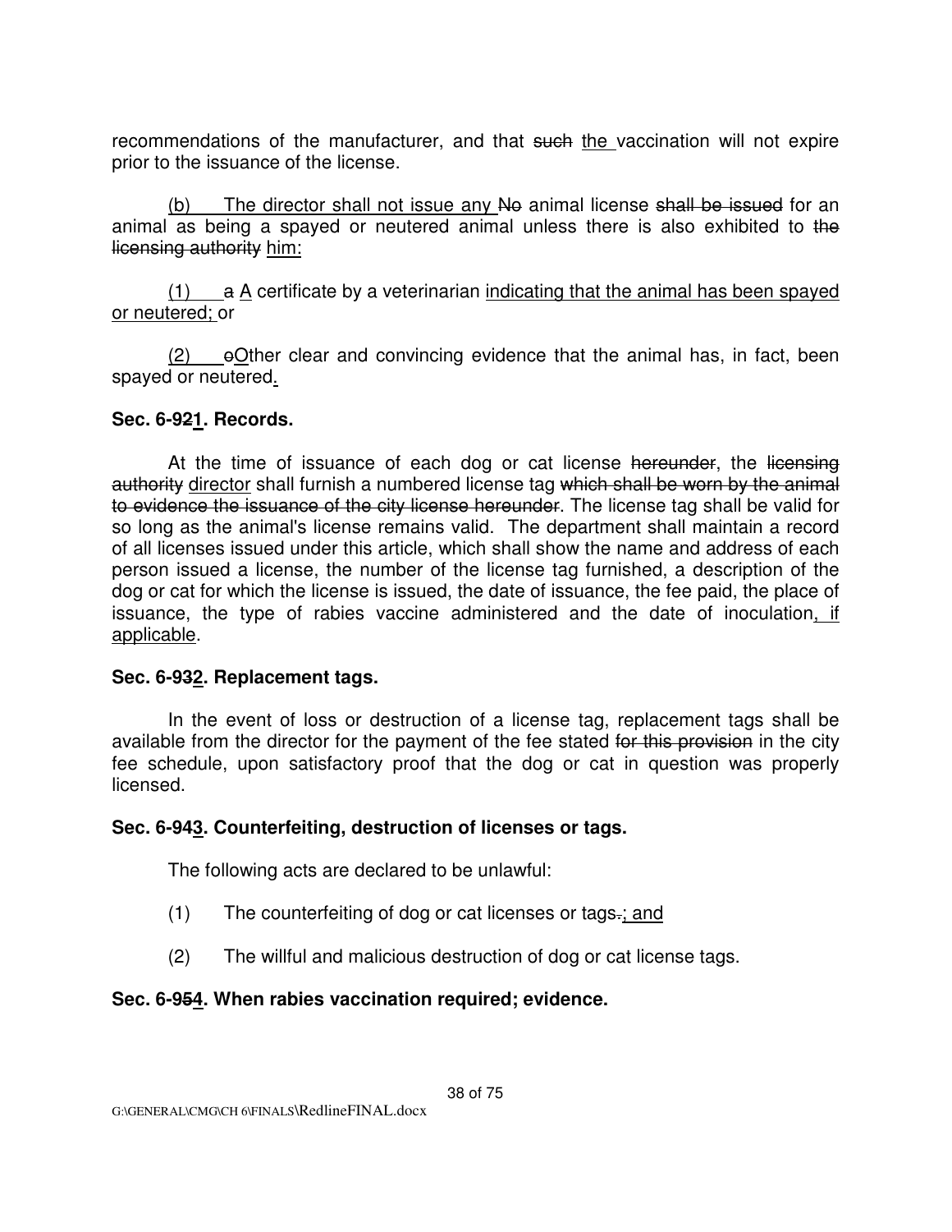recommendations of the manufacturer, and that ~~such~~ <u>the</u> vaccination will not expire prior to the issuance of the license.

<u>(b) The director shall not issue any</u> ~~No~~ animal license ~~shall be issued~~ for an animal as being a spayed or neutered animal unless there is also exhibited to ~~the licensing authority~~ <u>him:</u>

<u>(1)</u> ~~a~~ <u>A</u> certificate by a veterinarian <u>indicating that the animal has been spayed or neutered;</u> or

<u>(2)</u> ~~o~~<u>O</u>ther clear and convincing evidence that the animal has, in fact, been spayed or neutered<u>.</u>

### Sec. 6-9~~2~~<u>1</u>. Records.

At the time of issuance of each dog or cat license ~~hereunder~~, the ~~licensing authority~~ <u>director</u> shall furnish a numbered license tag ~~which shall be worn by the animal to evidence the issuance of the city license hereunder~~. The license tag shall be valid for so long as the animal's license remains valid. The department shall maintain a record of all licenses issued under this article, which shall show the name and address of each person issued a license, the number of the license tag furnished, a description of the dog or cat for which the license is issued, the date of issuance, the fee paid, the place of issuance, the type of rabies vaccine administered and the date of inoculation<u>, if applicable</u>.

### Sec. 6-9~~3~~<u>2</u>. Replacement tags.

In the event of loss or destruction of a license tag, replacement tags shall be available from the director for the payment of the fee stated ~~for this provision~~ in the city fee schedule, upon satisfactory proof that the dog or cat in question was properly licensed.

### Sec. 6-9~~4~~<u>3</u>. Counterfeiting, destruction of licenses or tags.

The following acts are declared to be unlawful:

(1) The counterfeiting of dog or cat licenses or tags~~.~~<u>; and</u>

(2) The willful and malicious destruction of dog or cat license tags.

### Sec. 6-9~~5~~<u>4</u>. When rabies vaccination required; evidence.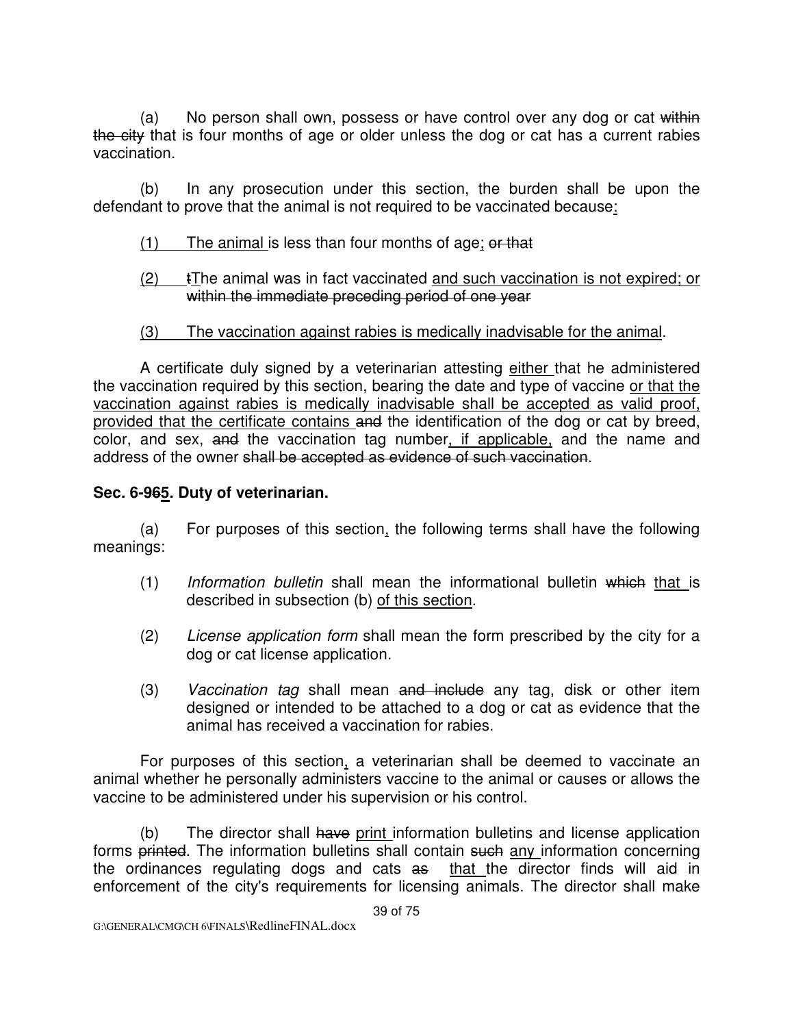(a) No person shall own, possess or have control over any dog or cat ~~within the city~~ that is four months of age or older unless the dog or cat has a current rabies vaccination.

(b) In any prosecution under this section, the burden shall be upon the defendant to prove that the animal is not required to be vaccinated because<u>:</u>

<u>(1) The animal</u> is less than four months of age<u>;</u> ~~or that~~

<u>(2)</u> ~~t~~<u>T</u>he animal was in fact vaccinated <u>and such vaccination is not expired; or</u> ~~within the immediate preceding period of one year~~

<u>(3) The vaccination against rabies is medically inadvisable for the animal</u>.

A certificate duly signed by a veterinarian attesting <u>either</u> that he administered the vaccination required by this section, bearing the date and type of vaccine <u>or that the vaccination against rabies is medically inadvisable shall be accepted as valid proof, provided that the certificate contains</u> ~~and~~ the identification of the dog or cat by breed, color, and sex, ~~and~~ the vaccination tag number<u>, if applicable,</u> and the name and address of the owner ~~shall be accepted as evidence of such vaccination~~.

**Sec. 6-9~~6~~<u>5</u>. Duty of veterinarian.**

(a) For purposes of this section<u>,</u> the following terms shall have the following meanings:

(1) *Information bulletin* shall mean the informational bulletin ~~which~~ <u>that</u> is described in subsection (b) <u>of this section</u>.

(2) *License application form* shall mean the form prescribed by the city for a dog or cat license application.

(3) *Vaccination tag* shall mean ~~and include~~ any tag, disk or other item designed or intended to be attached to a dog or cat as evidence that the animal has received a vaccination for rabies.

For purposes of this section<u>,</u> a veterinarian shall be deemed to vaccinate an animal whether he personally administers vaccine to the animal or causes or allows the vaccine to be administered under his supervision or his control.

(b) The director shall ~~have~~ <u>print</u> information bulletins and license application forms ~~printed~~. The information bulletins shall contain ~~such~~ <u>any</u> information concerning the ordinances regulating dogs and cats ~~as~~ <u>that</u> the director finds will aid in enforcement of the city's requirements for licensing animals. The director shall make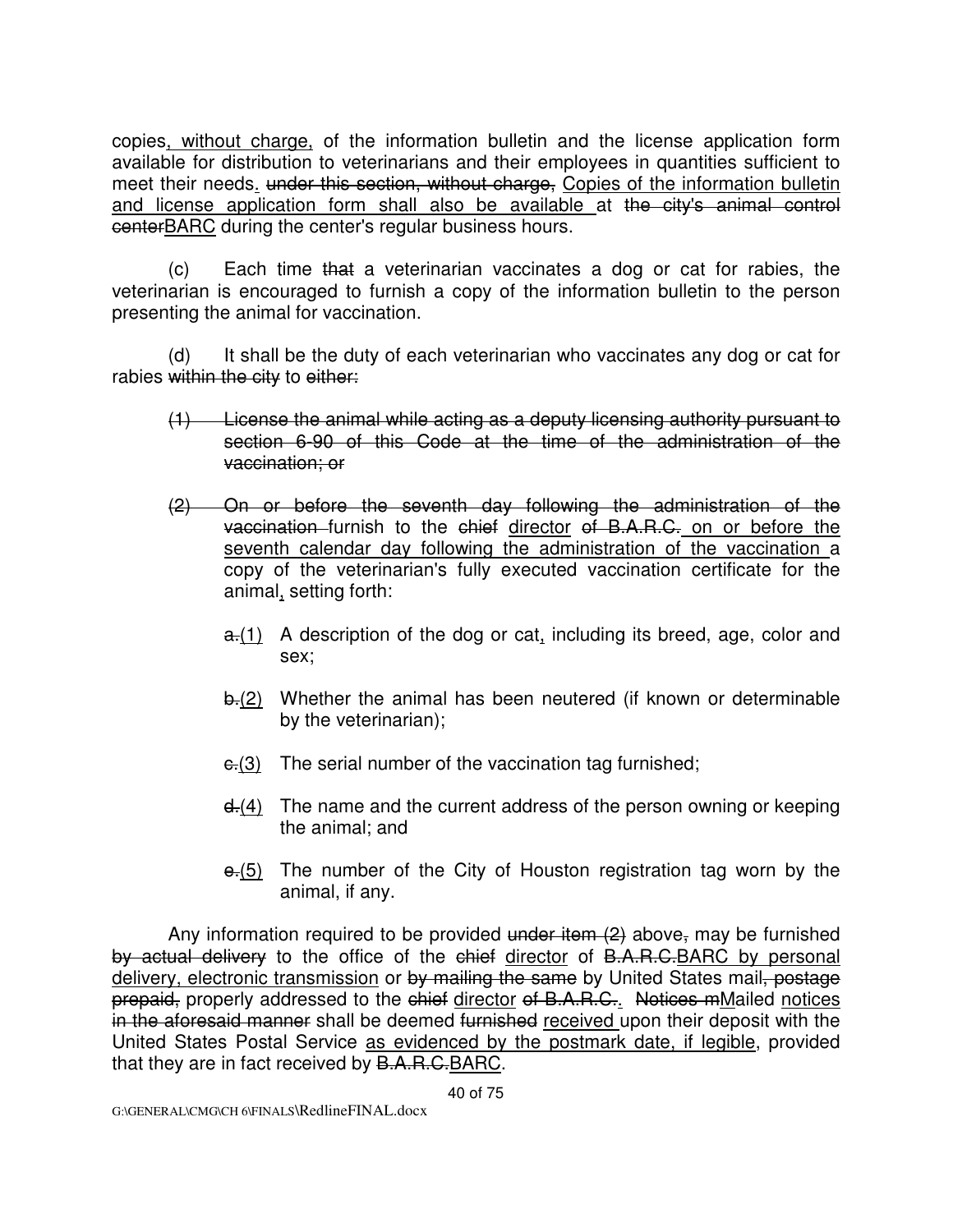copies, without charge, of the information bulletin and the license application form available for distribution to veterinarians and their employees in quantities sufficient to meet their needs. ~~under this section, without charge,~~ Copies of the information bulletin and license application form shall also be available at ~~the city's animal control center~~BARC during the center's regular business hours.

(c) Each time ~~that~~ a veterinarian vaccinates a dog or cat for rabies, the veterinarian is encouraged to furnish a copy of the information bulletin to the person presenting the animal for vaccination.

(d) It shall be the duty of each veterinarian who vaccinates any dog or cat for rabies ~~within the city~~ to ~~either:~~

~~(1) License the animal while acting as a deputy licensing authority pursuant to section 6-90 of this Code at the time of the administration of the vaccination; or~~

~~(2) On or before the seventh day following the administration of the vaccination~~ furnish to the ~~chief~~ director ~~of B.A.R.C.~~ on or before the seventh calendar day following the administration of the vaccination a copy of the veterinarian's fully executed vaccination certificate for the animal, setting forth:

~~a.~~(1) A description of the dog or cat, including its breed, age, color and sex;

~~b.~~(2) Whether the animal has been neutered (if known or determinable by the veterinarian);

~~c.~~(3) The serial number of the vaccination tag furnished;

~~d.~~(4) The name and the current address of the person owning or keeping the animal; and

~~e.~~(5) The number of the City of Houston registration tag worn by the animal, if any.

Any information required to be provided ~~under item (2)~~ above~~,~~ may be furnished ~~by actual delivery~~ to the office of the ~~chief~~ director of ~~B.A.R.C.~~BARC by personal delivery, electronic transmission or ~~by mailing the same~~ by United States mail~~, postage prepaid,~~ properly addressed to the ~~chief~~ director ~~of B.A.R.C.~~. ~~Notices m~~Mailed notices ~~in the aforesaid manner~~ shall be deemed ~~furnished~~ received upon their deposit with the United States Postal Service as evidenced by the postmark date, if legible, provided that they are in fact received by ~~B.A.R.C.~~BARC.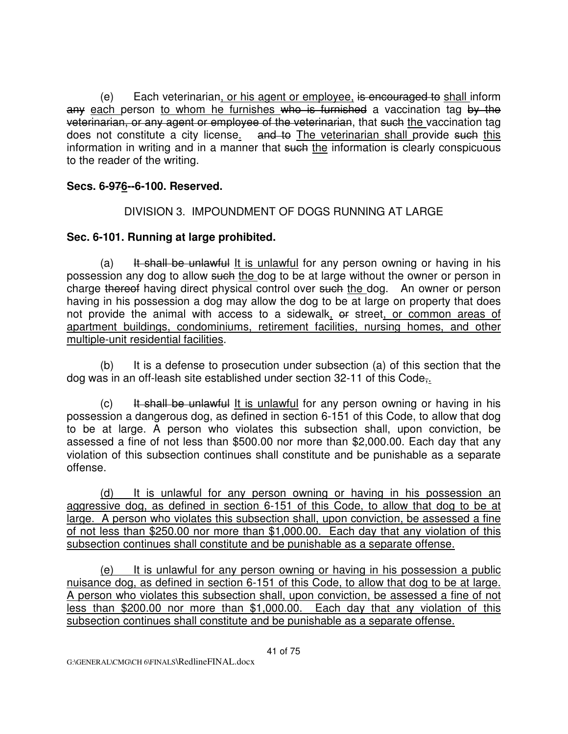(e) Each veterinarian<u>, or his agent or employee,</u> ~~is encouraged to~~ <u>shall</u> inform ~~any~~ <u>each</u> person <u>to whom he furnishes</u> ~~who is furnished~~ a vaccination tag ~~by the veterinarian, or any agent or employee of the veterinarian~~, that ~~such~~ <u>the</u> vaccination tag does not constitute a city license<u>.</u> ~~and to~~ <u>The veterinarian shall</u> provide ~~such~~ <u>this</u> information in writing and in a manner that ~~such~~ <u>the</u> information is clearly conspicuous to the reader of the writing.

**Secs. 6-9~~7~~<u>6</u>--6-100. Reserved.**

DIVISION 3. IMPOUNDMENT OF DOGS RUNNING AT LARGE

**Sec. 6-101. Running at large prohibited.**

(a) ~~It shall be unlawful~~ <u>It is unlawful</u> for any person owning or having in his possession any dog to allow ~~such~~ <u>the</u> dog to be at large without the owner or person in charge ~~thereof~~ having direct physical control over ~~such~~ <u>the</u> dog. An owner or person having in his possession a dog may allow the dog to be at large on property that does not provide the animal with access to a sidewalk<u>,</u> ~~or~~ street<u>, or common areas of apartment buildings, condominiums, retirement facilities, nursing homes, and other multiple-unit residential facilities</u>.

(b) It is a defense to prosecution under subsection (a) of this section that the dog was in an off-leash site established under section 32-11 of this Code~~,~~<u>.</u>

(c) ~~It shall be unlawful~~ <u>It is unlawful</u> for any person owning or having in his possession a dangerous dog, as defined in section 6-151 of this Code, to allow that dog to be at large. A person who violates this subsection shall, upon conviction, be assessed a fine of not less than $500.00 nor more than $2,000.00. Each day that any violation of this subsection continues shall constitute and be punishable as a separate offense.

<u>(d) It is unlawful for any person owning or having in his possession an aggressive dog, as defined in section 6-151 of this Code, to allow that dog to be at large. A person who violates this subsection shall, upon conviction, be assessed a fine of not less than $250.00 nor more than $1,000.00. Each day that any violation of this subsection continues shall constitute and be punishable as a separate offense.</u>

<u>(e) It is unlawful for any person owning or having in his possession a public nuisance dog, as defined in section 6-151 of this Code, to allow that dog to be at large. A person who violates this subsection shall, upon conviction, be assessed a fine of not less than $200.00 nor more than $1,000.00. Each day that any violation of this subsection continues shall constitute and be punishable as a separate offense.</u>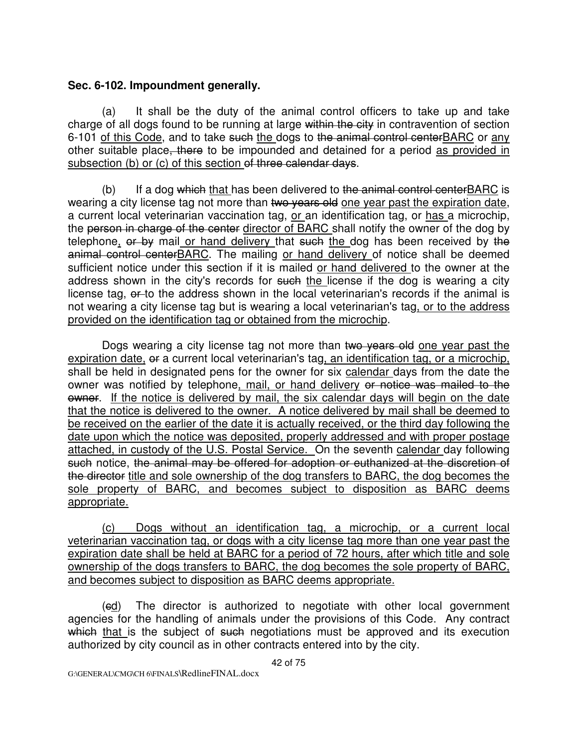**Sec. 6-102. Impoundment generally.**

(a) It shall be the duty of the animal control officers to take up and take charge of all dogs found to be running at large ~~within the city~~ in contravention of section 6-101 <u>of this Code</u>, and to take ~~such~~ <u>the</u> dogs to ~~the animal control center~~<u>BARC</u> or <u>any</u> other suitable place~~, there~~ to be impounded and detained for a period <u>as provided in subsection (b) or (c) of this section</u> ~~of three calendar days~~.

(b) If a dog ~~which~~ <u>that</u> has been delivered to ~~the animal control center~~<u>BARC</u> is wearing a city license tag not more than ~~two years old~~ <u>one year past the expiration date</u>, a current local veterinarian vaccination tag, <u>or</u> an identification tag, or <u>has</u> a microchip, the ~~person in charge of the center~~ <u>director of BARC</u> shall notify the owner of the dog by telephone<u>,</u> ~~or by~~ mail <u>or hand delivery</u> that ~~such~~ <u>the</u> dog has been received by ~~the animal control center~~<u>BARC</u>. The mailing <u>or hand delivery</u> of notice shall be deemed sufficient notice under this section if it is mailed <u>or hand delivered</u> to the owner at the address shown in the city's records for ~~such~~ <u>the</u> license if the dog is wearing a city license tag, ~~or~~ to the address shown in the local veterinarian's records if the animal is not wearing a city license tag but is wearing a local veterinarian's tag<u>, or to the address provided on the identification tag or obtained from the microchip</u>.

Dogs wearing a city license tag not more than ~~two years old~~ <u>one year past the expiration date,</u> ~~or~~ a current local veterinarian's tag<u>, an identification tag, or a microchip,</u> shall be held in designated pens for the owner for six <u>calendar</u> days from the date the owner was notified by telephone<u>, mail, or hand delivery</u> ~~or notice was mailed to the owner~~. <u>If the notice is delivered by mail, the six calendar days will begin on the date that the notice is delivered to the owner. A notice delivered by mail shall be deemed to be received on the earlier of the date it is actually received, or the third day following the date upon which the notice was deposited, properly addressed and with proper postage attached, in custody of the U.S. Postal Service.</u> On the seventh <u>calendar</u> day following ~~such~~ notice, ~~the animal may be offered for adoption or euthanized at the discretion of the director~~ <u>title and sole ownership of the dog transfers to BARC, the dog becomes the sole property of BARC, and becomes subject to disposition as BARC deems appropriate.</u>

<u>(c) Dogs without an identification tag, a microchip, or a current local veterinarian vaccination tag, or dogs with a city license tag more than one year past the expiration date shall be held at BARC for a period of 72 hours, after which title and sole ownership of the dogs transfers to BARC, the dog becomes the sole property of BARC, and becomes subject to disposition as BARC deems appropriate.</u>

(~~c~~<u>d</u>) The director is authorized to negotiate with other local government agencies for the handling of animals under the provisions of this Code. Any contract ~~which~~ <u>that</u> is the subject of ~~such~~ negotiations must be approved and its execution authorized by city council as in other contracts entered into by the city.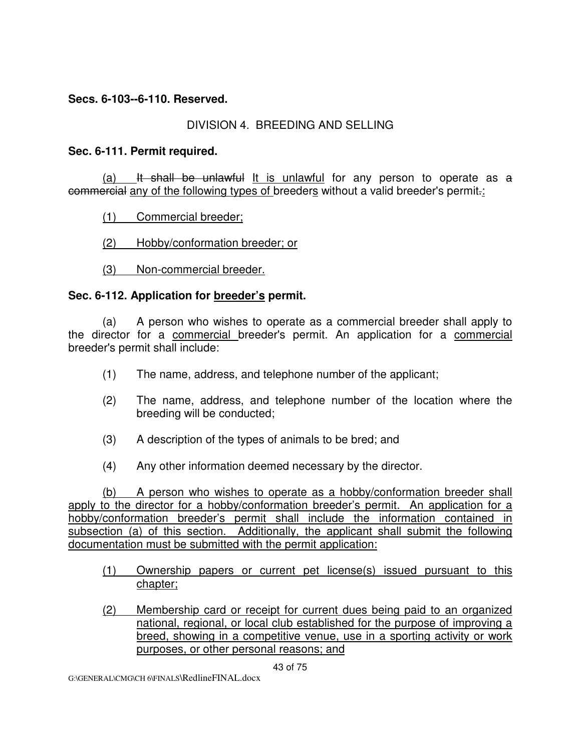**Secs. 6-103--6-110. Reserved.**

## DIVISION 4. BREEDING AND SELLING

### Sec. 6-111. Permit required.

<u>(a)</u> ~~It shall be unlawful~~ <u>It is unlawful</u> for any person to operate as ~~a commercial~~ <u>any of the following types of</u> breeder<u>s</u> without a valid breeder's permit~~.~~<u>:</u>

<u>(1) Commercial breeder;</u>

<u>(2) Hobby/conformation breeder; or</u>

<u>(3) Non-commercial breeder.</u>

### Sec. 6-112. Application for <u>breeder's</u> permit.

(a) A person who wishes to operate as a commercial breeder shall apply to the director for a <u>commercial</u> breeder's permit. An application for a <u>commercial</u> breeder's permit shall include:

(1) The name, address, and telephone number of the applicant;

(2) The name, address, and telephone number of the location where the breeding will be conducted;

(3) A description of the types of animals to be bred; and

(4) Any other information deemed necessary by the director.

<u>(b) A person who wishes to operate as a hobby/conformation breeder shall apply to the director for a hobby/conformation breeder's permit. An application for a hobby/conformation breeder's permit shall include the information contained in subsection (a) of this section. Additionally, the applicant shall submit the following documentation must be submitted with the permit application:</u>

<u>(1) Ownership papers or current pet license(s) issued pursuant to this chapter;</u>

<u>(2) Membership card or receipt for current dues being paid to an organized national, regional, or local club established for the purpose of improving a breed, showing in a competitive venue, use in a sporting activity or work purposes, or other personal reasons; and</u>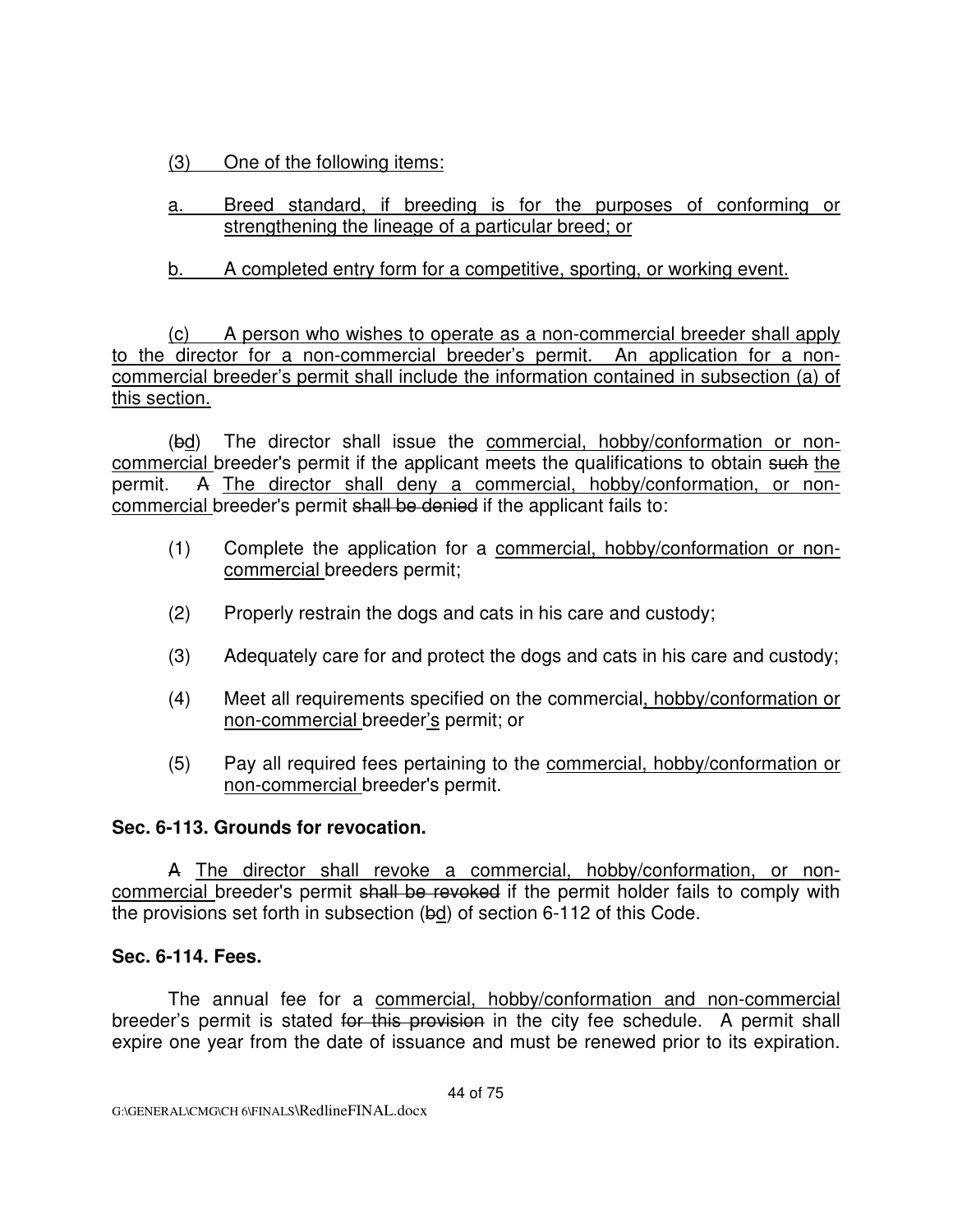(3) One of the following items:

a. Breed standard, if breeding is for the purposes of conforming or strengthening the lineage of a particular breed; or

b. A completed entry form for a competitive, sporting, or working event.

(c) A person who wishes to operate as a non-commercial breeder shall apply to the director for a non-commercial breeder's permit. An application for a non-commercial breeder's permit shall include the information contained in subsection (a) of this section.

(~~b~~d) The director shall issue the commercial, hobby/conformation or non-commercial breeder's permit if the applicant meets the qualifications to obtain ~~such~~ the permit. ~~A~~ The director shall deny a commercial, hobby/conformation, or non-commercial breeder's permit ~~shall be denied~~ if the applicant fails to:

(1) Complete the application for a commercial, hobby/conformation or non-commercial breeders permit;

(2) Properly restrain the dogs and cats in his care and custody;

(3) Adequately care for and protect the dogs and cats in his care and custody;

(4) Meet all requirements specified on the commercial, hobby/conformation or non-commercial breeder's permit; or

(5) Pay all required fees pertaining to the commercial, hobby/conformation or non-commercial breeder's permit.

**Sec. 6-113. Grounds for revocation.**

~~A~~ The director shall revoke a commercial, hobby/conformation, or non-commercial breeder's permit ~~shall be revoked~~ if the permit holder fails to comply with the provisions set forth in subsection (~~b~~d) of section 6-112 of this Code.

**Sec. 6-114. Fees.**

The annual fee for a commercial, hobby/conformation and non-commercial breeder's permit is stated ~~for this provision~~ in the city fee schedule. A permit shall expire one year from the date of issuance and must be renewed prior to its expiration.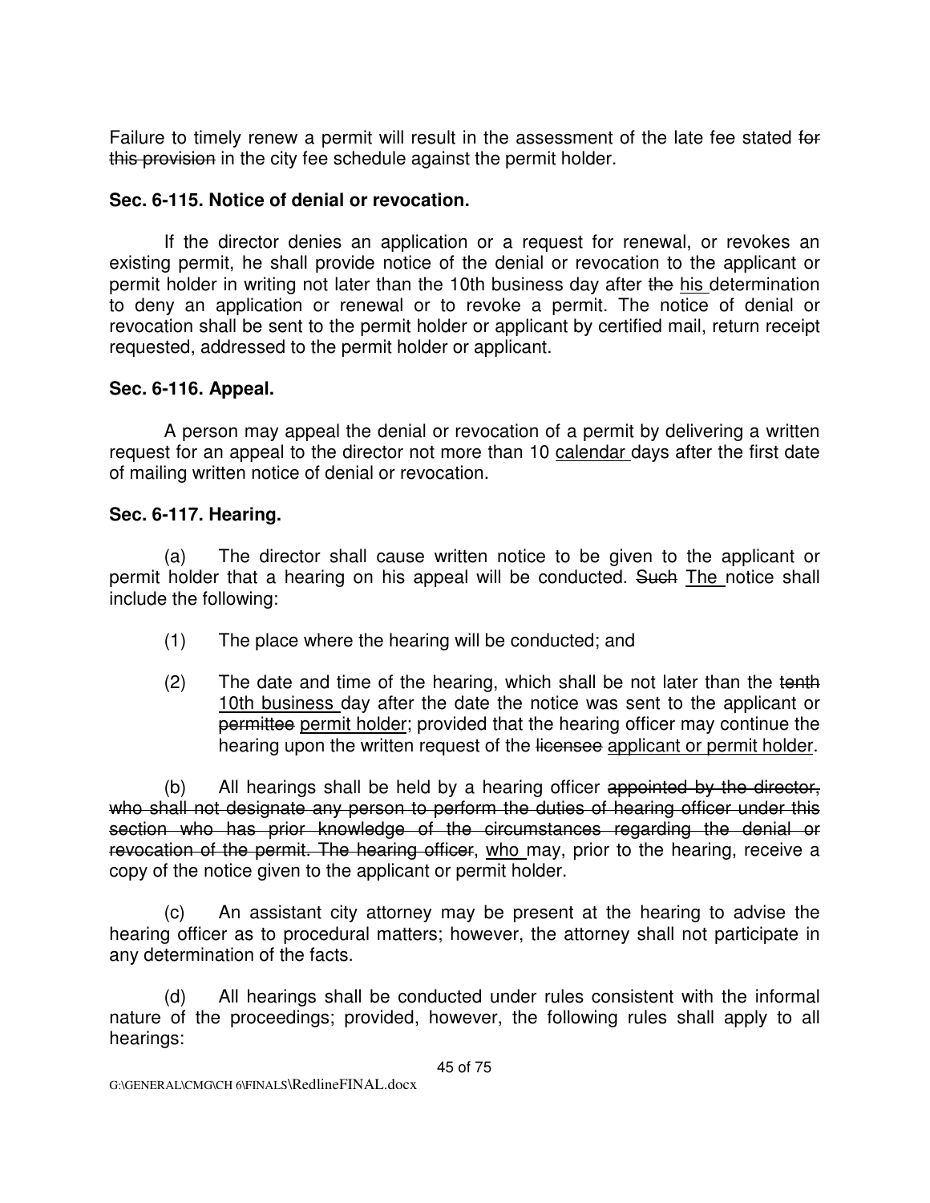Failure to timely renew a permit will result in the assessment of the late fee stated ~~for this provision~~ in the city fee schedule against the permit holder.

**Sec. 6-115. Notice of denial or revocation.**

If the director denies an application or a request for renewal, or revokes an existing permit, he shall provide notice of the denial or revocation to the applicant or permit holder in writing not later than the 10th business day after ~~the~~ <u>his</u> determination to deny an application or renewal or to revoke a permit. The notice of denial or revocation shall be sent to the permit holder or applicant by certified mail, return receipt requested, addressed to the permit holder or applicant.

**Sec. 6-116. Appeal.**

A person may appeal the denial or revocation of a permit by delivering a written request for an appeal to the director not more than 10 <u>calendar</u> days after the first date of mailing written notice of denial or revocation.

**Sec. 6-117. Hearing.**

(a) The director shall cause written notice to be given to the applicant or permit holder that a hearing on his appeal will be conducted. ~~Such~~ <u>The</u> notice shall include the following:

(1) The place where the hearing will be conducted; and

(2) The date and time of the hearing, which shall be not later than the ~~tenth~~ <u>10th business</u> day after the date the notice was sent to the applicant or ~~permittee~~ <u>permit holder</u>; provided that the hearing officer may continue the hearing upon the written request of the ~~licensee~~ <u>applicant or permit holder</u>.

(b) All hearings shall be held by a hearing officer ~~appointed by the director, who shall not designate any person to perform the duties of hearing officer under this section who has prior knowledge of the circumstances regarding the denial or revocation of the permit. The hearing officer~~, <u>who</u> may, prior to the hearing, receive a copy of the notice given to the applicant or permit holder.

(c) An assistant city attorney may be present at the hearing to advise the hearing officer as to procedural matters; however, the attorney shall not participate in any determination of the facts.

(d) All hearings shall be conducted under rules consistent with the informal nature of the proceedings; provided, however, the following rules shall apply to all hearings: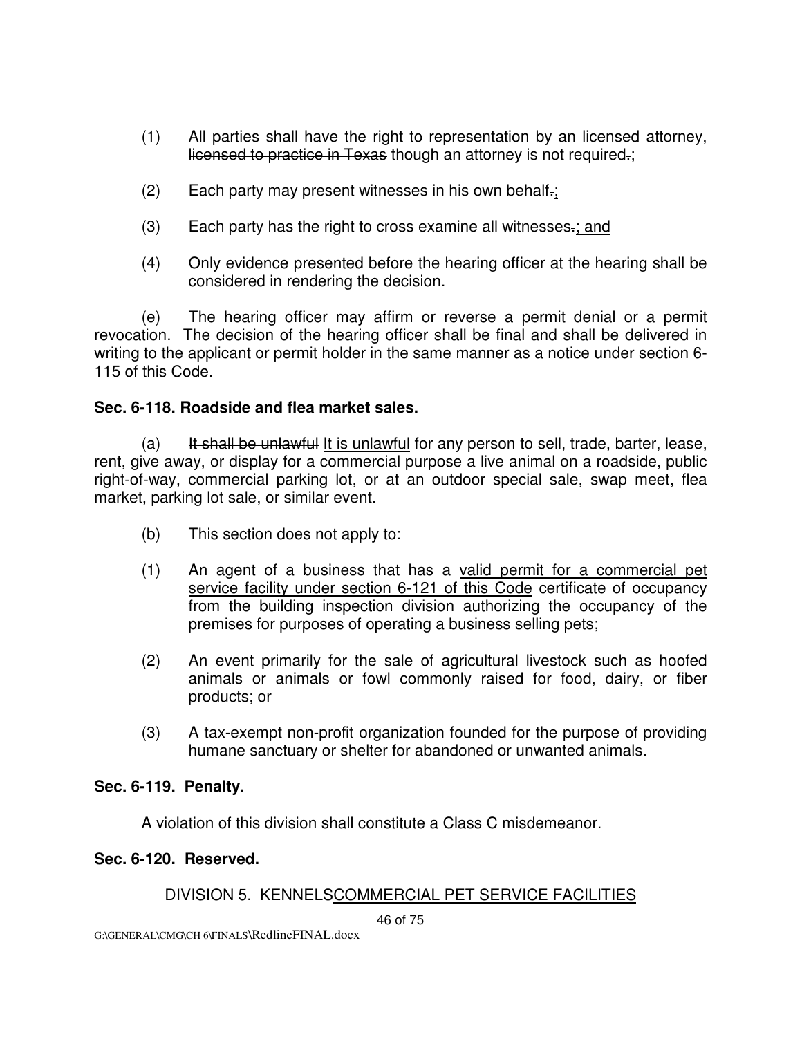(1) All parties shall have the right to representation by ~~an~~ <u>licensed</u> attorney<u>,</u> ~~licensed to practice in Texas~~ though an attorney is not required~~.~~<u>;</u>

(2) Each party may present witnesses in his own behalf~~.~~<u>;</u>

(3) Each party has the right to cross examine all witnesses~~.~~<u>; and</u>

(4) Only evidence presented before the hearing officer at the hearing shall be considered in rendering the decision.

(e) The hearing officer may affirm or reverse a permit denial or a permit revocation. The decision of the hearing officer shall be final and shall be delivered in writing to the applicant or permit holder in the same manner as a notice under section 6-115 of this Code.

**Sec. 6-118. Roadside and flea market sales.**

(a) ~~It shall be unlawful~~ <u>It is unlawful</u> for any person to sell, trade, barter, lease, rent, give away, or display for a commercial purpose a live animal on a roadside, public right-of-way, commercial parking lot, or at an outdoor special sale, swap meet, flea market, parking lot sale, or similar event.

(b) This section does not apply to:

(1) An agent of a business that has a <u>valid permit for a commercial pet service facility under section 6-121 of this Code</u> ~~certificate of occupancy from the building inspection division authorizing the occupancy of the premises for purposes of operating a business selling pets~~;

(2) An event primarily for the sale of agricultural livestock such as hoofed animals or animals or fowl commonly raised for food, dairy, or fiber products; or

(3) A tax-exempt non-profit organization founded for the purpose of providing humane sanctuary or shelter for abandoned or unwanted animals.

**Sec. 6-119. Penalty.**

A violation of this division shall constitute a Class C misdemeanor.

**Sec. 6-120. Reserved.**

DIVISION 5. ~~KENNELS~~<u>COMMERCIAL PET SERVICE FACILITIES</u>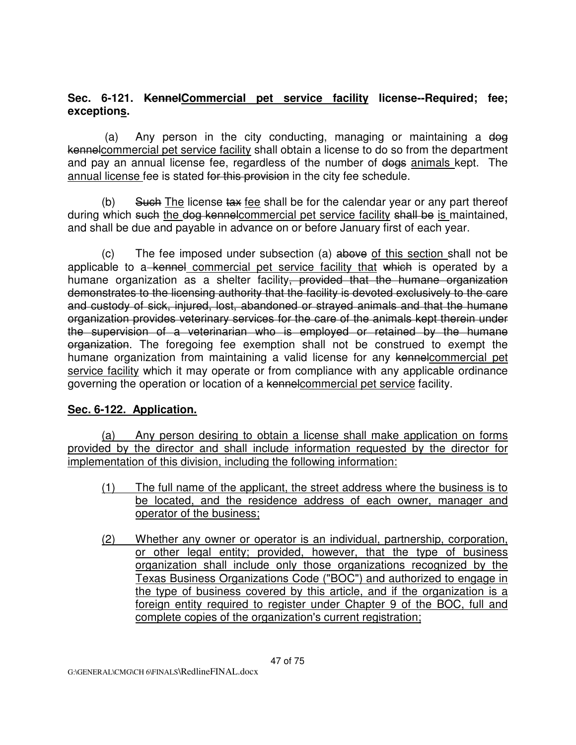**Sec. 6-121. ~~Kennel~~<u>Commercial pet service facility</u> license--Required; fee; exception<u>s</u>.**

(a) Any person in the city conducting, managing or maintaining a ~~dog kennel~~<u>commercial pet service facility</u> shall obtain a license to do so from the department and pay an annual license fee, regardless of the number of ~~dogs~~ <u>animals</u> kept. The <u>annual license</u> fee is stated ~~for this provision~~ in the city fee schedule.

(b) ~~Such~~ <u>The</u> license ~~tax~~ <u>fee</u> shall be for the calendar year or any part thereof during which ~~such~~ <u>the</u> ~~dog kennel~~<u>commercial pet service facility</u> ~~shall be~~ <u>is</u> maintained, and shall be due and payable in advance on or before January first of each year.

(c) The fee imposed under subsection (a) ~~above~~ <u>of this section</u> shall not be applicable to a ~~kennel~~ <u>commercial pet service facility that</u> ~~which~~ is operated by a humane organization as a shelter facility~~, provided that the humane organization demonstrates to the licensing authority that the facility is devoted exclusively to the care and custody of sick, injured, lost, abandoned or strayed animals and that the humane organization provides veterinary services for the care of the animals kept therein under the supervision of a veterinarian who is employed or retained by the humane organization~~. The foregoing fee exemption shall not be construed to exempt the humane organization from maintaining a valid license for any ~~kennel~~<u>commercial pet service facility</u> which it may operate or from compliance with any applicable ordinance governing the operation or location of a ~~kennel~~<u>commercial pet service</u> facility.

<u>**Sec. 6-122. Application.**</u>

<u>(a) Any person desiring to obtain a license shall make application on forms provided by the director and shall include information requested by the director for implementation of this division, including the following information:</u>

<u>(1) The full name of the applicant, the street address where the business is to be located, and the residence address of each owner, manager and operator of the business;</u>

<u>(2) Whether any owner or operator is an individual, partnership, corporation, or other legal entity; provided, however, that the type of business organization shall include only those organizations recognized by the Texas Business Organizations Code ("BOC") and authorized to engage in the type of business covered by this article, and if the organization is a foreign entity required to register under Chapter 9 of the BOC, full and complete copies of the organization's current registration;</u>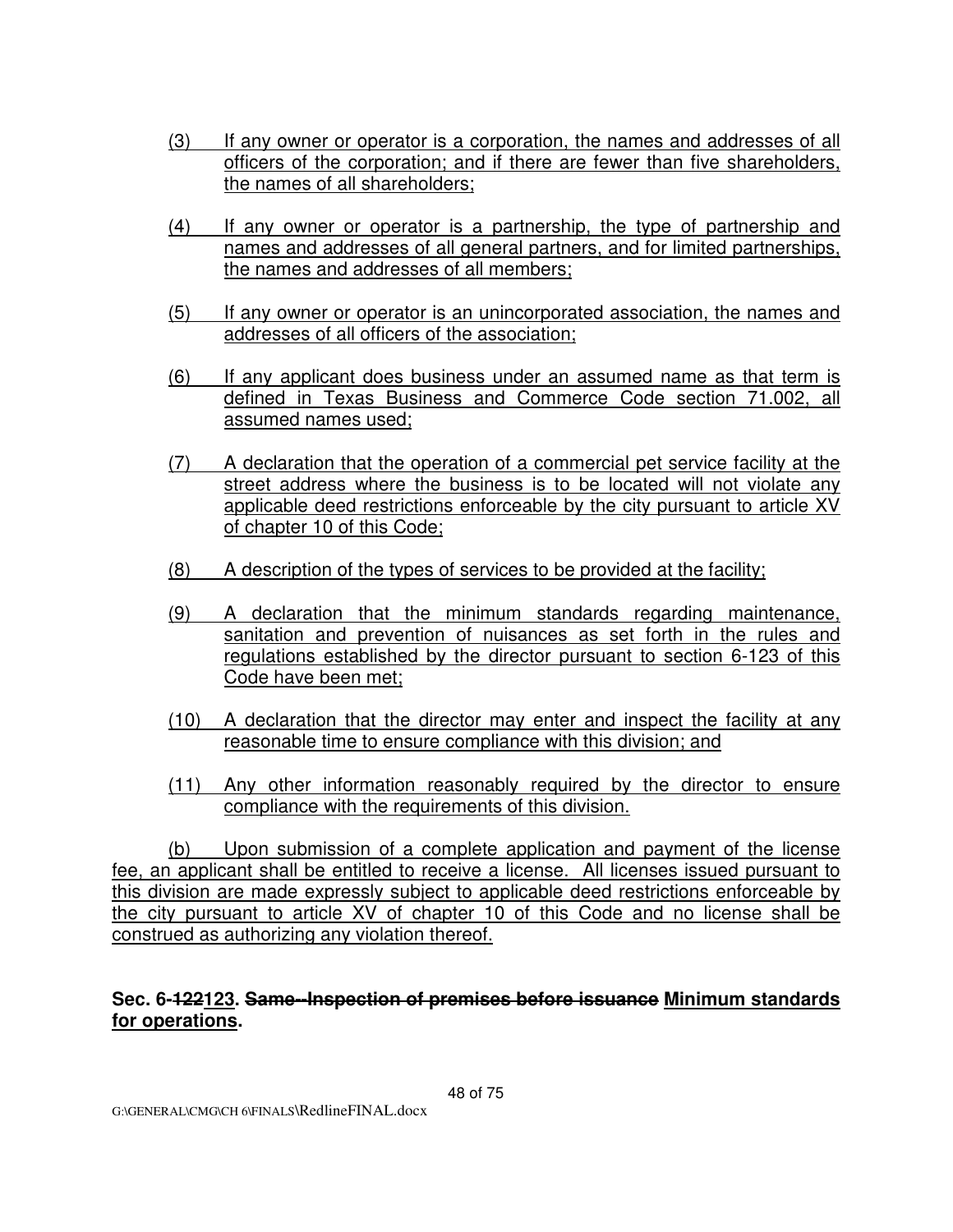(3) If any owner or operator is a corporation, the names and addresses of all officers of the corporation; and if there are fewer than five shareholders, the names of all shareholders;

(4) If any owner or operator is a partnership, the type of partnership and names and addresses of all general partners, and for limited partnerships, the names and addresses of all members;

(5) If any owner or operator is an unincorporated association, the names and addresses of all officers of the association;

(6) If any applicant does business under an assumed name as that term is defined in Texas Business and Commerce Code section 71.002, all assumed names used;

(7) A declaration that the operation of a commercial pet service facility at the street address where the business is to be located will not violate any applicable deed restrictions enforceable by the city pursuant to article XV of chapter 10 of this Code;

(8) A description of the types of services to be provided at the facility;

(9) A declaration that the minimum standards regarding maintenance, sanitation and prevention of nuisances as set forth in the rules and regulations established by the director pursuant to section 6-123 of this Code have been met;

(10) A declaration that the director may enter and inspect the facility at any reasonable time to ensure compliance with this division; and

(11) Any other information reasonably required by the director to ensure compliance with the requirements of this division.

(b) Upon submission of a complete application and payment of the license fee, an applicant shall be entitled to receive a license. All licenses issued pursuant to this division are made expressly subject to applicable deed restrictions enforceable by the city pursuant to article XV of chapter 10 of this Code and no license shall be construed as authorizing any violation thereof.

**Sec. 6-~~122~~123. ~~Same--Inspection of premises before issuance~~ Minimum standards for operations.**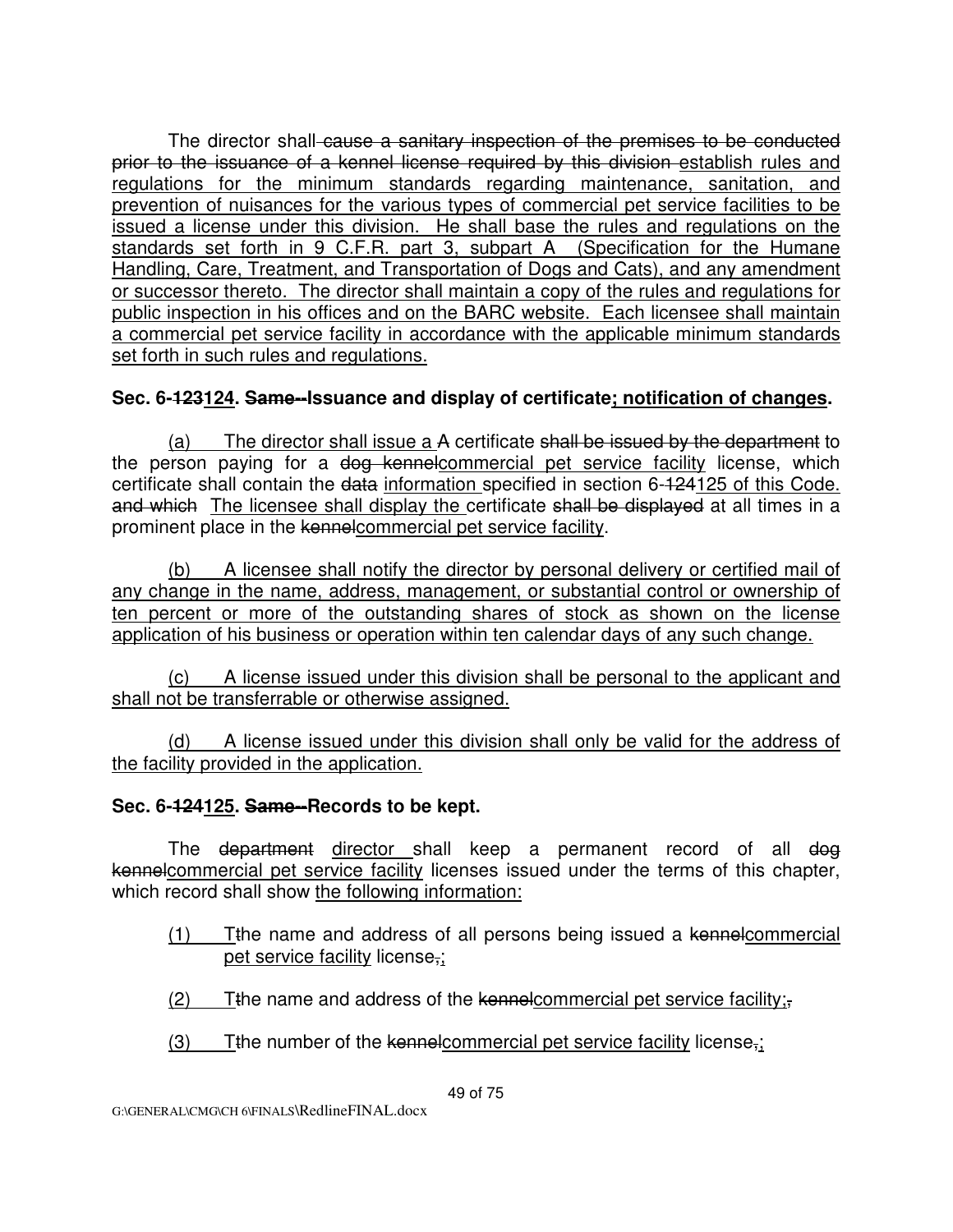The director shall ~~cause a sanitary inspection of the premises to be conducted prior to the issuance of a kennel license required by this division~~ <u>establish rules and regulations for the minimum standards regarding maintenance, sanitation, and prevention of nuisances for the various types of commercial pet service facilities to be issued a license under this division. He shall base the rules and regulations on the standards set forth in 9 C.F.R. part 3, subpart A (Specification for the Humane Handling, Care, Treatment, and Transportation of Dogs and Cats), and any amendment or successor thereto. The director shall maintain a copy of the rules and regulations for public inspection in his offices and on the BARC website. Each licensee shall maintain a commercial pet service facility in accordance with the applicable minimum standards set forth in such rules and regulations.</u>

**Sec. 6-~~123~~<u>124</u>. ~~Same--~~Issuance and display of certificate<u>; notification of changes</u>.**

<u>(a) The director shall issue a</u> ~~A~~ certificate ~~shall be issued by the department~~ to the person paying for a ~~dog kennel~~<u>commercial pet service facility</u> license, which certificate shall contain the ~~data~~ <u>information</u> specified in section 6-~~124~~<u>125 of this Code.</u> ~~and which~~ <u>The licensee shall display the</u> certificate ~~shall be displayed~~ at all times in a prominent place in the ~~kennel~~<u>commercial pet service facility</u>.

<u>(b) A licensee shall notify the director by personal delivery or certified mail of any change in the name, address, management, or substantial control or ownership of ten percent or more of the outstanding shares of stock as shown on the license application of his business or operation within ten calendar days of any such change.</u>

<u>(c) A license issued under this division shall be personal to the applicant and shall not be transferrable or otherwise assigned.</u>

<u>(d) A license issued under this division shall only be valid for the address of the facility provided in the application.</u>

**Sec. 6-~~124~~<u>125</u>. ~~Same--~~Records to be kept.**

The ~~department~~ <u>director</u> shall keep a permanent record of all ~~dog kennel~~<u>commercial pet service facility</u> licenses issued under the terms of this chapter, which record shall show <u>the following information:</u>

<u>(1)</u> <u>T</u>~~t~~he name and address of all persons being issued a ~~kennel~~<u>commercial pet service facility</u> license~~,~~<u>;</u>

<u>(2)</u> <u>T</u>~~t~~he name and address of the ~~kennel~~<u>commercial pet service facility</u><u>;</u>~~,~~

<u>(3)</u> <u>T</u>~~t~~he number of the ~~kennel~~<u>commercial pet service facility</u> license~~,~~<u>;</u>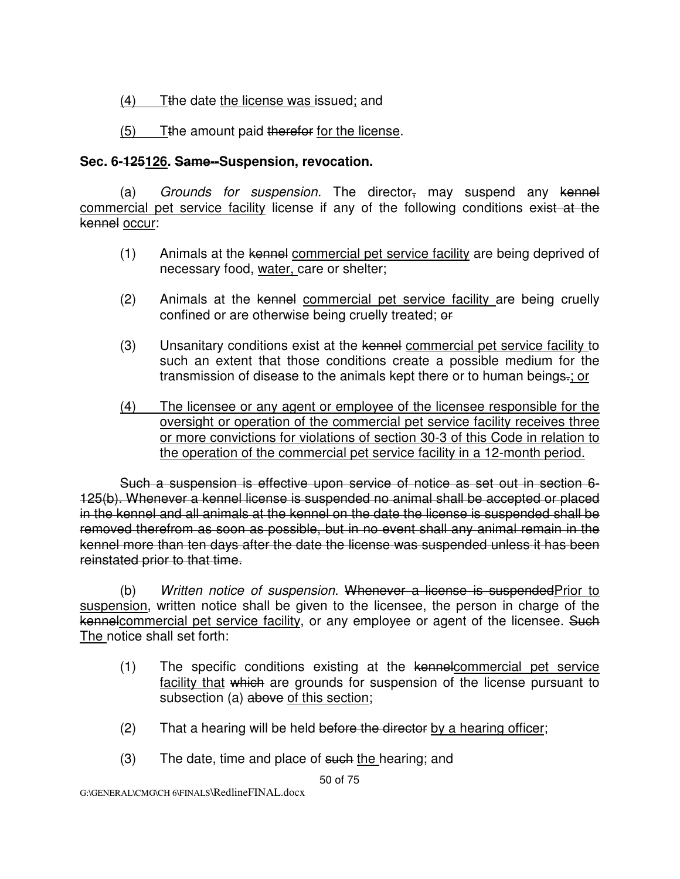(4) Tthe date the license was issued; and

(5) Tthe amount paid therefor for the license.

**Sec. 6-125126. Same--Suspension, revocation.**

(a) *Grounds for suspension.* The director, may suspend any kennel commercial pet service facility license if any of the following conditions exist at the kennel occur:

(1) Animals at the kennel commercial pet service facility are being deprived of necessary food, water, care or shelter;

(2) Animals at the kennel commercial pet service facility are being cruelly confined or are otherwise being cruelly treated; or

(3) Unsanitary conditions exist at the kennel commercial pet service facility to such an extent that those conditions create a possible medium for the transmission of disease to the animals kept there or to human beings.; or

(4) The licensee or any agent or employee of the licensee responsible for the oversight or operation of the commercial pet service facility receives three or more convictions for violations of section 30-3 of this Code in relation to the operation of the commercial pet service facility in a 12-month period.

Such a suspension is effective upon service of notice as set out in section 6-125(b). Whenever a kennel license is suspended no animal shall be accepted or placed in the kennel and all animals at the kennel on the date the license is suspended shall be removed therefrom as soon as possible, but in no event shall any animal remain in the kennel more than ten days after the date the license was suspended unless it has been reinstated prior to that time.

(b) *Written notice of suspension.* Whenever a license is suspendedPrior to suspension, written notice shall be given to the licensee, the person in charge of the kennelcommercial pet service facility, or any employee or agent of the licensee. Such The notice shall set forth:

(1) The specific conditions existing at the kennelcommercial pet service facility that which are grounds for suspension of the license pursuant to subsection (a) above of this section;

(2) That a hearing will be held before the director by a hearing officer;

(3) The date, time and place of such the hearing; and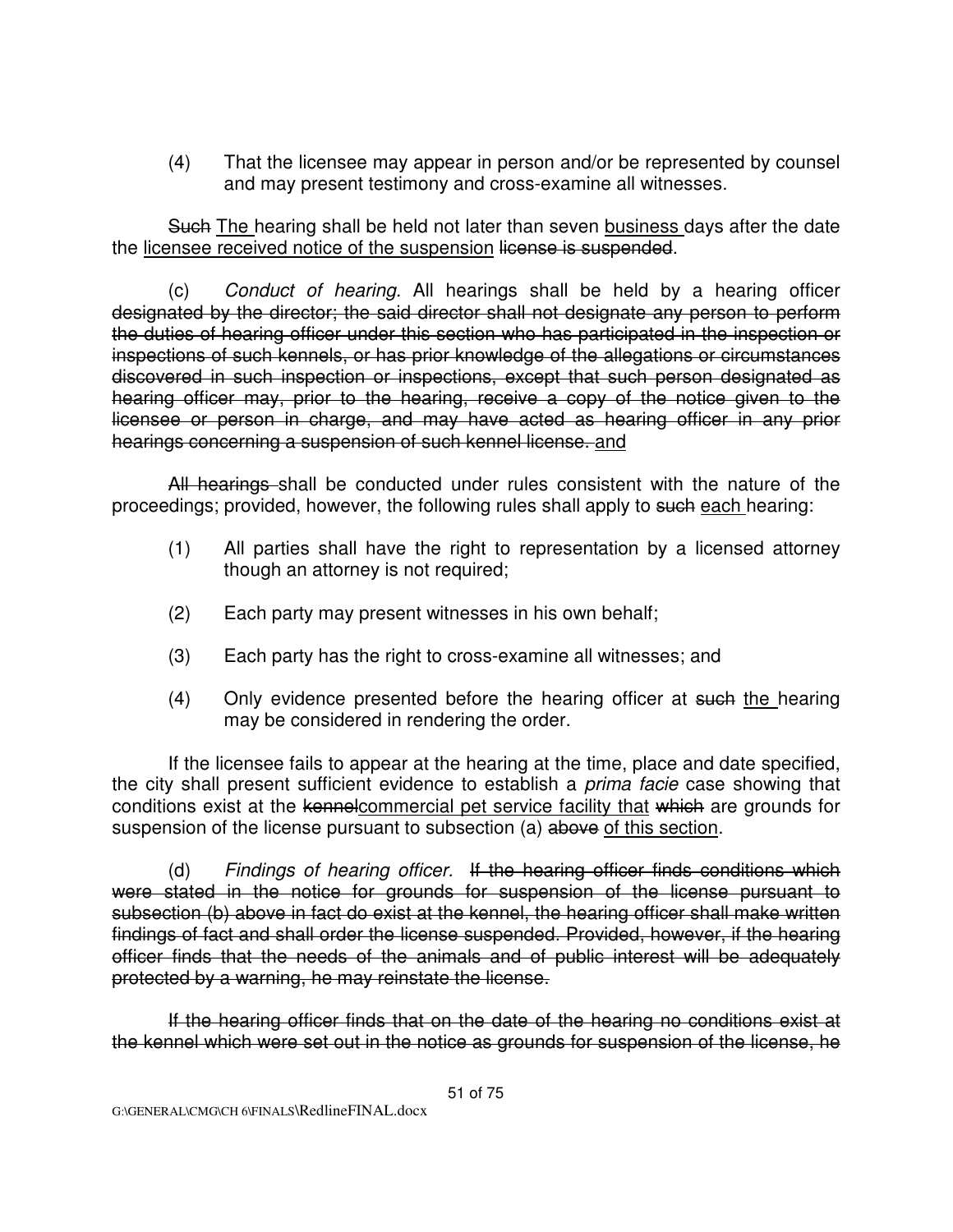(4) That the licensee may appear in person and/or be represented by counsel and may present testimony and cross-examine all witnesses.

~~Such~~ <u>The</u> hearing shall be held not later than seven <u>business</u> days after the date the <u>licensee received notice of the suspension</u> ~~license is suspended~~.

(c) *Conduct of hearing.* All hearings shall be held by a hearing officer ~~designated by the director; the said director shall not designate any person to perform the duties of hearing officer under this section who has participated in the inspection or inspections of such kennels, or has prior knowledge of the allegations or circumstances discovered in such inspection or inspections, except that such person designated as hearing officer may, prior to the hearing, receive a copy of the notice given to the licensee or person in charge, and may have acted as hearing officer in any prior hearings concerning a suspension of such kennel license.~~ <u>and</u>

~~All hearings~~ shall be conducted under rules consistent with the nature of the proceedings; provided, however, the following rules shall apply to ~~such~~ <u>each</u> hearing:

(1) All parties shall have the right to representation by a licensed attorney though an attorney is not required;

(2) Each party may present witnesses in his own behalf;

(3) Each party has the right to cross-examine all witnesses; and

(4) Only evidence presented before the hearing officer at ~~such~~ <u>the</u> hearing may be considered in rendering the order.

If the licensee fails to appear at the hearing at the time, place and date specified, the city shall present sufficient evidence to establish a *prima facie* case showing that conditions exist at the ~~kennel~~<u>commercial pet service facility that</u> ~~which~~ are grounds for suspension of the license pursuant to subsection (a) ~~above~~ <u>of this section</u>.

(d) *Findings of hearing officer.* ~~If the hearing officer finds conditions which were stated in the notice for grounds for suspension of the license pursuant to subsection (b) above in fact do exist at the kennel, the hearing officer shall make written findings of fact and shall order the license suspended. Provided, however, if the hearing officer finds that the needs of the animals and of public interest will be adequately protected by a warning, he may reinstate the license.~~

~~If the hearing officer finds that on the date of the hearing no conditions exist at the kennel which were set out in the notice as grounds for suspension of the license, he~~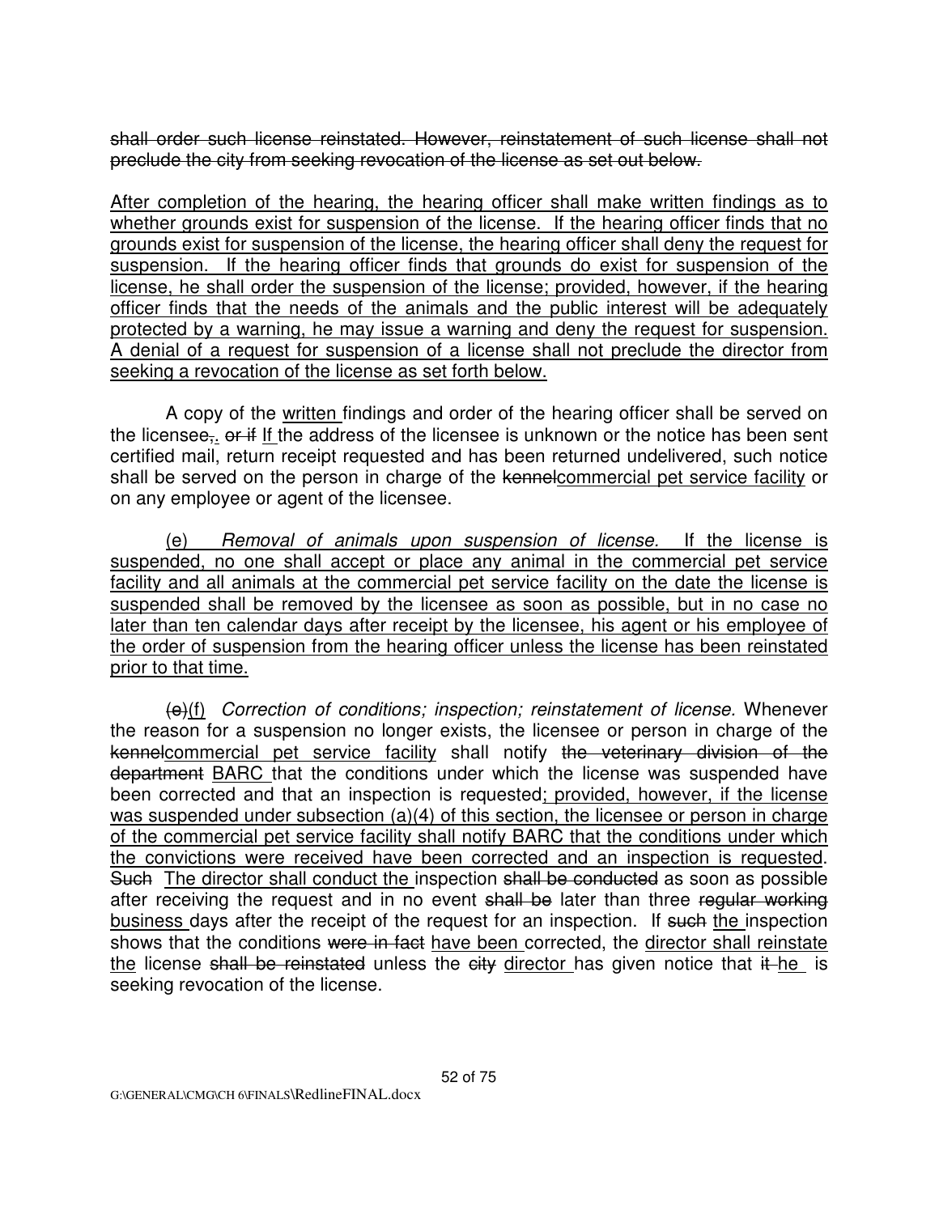~~shall order such license reinstated. However, reinstatement of such license shall not preclude the city from seeking revocation of the license as set out below.~~

<u>After completion of the hearing, the hearing officer shall make written findings as to whether grounds exist for suspension of the license. If the hearing officer finds that no grounds exist for suspension of the license, the hearing officer shall deny the request for suspension. If the hearing officer finds that grounds do exist for suspension of the license, he shall order the suspension of the license; provided, however, if the hearing officer finds that the needs of the animals and the public interest will be adequately protected by a warning, he may issue a warning and deny the request for suspension. A denial of a request for suspension of a license shall not preclude the director from seeking a revocation of the license as set forth below.</u>

A copy of the <u>written</u> findings and order of the hearing officer shall be served on the licensee~~,~~<u>.</u> ~~or if~~ <u>If</u> the address of the licensee is unknown or the notice has been sent certified mail, return receipt requested and has been returned undelivered, such notice shall be served on the person in charge of the ~~kennel~~<u>commercial pet service facility</u> or on any employee or agent of the licensee.

<u>(e) *Removal of animals upon suspension of license.* If the license is suspended, no one shall accept or place any animal in the commercial pet service facility and all animals at the commercial pet service facility on the date the license is suspended shall be removed by the licensee as soon as possible, but in no case no later than ten calendar days after receipt by the licensee, his agent or his employee of the order of suspension from the hearing officer unless the license has been reinstated prior to that time.</u>

~~(e)~~<u>(f)</u> *Correction of conditions; inspection; reinstatement of license.* Whenever the reason for a suspension no longer exists, the licensee or person in charge of the ~~kennel~~<u>commercial pet service facility</u> shall notify ~~the veterinary division of the department~~ <u>BARC</u> that the conditions under which the license was suspended have been corrected and that an inspection is requested<u>; provided, however, if the license was suspended under subsection (a)(4) of this section, the licensee or person in charge of the commercial pet service facility shall notify BARC that the conditions under which the convictions were received have been corrected and an inspection is requested</u>. ~~Such~~ <u>The director shall conduct the</u> inspection ~~shall be conducted~~ as soon as possible after receiving the request and in no event ~~shall be~~ later than three ~~regular working~~ <u>business</u> days after the receipt of the request for an inspection. If ~~such~~ <u>the</u> inspection shows that the conditions ~~were in fact~~ <u>have been</u> corrected, the <u>director shall reinstate the</u> license ~~shall be reinstated~~ unless the ~~city~~ <u>director</u> has given notice that ~~it~~ <u>he</u> is seeking revocation of the license.

G:\GENERAL\CMG\CH 6\FINALS\RedlineFINAL.docx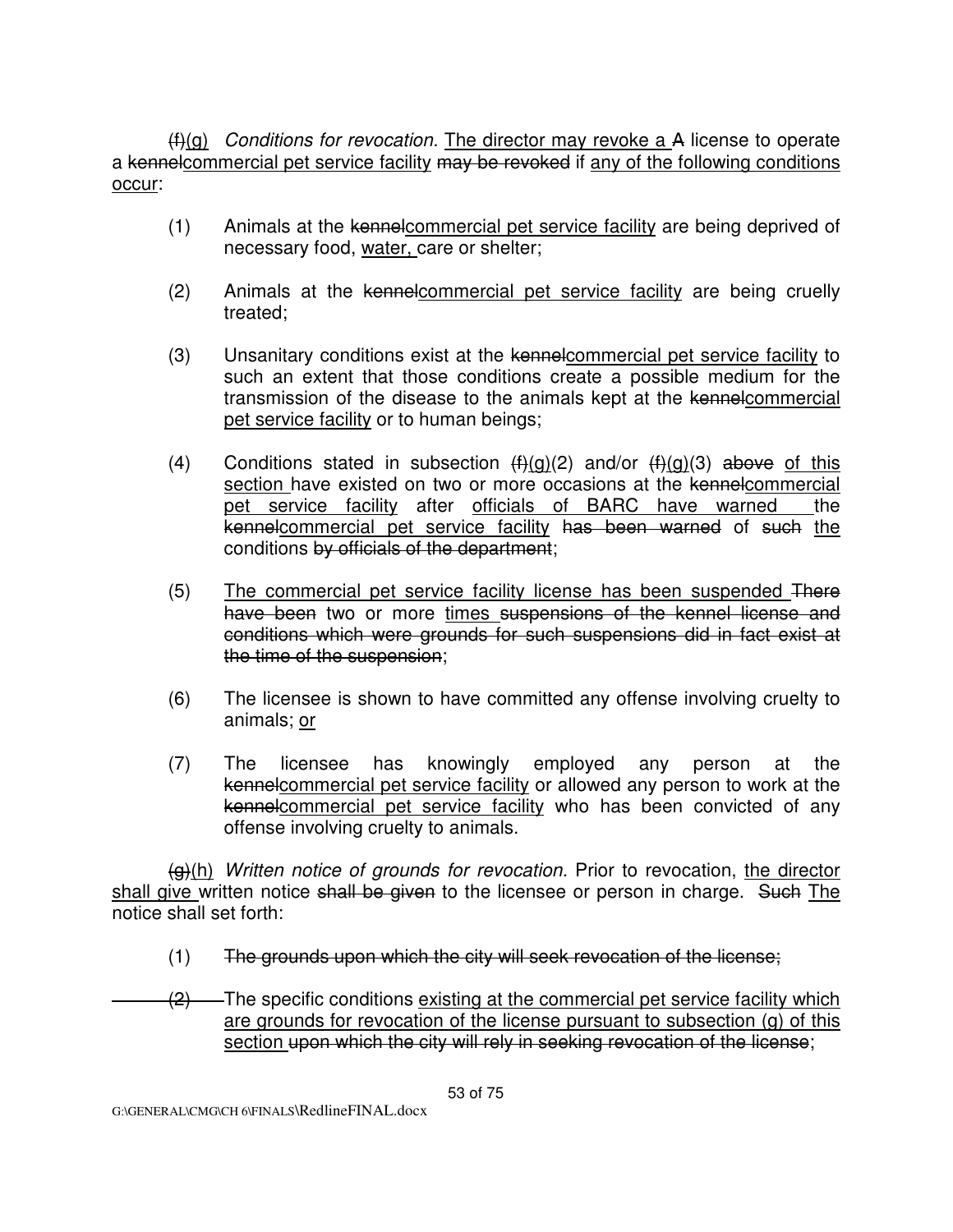~~(f)~~<u>(g)</u> *Conditions for revocation.* <u>The director may revoke a</u> ~~A~~ license to operate a ~~kennel~~<u>commercial pet service facility</u> ~~may be revoked~~ if <u>any of the following conditions occur</u>:

(1) Animals at the ~~kennel~~<u>commercial pet service facility</u> are being deprived of necessary food, <u>water,</u> care or shelter;

(2) Animals at the ~~kennel~~<u>commercial pet service facility</u> are being cruelly treated;

(3) Unsanitary conditions exist at the ~~kennel~~<u>commercial pet service facility</u> to such an extent that those conditions create a possible medium for the transmission of the disease to the animals kept at the ~~kennel~~<u>commercial pet service facility</u> or to human beings;

(4) Conditions stated in subsection ~~(f)~~<u>(g)</u>(2) and/or ~~(f)~~<u>(g)</u>(3) ~~above~~ <u>of this section</u> have existed on two or more occasions at the ~~kennel~~<u>commercial pet service facility</u> after <u>officials of BARC have warned</u> the ~~kennel~~<u>commercial pet service facility</u> ~~has been warned~~ of ~~such~~ <u>the</u> conditions ~~by officials of the department~~;

(5) <u>The commercial pet service facility license has been suspended</u> ~~There have been~~ two or more <u>times</u> ~~suspensions of the kennel license and conditions which were grounds for such suspensions did in fact exist at the time of the suspension~~;

(6) The licensee is shown to have committed any offense involving cruelty to animals; <u>or</u>

(7) The licensee has knowingly employed any person at the ~~kennel~~<u>commercial pet service facility</u> or allowed any person to work at the ~~kennel~~<u>commercial pet service facility</u> who has been convicted of any offense involving cruelty to animals.

~~(g)~~<u>(h)</u> *Written notice of grounds for revocation.* Prior to revocation, <u>the director shall give</u> written notice ~~shall be given~~ to the licensee or person in charge. ~~Such~~ <u>The</u> notice shall set forth:

(1) ~~The grounds upon which the city will seek revocation of the license;~~

~~(2)~~ The specific conditions <u>existing at the commercial pet service facility which are grounds for revocation of the license pursuant to subsection (g) of this section</u> ~~upon which the city will rely in seeking revocation of the license~~;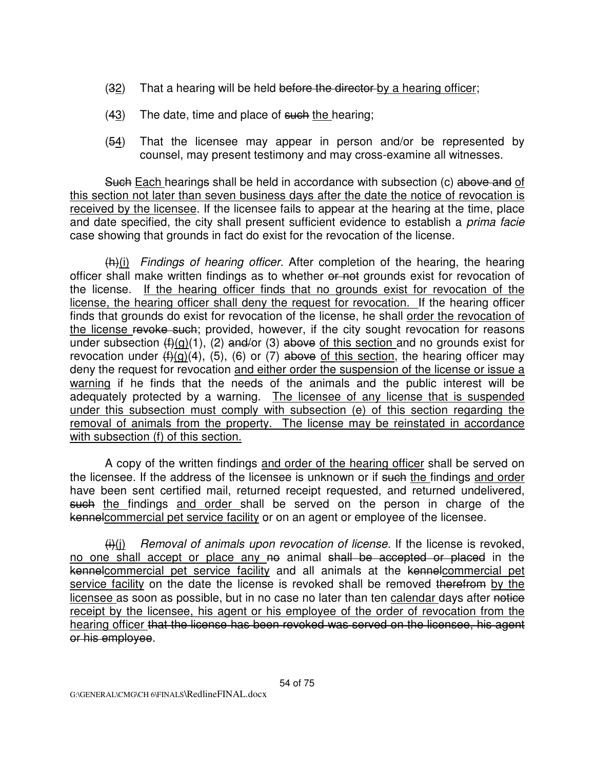(~~3~~2) That a hearing will be held ~~before the director~~ <u>by a hearing officer</u>;

(~~4~~3) The date, time and place of ~~such~~ <u>the</u> hearing;

(~~5~~4) That the licensee may appear in person and/or be represented by counsel, may present testimony and may cross-examine all witnesses.

~~Such~~ <u>Each</u> hearing~~s~~ shall be held in accordance with subsection (c) ~~above and~~ <u>of this section not later than seven business days after the date the notice of revocation is received by the licensee</u>. If the licensee fails to appear at the hearing at the time, place and date specified, the city shall present sufficient evidence to establish a *prima facie* case showing that grounds in fact do exist for the revocation of the license.

~~(h)~~<u>(i)</u> *Findings of hearing officer.* After completion of the hearing, the hearing officer shall make written findings as to whether ~~or not~~ grounds exist for revocation of the license. <u>If the hearing officer finds that no grounds exist for revocation of the license, the hearing officer shall deny the request for revocation.</u> If the hearing officer finds that grounds do exist for revocation of the license, he shall <u>order the revocation of the license</u> ~~revoke such~~; provided, however, if the city sought revocation for reasons under subsection ~~(f)~~<u>(g)</u>(1), (2) ~~and/~~or (3) ~~above~~ <u>of this section</u> and no grounds exist for revocation under ~~(f)~~<u>(g)</u>(4), (5), (6) or (7) ~~above~~ <u>of this section</u>, the hearing officer may deny the request for revocation <u>and either order the suspension of the license or issue a warning</u> if he finds that the needs of the animals and the public interest will be adequately protected by a warning. <u>The licensee of any license that is suspended under this subsection must comply with subsection (e) of this section regarding the removal of animals from the property. The license may be reinstated in accordance with subsection (f) of this section.</u>

A copy of the written findings <u>and order of the hearing officer</u> shall be served on the licensee. If the address of the licensee is unknown or if ~~such~~ <u>the</u> findings <u>and order</u> have been sent certified mail, returned receipt requested, and returned undelivered, ~~such~~ <u>the</u> findings <u>and order</u> shall be served on the person in charge of the ~~kennel~~<u>commercial pet service facility</u> or on an agent or employee of the licensee.

~~(i)~~<u>(j)</u> *Removal of animals upon revocation of license.* If the license is revoked, <u>no one shall accept or place any</u> ~~no~~ animal ~~shall be accepted or placed~~ in the ~~kennel~~<u>commercial pet service facility</u> and all animals at the ~~kennel~~<u>commercial pet service facility</u> on the date the license is revoked shall be removed ~~therefrom~~ <u>by the licensee</u> as soon as possible, but in no case no later than ten <u>calendar</u> days after ~~notice~~ <u>receipt by the licensee, his agent or his employee of the order of revocation from the hearing officer</u> ~~that the license has been revoked was served on the licensee, his agent or his employee~~.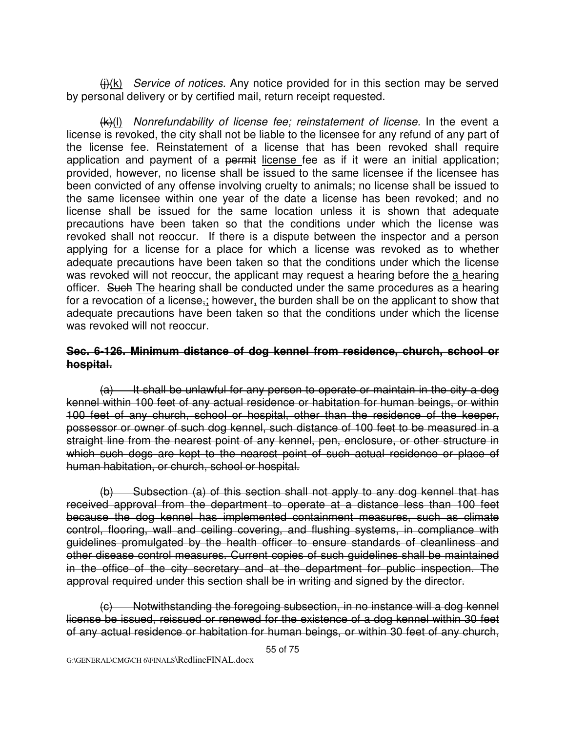~~(j)~~<u>(k)</u> *Service of notices.* Any notice provided for in this section may be served by personal delivery or by certified mail, return receipt requested.

~~(k)~~<u>(l)</u> *Nonrefundability of license fee; reinstatement of license.* In the event a license is revoked, the city shall not be liable to the licensee for any refund of any part of the license fee. Reinstatement of a license that has been revoked shall require application and payment of a ~~permit~~ <u>license</u> fee as if it were an initial application; provided, however, no license shall be issued to the same licensee if the licensee has been convicted of any offense involving cruelty to animals; no license shall be issued to the same licensee within one year of the date a license has been revoked; and no license shall be issued for the same location unless it is shown that adequate precautions have been taken so that the conditions under which the license was revoked shall not reoccur. If there is a dispute between the inspector and a person applying for a license for a place for which a license was revoked as to whether adequate precautions have been taken so that the conditions under which the license was revoked will not reoccur, the applicant may request a hearing before ~~the~~ <u>a</u> hearing officer. ~~Such~~ <u>The</u> hearing shall be conducted under the same procedures as a hearing for a revocation of a license~~,~~<u>;</u> however<u>,</u> the burden shall be on the applicant to show that adequate precautions have been taken so that the conditions under which the license was revoked will not reoccur.

**~~Sec. 6-126. Minimum distance of dog kennel from residence, church, school or hospital.~~**

~~(a) It shall be unlawful for any person to operate or maintain in the city a dog kennel within 100 feet of any actual residence or habitation for human beings, or within 100 feet of any church, school or hospital, other than the residence of the keeper, possessor or owner of such dog kennel, such distance of 100 feet to be measured in a straight line from the nearest point of any kennel, pen, enclosure, or other structure in which such dogs are kept to the nearest point of such actual residence or place of human habitation, or church, school or hospital.~~

~~(b) Subsection (a) of this section shall not apply to any dog kennel that has received approval from the department to operate at a distance less than 100 feet because the dog kennel has implemented containment measures, such as climate control, flooring, wall and ceiling covering, and flushing systems, in compliance with guidelines promulgated by the health officer to ensure standards of cleanliness and other disease control measures. Current copies of such guidelines shall be maintained in the office of the city secretary and at the department for public inspection. The approval required under this section shall be in writing and signed by the director.~~

~~(c) Notwithstanding the foregoing subsection, in no instance will a dog kennel license be issued, reissued or renewed for the existence of a dog kennel within 30 feet of any actual residence or habitation for human beings, or within 30 feet of any church,~~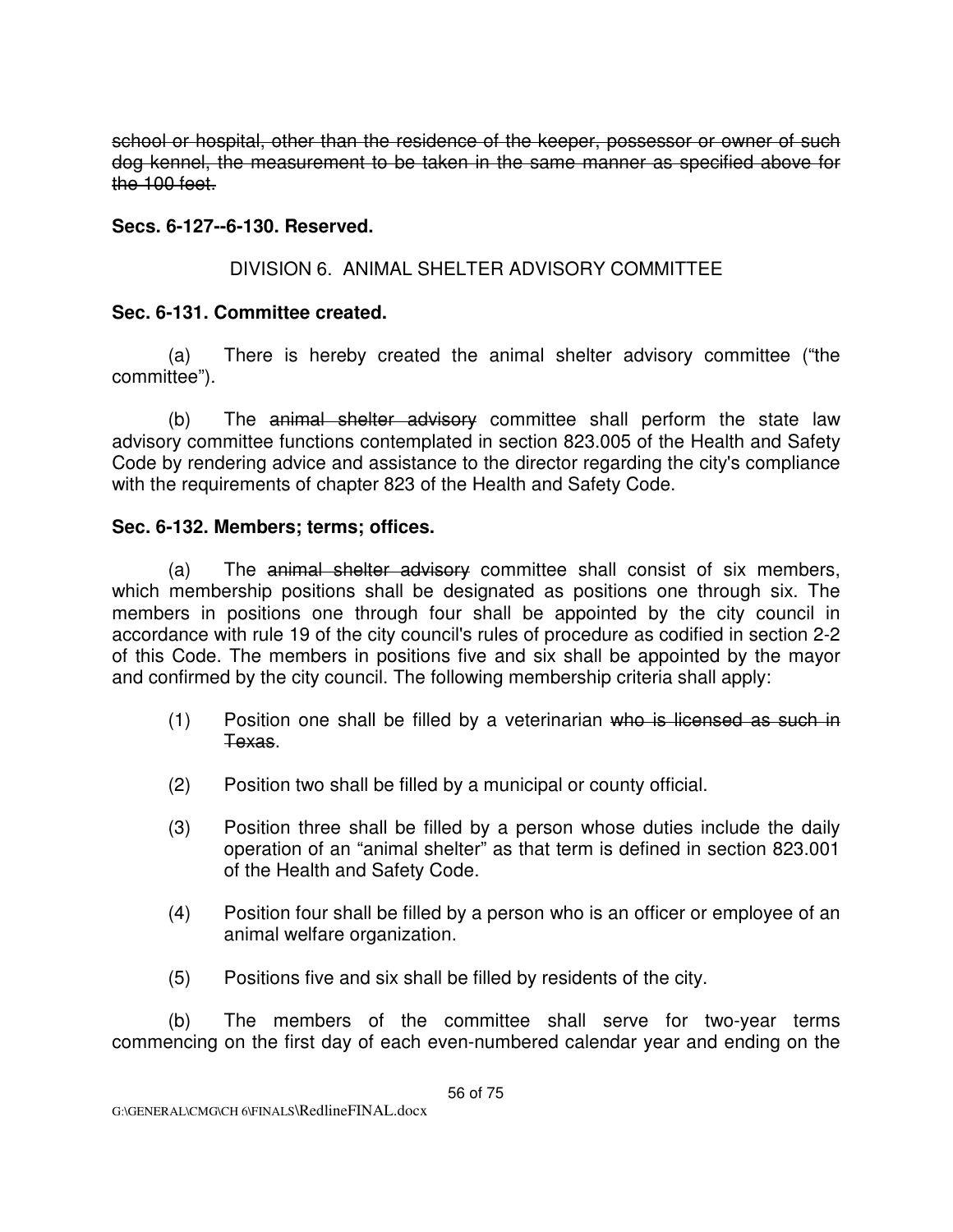~~school or hospital, other than the residence of the keeper, possessor or owner of such dog kennel, the measurement to be taken in the same manner as specified above for the 100 feet.~~

**Secs. 6-127--6-130. Reserved.**

DIVISION 6. ANIMAL SHELTER ADVISORY COMMITTEE

**Sec. 6-131. Committee created.**

(a) There is hereby created the animal shelter advisory committee ("the committee").

(b) The ~~animal shelter advisory~~ committee shall perform the state law advisory committee functions contemplated in section 823.005 of the Health and Safety Code by rendering advice and assistance to the director regarding the city's compliance with the requirements of chapter 823 of the Health and Safety Code.

**Sec. 6-132. Members; terms; offices.**

(a) The ~~animal shelter advisory~~ committee shall consist of six members, which membership positions shall be designated as positions one through six. The members in positions one through four shall be appointed by the city council in accordance with rule 19 of the city council's rules of procedure as codified in section 2-2 of this Code. The members in positions five and six shall be appointed by the mayor and confirmed by the city council. The following membership criteria shall apply:

(1) Position one shall be filled by a veterinarian ~~who is licensed as such in Texas~~.

(2) Position two shall be filled by a municipal or county official.

(3) Position three shall be filled by a person whose duties include the daily operation of an "animal shelter" as that term is defined in section 823.001 of the Health and Safety Code.

(4) Position four shall be filled by a person who is an officer or employee of an animal welfare organization.

(5) Positions five and six shall be filled by residents of the city.

(b) The members of the committee shall serve for two-year terms commencing on the first day of each even-numbered calendar year and ending on the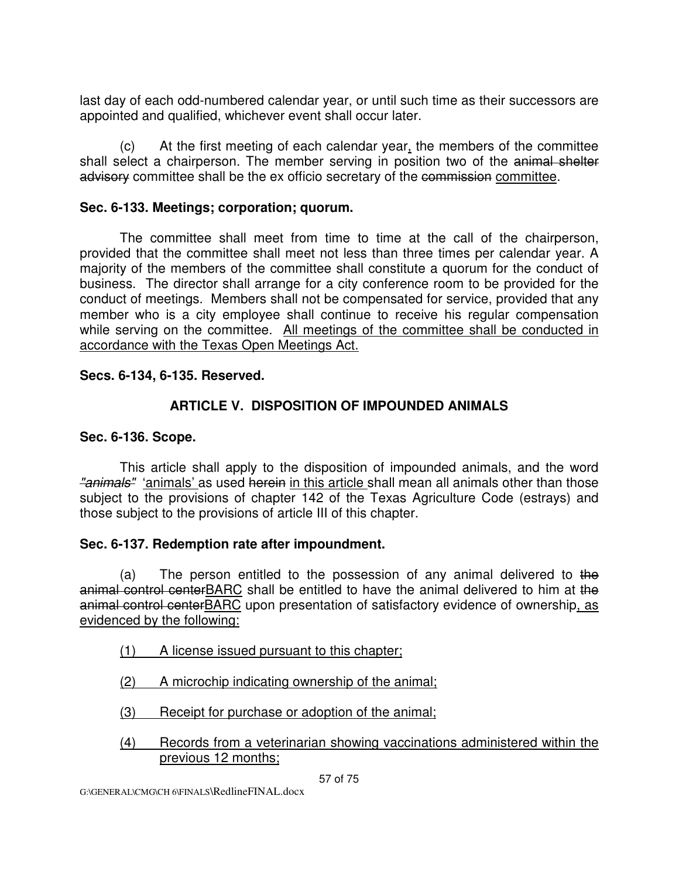last day of each odd-numbered calendar year, or until such time as their successors are appointed and qualified, whichever event shall occur later.

(c) At the first meeting of each calendar year, the members of the committee shall select a chairperson. The member serving in position two of the ~~animal shelter advisory~~ committee shall be the ex officio secretary of the ~~commission~~ committee.

**Sec. 6-133. Meetings; corporation; quorum.**

The committee shall meet from time to time at the call of the chairperson, provided that the committee shall meet not less than three times per calendar year. A majority of the members of the committee shall constitute a quorum for the conduct of business. The director shall arrange for a city conference room to be provided for the conduct of meetings. Members shall not be compensated for service, provided that any member who is a city employee shall continue to receive his regular compensation while serving on the committee. All meetings of the committee shall be conducted in accordance with the Texas Open Meetings Act.

**Secs. 6-134, 6-135. Reserved.**

**ARTICLE V. DISPOSITION OF IMPOUNDED ANIMALS**

**Sec. 6-136. Scope.**

This article shall apply to the disposition of impounded animals, and the word ~~*"animals"*~~ 'animals' as used ~~herein~~ in this article shall mean all animals other than those subject to the provisions of chapter 142 of the Texas Agriculture Code (estrays) and those subject to the provisions of article III of this chapter.

**Sec. 6-137. Redemption rate after impoundment.**

(a) The person entitled to the possession of any animal delivered to ~~the animal control center~~BARC shall be entitled to have the animal delivered to him at ~~the animal control center~~BARC upon presentation of satisfactory evidence of ownership, as evidenced by the following:

(1) A license issued pursuant to this chapter;

(2) A microchip indicating ownership of the animal;

(3) Receipt for purchase or adoption of the animal;

(4) Records from a veterinarian showing vaccinations administered within the previous 12 months;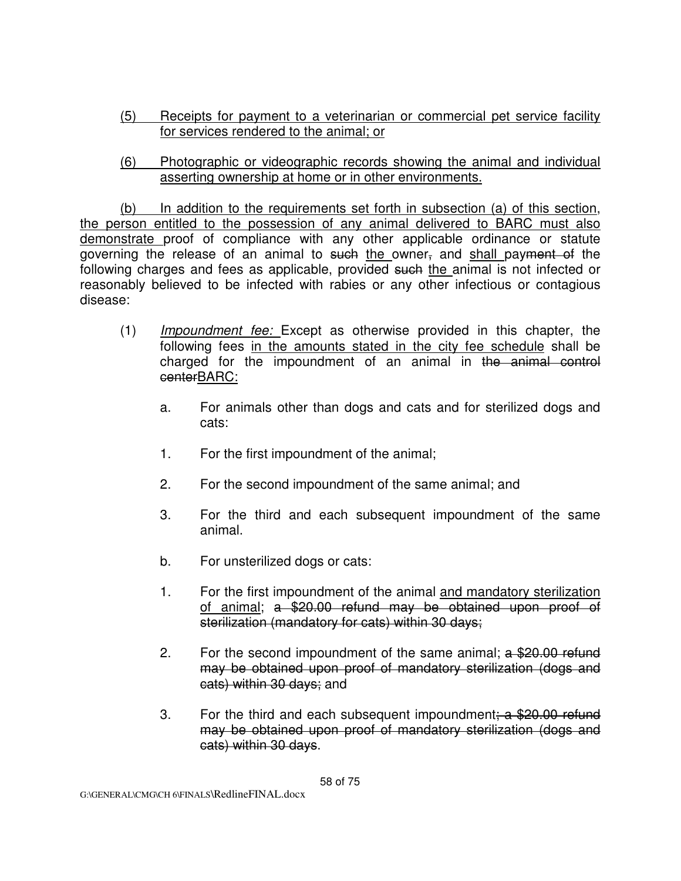(5) Receipts for payment to a veterinarian or commercial pet service facility for services rendered to the animal; or

(6) Photographic or videographic records showing the animal and individual asserting ownership at home or in other environments.

(b) In addition to the requirements set forth in subsection (a) of this section, the person entitled to the possession of any animal delivered to BARC must also demonstrate proof of compliance with any other applicable ordinance or statute governing the release of an animal to ~~such~~ the owner~~,~~ and shall pay~~ment of~~ the following charges and fees as applicable, provided ~~such~~ the animal is not infected or reasonably believed to be infected with rabies or any other infectious or contagious disease:

(1) *Impoundment fee:* Except as otherwise provided in this chapter, the following fees in the amounts stated in the city fee schedule shall be charged for the impoundment of an animal in ~~the animal control center~~BARC:

a. For animals other than dogs and cats and for sterilized dogs and cats:

1. For the first impoundment of the animal;

2. For the second impoundment of the same animal; and

3. For the third and each subsequent impoundment of the same animal.

b. For unsterilized dogs or cats:

1. For the first impoundment of the animal and mandatory sterilization of animal; ~~a $20.00 refund may be obtained upon proof of sterilization (mandatory for cats) within 30 days;~~

2. For the second impoundment of the same animal; ~~a $20.00 refund may be obtained upon proof of mandatory sterilization (dogs and cats) within 30 days;~~ and

3. For the third and each subsequent impoundment~~; a $20.00 refund may be obtained upon proof of mandatory sterilization (dogs and cats) within 30 days~~.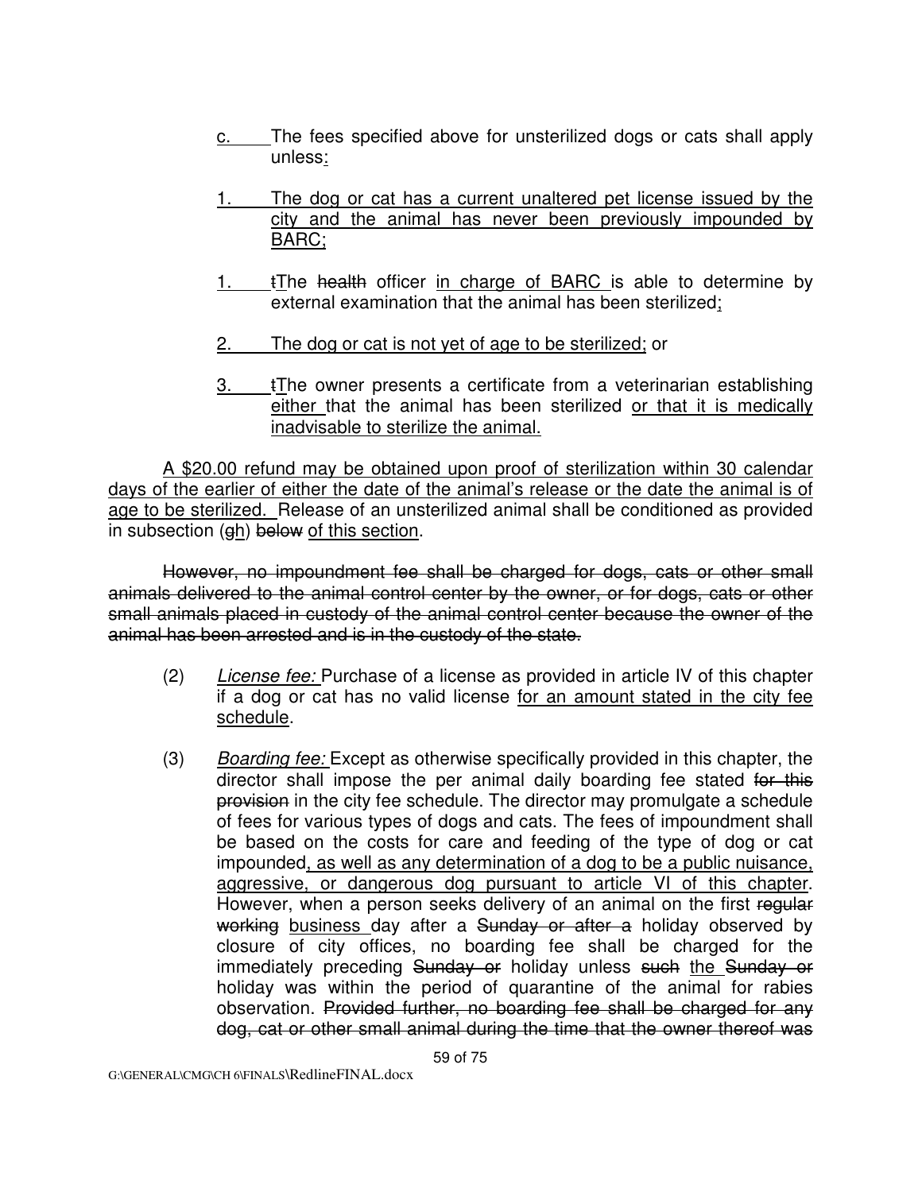c. The fees specified above for unsterilized dogs or cats shall apply unless:

1. The dog or cat has a current unaltered pet license issued by the city and the animal has never been previously impounded by BARC;

1. tThe health officer in charge of BARC is able to determine by external examination that the animal has been sterilized;

2. The dog or cat is not yet of age to be sterilized; or

3. tThe owner presents a certificate from a veterinarian establishing either that the animal has been sterilized or that it is medically inadvisable to sterilize the animal.

A $20.00 refund may be obtained upon proof of sterilization within 30 calendar days of the earlier of either the date of the animal's release or the date the animal is of age to be sterilized. Release of an unsterilized animal shall be conditioned as provided in subsection (gh) below of this section.

~~However, no impoundment fee shall be charged for dogs, cats or other small animals delivered to the animal control center by the owner, or for dogs, cats or other small animals placed in custody of the animal control center because the owner of the animal has been arrested and is in the custody of the state.~~

(2) *License fee:* Purchase of a license as provided in article IV of this chapter if a dog or cat has no valid license for an amount stated in the city fee schedule.

(3) *Boarding fee:* Except as otherwise specifically provided in this chapter, the director shall impose the per animal daily boarding fee stated ~~for this provision~~ in the city fee schedule. The director may promulgate a schedule of fees for various types of dogs and cats. The fees of impoundment shall be based on the costs for care and feeding of the type of dog or cat impounded, as well as any determination of a dog to be a public nuisance, aggressive, or dangerous dog pursuant to article VI of this chapter. However, when a person seeks delivery of an animal on the first ~~regular working~~ business day after a ~~Sunday or after a~~ holiday observed by closure of city offices, no boarding fee shall be charged for the immediately preceding ~~Sunday or~~ holiday unless ~~such~~ the ~~Sunday or~~ holiday was within the period of quarantine of the animal for rabies observation. ~~Provided further, no boarding fee shall be charged for any dog, cat or other small animal during the time that the owner thereof was~~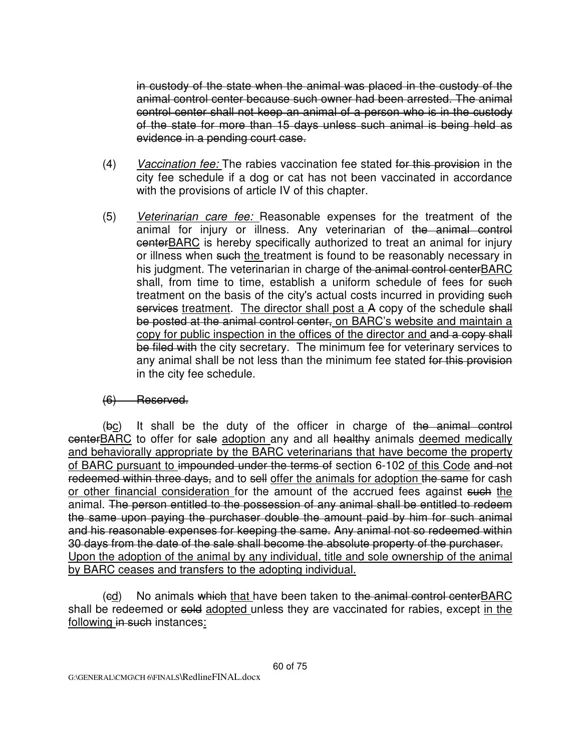~~in custody of the state when the animal was placed in the custody of the animal control center because such owner had been arrested. The animal control center shall not keep an animal of a person who is in the custody of the state for more than 15 days unless such animal is being held as evidence in a pending court case.~~

(4) *Vaccination fee:* The rabies vaccination fee stated ~~for this provision~~ in the city fee schedule if a dog or cat has not been vaccinated in accordance with the provisions of article IV of this chapter.

(5) *Veterinarian care fee:* Reasonable expenses for the treatment of the animal for injury or illness. Any veterinarian of ~~the animal control center~~BARC is hereby specifically authorized to treat an animal for injury or illness when ~~such~~ the treatment is found to be reasonably necessary in his judgment. The veterinarian in charge of ~~the animal control center~~BARC shall, from time to time, establish a uniform schedule of fees for ~~such~~ treatment on the basis of the city's actual costs incurred in providing ~~such services~~ treatment. The director shall post a ~~A~~ copy of the schedule ~~shall be posted at the animal control center,~~ on BARC's website and maintain a copy for public inspection in the offices of the director and ~~and a copy shall be filed with~~ the city secretary. The minimum fee for veterinary services to any animal shall be not less than the minimum fee stated ~~for this provision~~ in the city fee schedule.

~~(6) Reserved.~~

(~~b~~c) It shall be the duty of the officer in charge of ~~the animal control center~~BARC to offer for ~~sale~~ adoption any and all ~~healthy~~ animals deemed medically and behaviorally appropriate by the BARC veterinarians that have become the property of BARC pursuant to ~~impounded under the terms of~~ section 6-102 of this Code ~~and not redeemed within three days,~~ and to ~~sell~~ offer the animals for adoption ~~the same~~ for cash or other financial consideration for the amount of the accrued fees against ~~such~~ the animal. ~~The person entitled to the possession of any animal shall be entitled to redeem the same upon paying the purchaser double the amount paid by him for such animal and his reasonable expenses for keeping the same. Any animal not so redeemed within 30 days from the date of the sale shall become the absolute property of the purchaser.~~ Upon the adoption of the animal by any individual, title and sole ownership of the animal by BARC ceases and transfers to the adopting individual.

(~~c~~d) No animals ~~which~~ that have been taken to ~~the animal control center~~BARC shall be redeemed or ~~sold~~ adopted unless they are vaccinated for rabies, except in the following ~~in such~~ instances: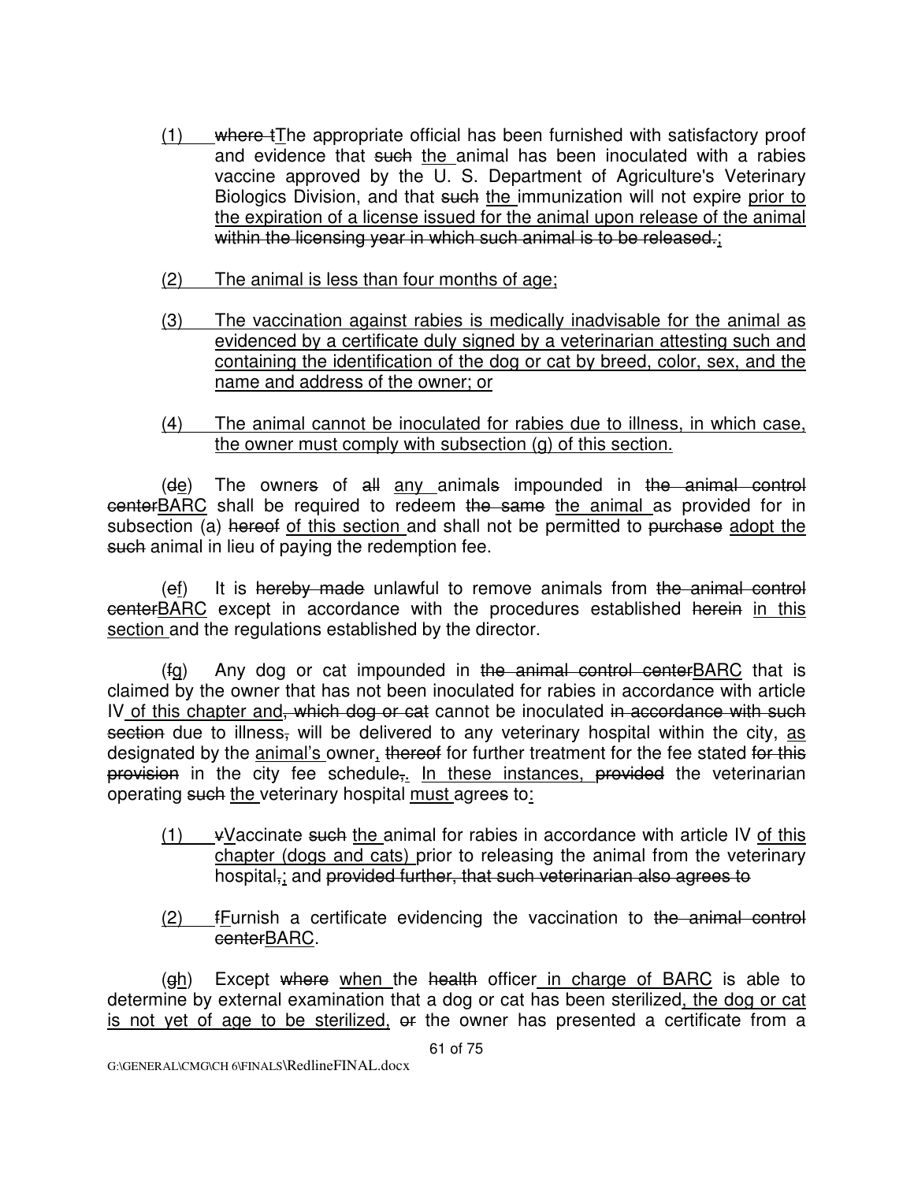(1) where tThe appropriate official has been furnished with satisfactory proof and evidence that such the animal has been inoculated with a rabies vaccine approved by the U. S. Department of Agriculture's Veterinary Biologics Division, and that such the immunization will not expire prior to the expiration of a license issued for the animal upon release of the animal within the licensing year in which such animal is to be released.;

(2) The animal is less than four months of age;

(3) The vaccination against rabies is medically inadvisable for the animal as evidenced by a certificate duly signed by a veterinarian attesting such and containing the identification of the dog or cat by breed, color, sex, and the name and address of the owner; or

(4) The animal cannot be inoculated for rabies due to illness, in which case, the owner must comply with subsection (g) of this section.

(de) The owners of all any animals impounded in the animal control centerBARC shall be required to redeem the same the animal as provided for in subsection (a) hereof of this section and shall not be permitted to purchase adopt the such animal in lieu of paying the redemption fee.

(ef) It is hereby made unlawful to remove animals from the animal control centerBARC except in accordance with the procedures established herein in this section and the regulations established by the director.

(fg) Any dog or cat impounded in the animal control centerBARC that is claimed by the owner that has not been inoculated for rabies in accordance with article IV of this chapter and, which dog or cat cannot be inoculated in accordance with such section due to illness, will be delivered to any veterinary hospital within the city, as designated by the animal's owner, thereof for further treatment for the fee stated for this provision in the city fee schedule,. In these instances, provided the veterinarian operating such the veterinary hospital must agrees to:

(1) vVaccinate such the animal for rabies in accordance with article IV of this chapter (dogs and cats) prior to releasing the animal from the veterinary hospital,; and provided further, that such veterinarian also agrees to

(2) fFurnish a certificate evidencing the vaccination to the animal control centerBARC.

(gh) Except where when the health officer in charge of BARC is able to determine by external examination that a dog or cat has been sterilized, the dog or cat is not yet of age to be sterilized, or the owner has presented a certificate from a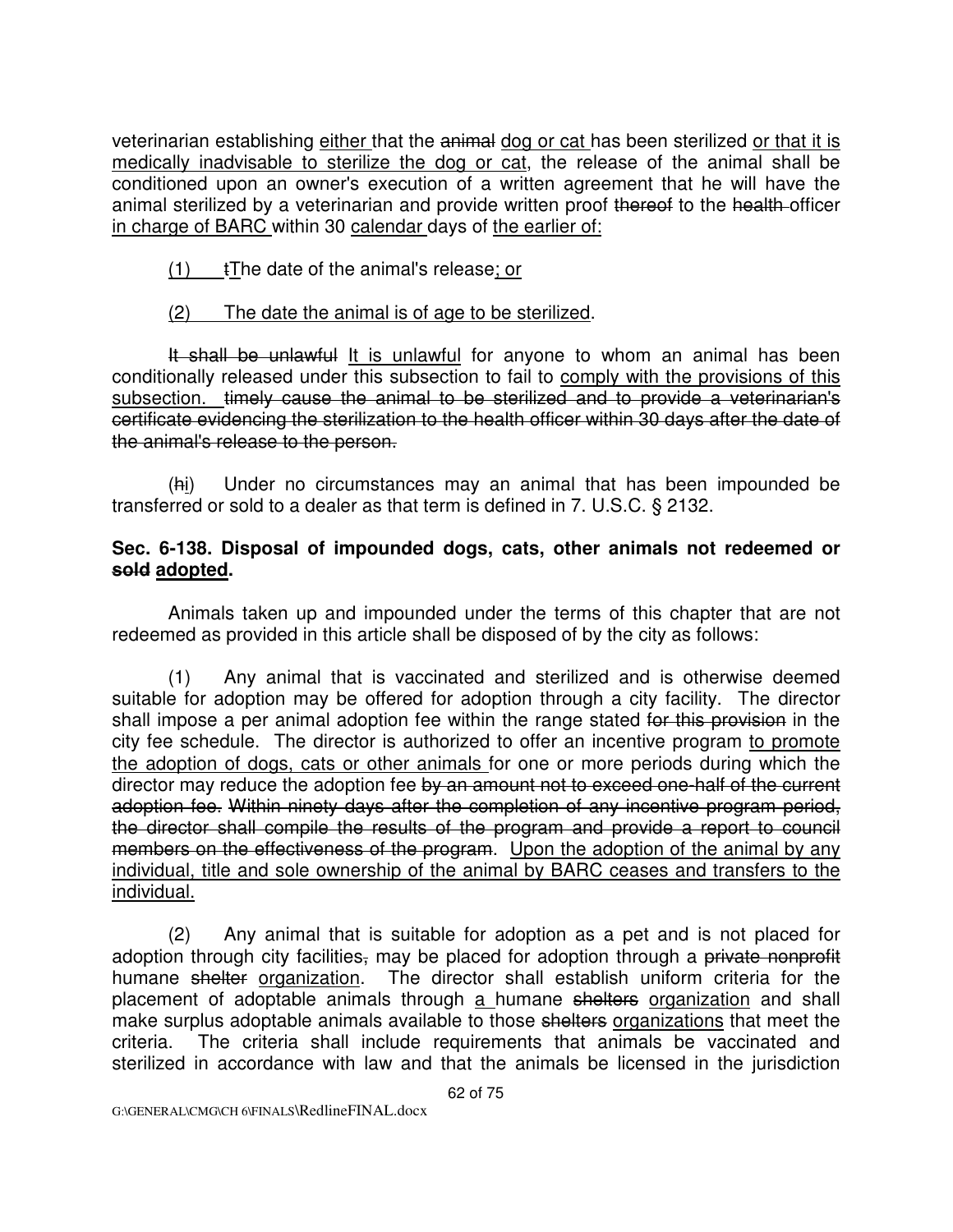veterinarian establishing <u>either</u> that the ~~animal~~ <u>dog or cat</u> has been sterilized <u>or that it is medically inadvisable to sterilize the dog or cat</u>, the release of the animal shall be conditioned upon an owner's execution of a written agreement that he will have the animal sterilized by a veterinarian and provide written proof ~~thereof~~ to the ~~health~~ officer <u>in charge of BARC</u> within 30 <u>calendar</u> days of <u>the earlier of:</u>

<u>(1)</u> ~~t~~<u>T</u>he date of the animal's release<u>; or</u>

<u>(2) The date the animal is of age to be sterilized</u>.

~~It shall be unlawful~~ <u>It is unlawful</u> for anyone to whom an animal has been conditionally released under this subsection to fail to <u>comply with the provisions of this subsection.</u> ~~timely cause the animal to be sterilized and to provide a veterinarian's certificate evidencing the sterilization to the health officer within 30 days after the date of the animal's release to the person.~~

(~~h~~<u>i</u>) Under no circumstances may an animal that has been impounded be transferred or sold to a dealer as that term is defined in 7. U.S.C. § 2132.

**Sec. 6-138. Disposal of impounded dogs, cats, other animals not redeemed or ~~sold~~ <u>adopted</u>.**

Animals taken up and impounded under the terms of this chapter that are not redeemed as provided in this article shall be disposed of by the city as follows:

(1) Any animal that is vaccinated and sterilized and is otherwise deemed suitable for adoption may be offered for adoption through a city facility. The director shall impose a per animal adoption fee within the range stated ~~for this provision~~ in the city fee schedule. The director is authorized to offer an incentive program <u>to promote the adoption of dogs, cats or other animals</u> for one or more periods during which the director may reduce the adoption fee ~~by an amount not to exceed one-half of the current adoption fee. Within ninety days after the completion of any incentive program period, the director shall compile the results of the program and provide a report to council members on the effectiveness of the program~~. <u>Upon the adoption of the animal by any individual, title and sole ownership of the animal by BARC ceases and transfers to the individual.</u>

(2) Any animal that is suitable for adoption as a pet and is not placed for adoption through city facilities~~,~~ may be placed for adoption through a ~~private nonprofit~~ humane ~~shelter~~ <u>organization</u>. The director shall establish uniform criteria for the placement of adoptable animals through <u>a</u> humane ~~shelters~~ <u>organization</u> and shall make surplus adoptable animals available to those ~~shelters~~ <u>organizations</u> that meet the criteria. The criteria shall include requirements that animals be vaccinated and sterilized in accordance with law and that the animals be licensed in the jurisdiction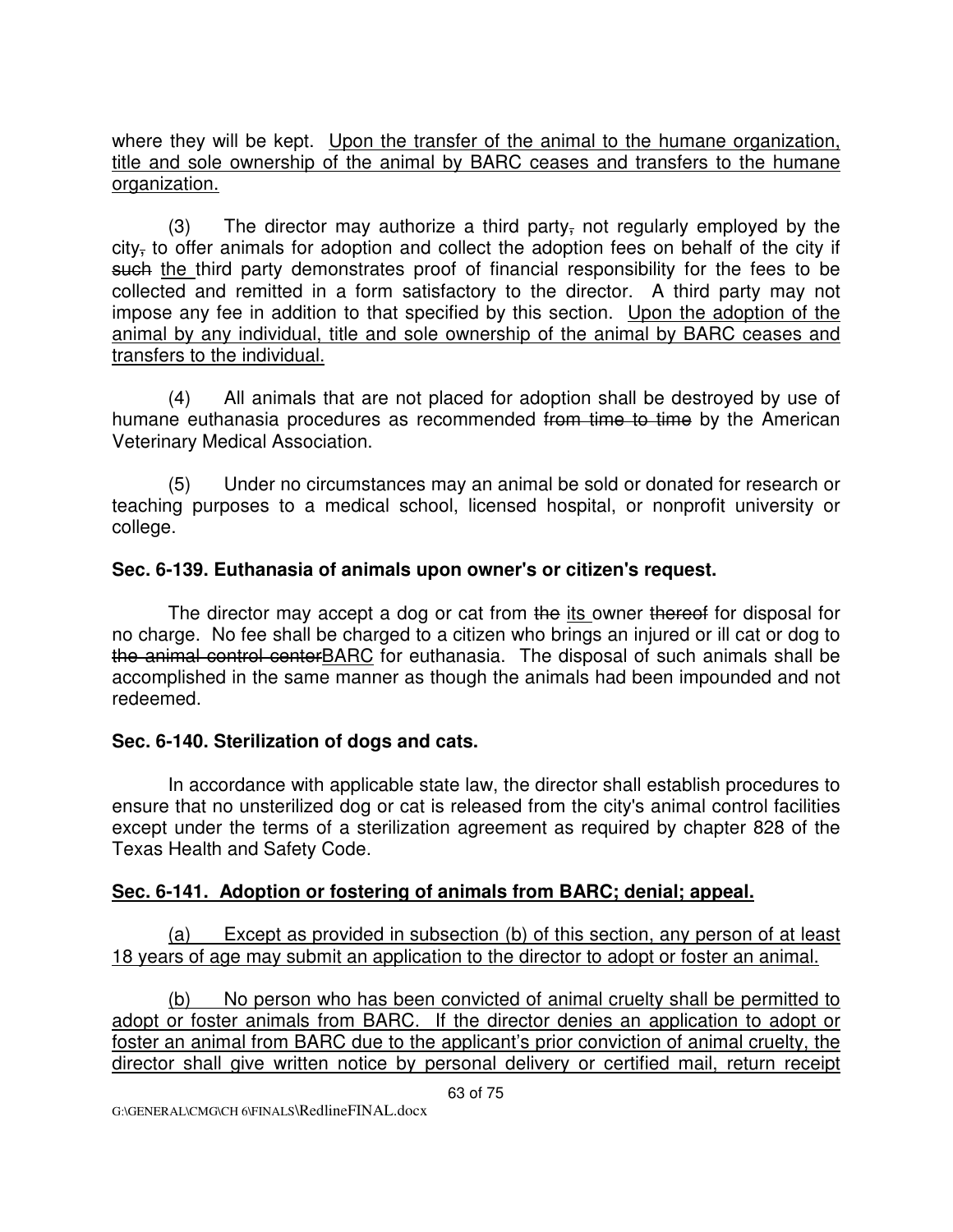where they will be kept. Upon the transfer of the animal to the humane organization, title and sole ownership of the animal by BARC ceases and transfers to the humane organization.

(3) The director may authorize a third party, not regularly employed by the city, to offer animals for adoption and collect the adoption fees on behalf of the city if such the third party demonstrates proof of financial responsibility for the fees to be collected and remitted in a form satisfactory to the director. A third party may not impose any fee in addition to that specified by this section. Upon the adoption of the animal by any individual, title and sole ownership of the animal by BARC ceases and transfers to the individual.

(4) All animals that are not placed for adoption shall be destroyed by use of humane euthanasia procedures as recommended from time to time by the American Veterinary Medical Association.

(5) Under no circumstances may an animal be sold or donated for research or teaching purposes to a medical school, licensed hospital, or nonprofit university or college.

**Sec. 6-139. Euthanasia of animals upon owner's or citizen's request.**

The director may accept a dog or cat from the its owner thereof for disposal for no charge. No fee shall be charged to a citizen who brings an injured or ill cat or dog to the animal control centerBARC for euthanasia. The disposal of such animals shall be accomplished in the same manner as though the animals had been impounded and not redeemed.

**Sec. 6-140. Sterilization of dogs and cats.**

In accordance with applicable state law, the director shall establish procedures to ensure that no unsterilized dog or cat is released from the city's animal control facilities except under the terms of a sterilization agreement as required by chapter 828 of the Texas Health and Safety Code.

**Sec. 6-141. Adoption or fostering of animals from BARC; denial; appeal.**

(a) Except as provided in subsection (b) of this section, any person of at least 18 years of age may submit an application to the director to adopt or foster an animal.

(b) No person who has been convicted of animal cruelty shall be permitted to adopt or foster animals from BARC. If the director denies an application to adopt or foster an animal from BARC due to the applicant's prior conviction of animal cruelty, the director shall give written notice by personal delivery or certified mail, return receipt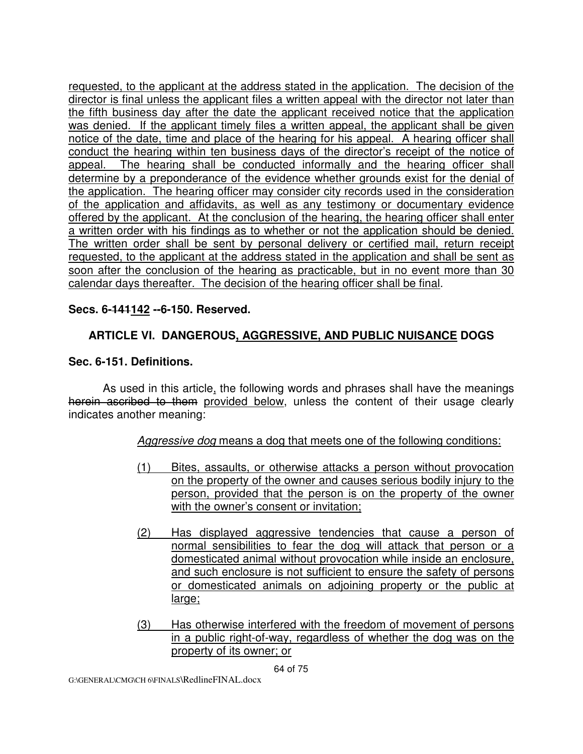requested, to the applicant at the address stated in the application. The decision of the director is final unless the applicant files a written appeal with the director not later than the fifth business day after the date the applicant received notice that the application was denied. If the applicant timely files a written appeal, the applicant shall be given notice of the date, time and place of the hearing for his appeal. A hearing officer shall conduct the hearing within ten business days of the director's receipt of the notice of appeal. The hearing shall be conducted informally and the hearing officer shall determine by a preponderance of the evidence whether grounds exist for the denial of the application. The hearing officer may consider city records used in the consideration of the application and affidavits, as well as any testimony or documentary evidence offered by the applicant. At the conclusion of the hearing, the hearing officer shall enter a written order with his findings as to whether or not the application should be denied. The written order shall be sent by personal delivery or certified mail, return receipt requested, to the applicant at the address stated in the application and shall be sent as soon after the conclusion of the hearing as practicable, but in no event more than 30 calendar days thereafter. The decision of the hearing officer shall be final.

**Secs. 6-~~141~~142 --6-150. Reserved.**

## ARTICLE VI. DANGEROUS, AGGRESSIVE, AND PUBLIC NUISANCE DOGS

**Sec. 6-151. Definitions.**

As used in this article, the following words and phrases shall have the meanings ~~herein ascribed to them~~ provided below, unless the content of their usage clearly indicates another meaning:

*Aggressive dog* means a dog that meets one of the following conditions:

(1) Bites, assaults, or otherwise attacks a person without provocation on the property of the owner and causes serious bodily injury to the person, provided that the person is on the property of the owner with the owner's consent or invitation;

(2) Has displayed aggressive tendencies that cause a person of normal sensibilities to fear the dog will attack that person or a domesticated animal without provocation while inside an enclosure, and such enclosure is not sufficient to ensure the safety of persons or domesticated animals on adjoining property or the public at large;

(3) Has otherwise interfered with the freedom of movement of persons in a public right-of-way, regardless of whether the dog was on the property of its owner; or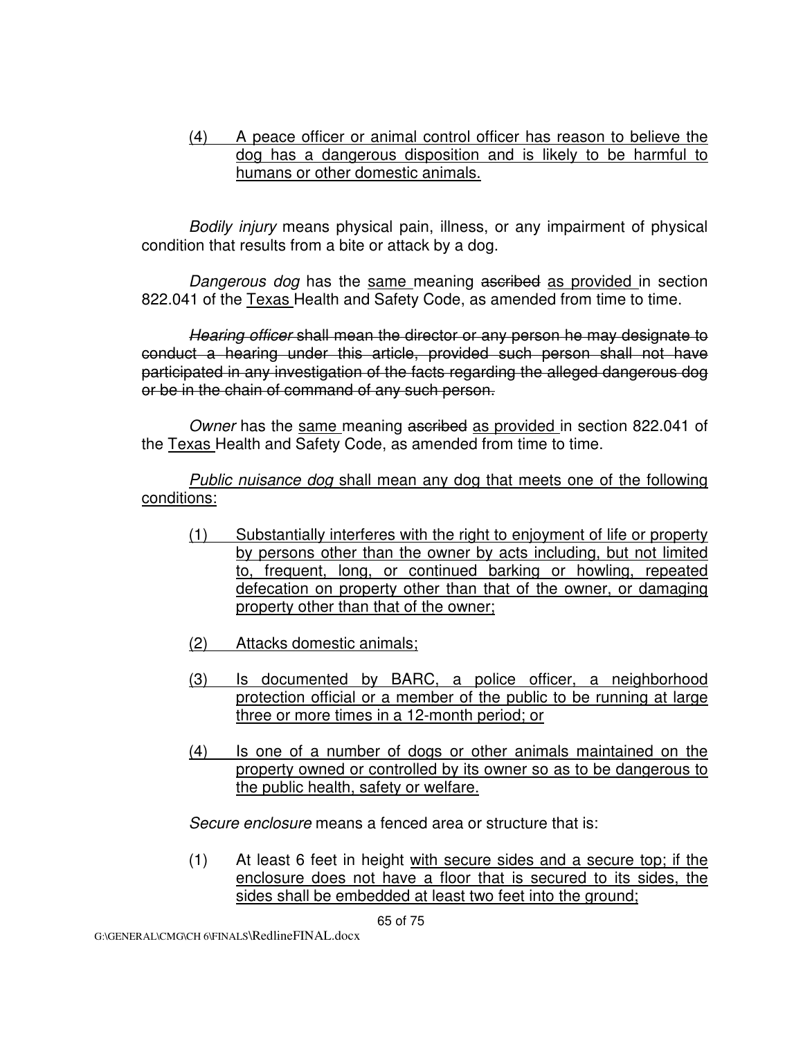<u>(4) A peace officer or animal control officer has reason to believe the dog has a dangerous disposition and is likely to be harmful to humans or other domestic animals.</u>

*Bodily injury* means physical pain, illness, or any impairment of physical condition that results from a bite or attack by a dog.

*Dangerous dog* has the <u>same</u> meaning ~~ascribed~~ <u>as provided</u> in section 822.041 of the <u>Texas</u> Health and Safety Code, as amended from time to time.

~~*Hearing officer* shall mean the director or any person he may designate to conduct a hearing under this article, provided such person shall not have participated in any investigation of the facts regarding the alleged dangerous dog or be in the chain of command of any such person.~~

*Owner* has the <u>same</u> meaning ~~ascribed~~ <u>as provided</u> in section 822.041 of the <u>Texas</u> Health and Safety Code, as amended from time to time.

<u>*Public nuisance dog* shall mean any dog that meets one of the following conditions:</u>

<u>(1) Substantially interferes with the right to enjoyment of life or property by persons other than the owner by acts including, but not limited to, frequent, long, or continued barking or howling, repeated defecation on property other than that of the owner, or damaging property other than that of the owner;</u>

<u>(2) Attacks domestic animals;</u>

<u>(3) Is documented by BARC, a police officer, a neighborhood protection official or a member of the public to be running at large three or more times in a 12-month period; or</u>

<u>(4) Is one of a number of dogs or other animals maintained on the property owned or controlled by its owner so as to be dangerous to the public health, safety or welfare.</u>

*Secure enclosure* means a fenced area or structure that is:

(1) At least 6 feet in height <u>with secure sides and a secure top; if the enclosure does not have a floor that is secured to its sides, the sides shall be embedded at least two feet into the ground;</u>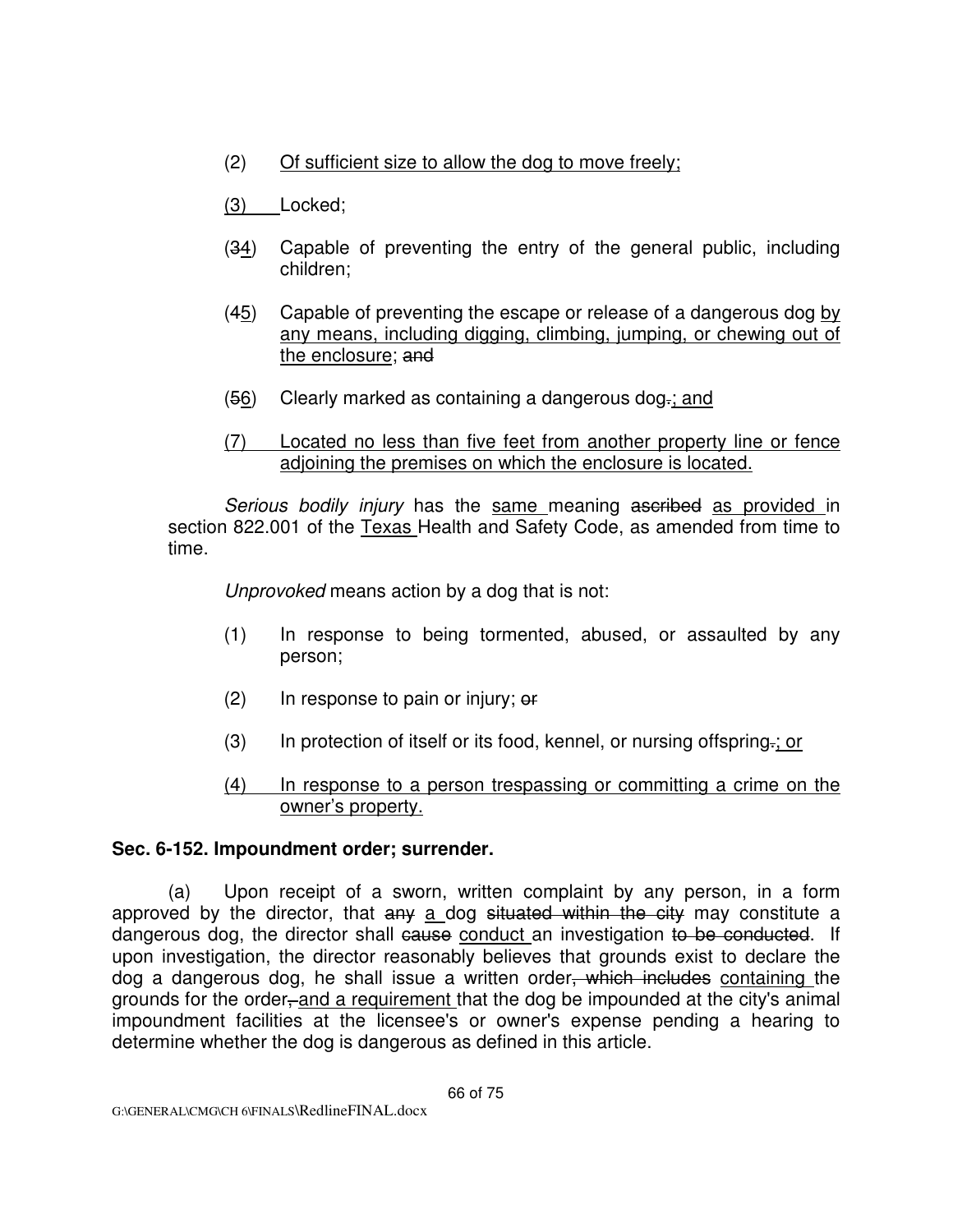(2) Of sufficient size to allow the dog to move freely;

(3) Locked;

(34) Capable of preventing the entry of the general public, including children;

(45) Capable of preventing the escape or release of a dangerous dog by any means, including digging, climbing, jumping, or chewing out of the enclosure; and

(56) Clearly marked as containing a dangerous dog.; and

(7) Located no less than five feet from another property line or fence adjoining the premises on which the enclosure is located.

*Serious bodily injury* has the same meaning ascribed as provided in section 822.001 of the Texas Health and Safety Code, as amended from time to time.

*Unprovoked* means action by a dog that is not:

(1) In response to being tormented, abused, or assaulted by any person;

(2) In response to pain or injury; or

(3) In protection of itself or its food, kennel, or nursing offspring.; or

(4) In response to a person trespassing or committing a crime on the owner's property.

**Sec. 6-152. Impoundment order; surrender.**

(a) Upon receipt of a sworn, written complaint by any person, in a form approved by the director, that any a dog situated within the city may constitute a dangerous dog, the director shall cause conduct an investigation to be conducted. If upon investigation, the director reasonably believes that grounds exist to declare the dog a dangerous dog, he shall issue a written order, which includes containing the grounds for the order, and a requirement that the dog be impounded at the city's animal impoundment facilities at the licensee's or owner's expense pending a hearing to determine whether the dog is dangerous as defined in this article.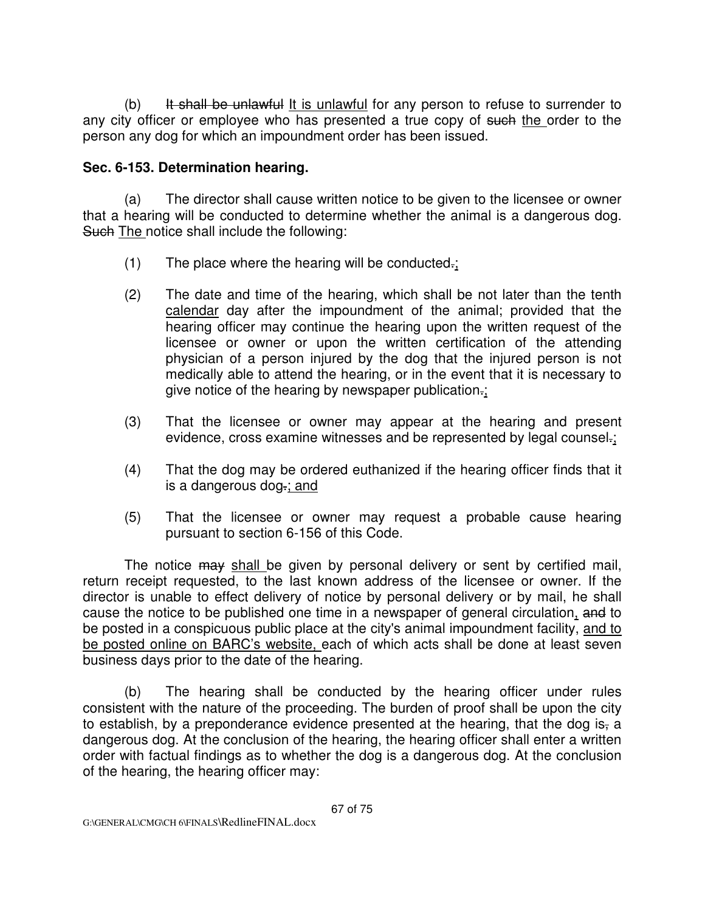(b) ~~It shall be unlawful~~ It is unlawful for any person to refuse to surrender to any city officer or employee who has presented a true copy of ~~such~~ the order to the person any dog for which an impoundment order has been issued.

**Sec. 6-153. Determination hearing.**

(a) The director shall cause written notice to be given to the licensee or owner that a hearing will be conducted to determine whether the animal is a dangerous dog. ~~Such~~ The notice shall include the following:

(1) The place where the hearing will be conducted~~.~~;

(2) The date and time of the hearing, which shall be not later than the tenth calendar day after the impoundment of the animal; provided that the hearing officer may continue the hearing upon the written request of the licensee or owner or upon the written certification of the attending physician of a person injured by the dog that the injured person is not medically able to attend the hearing, or in the event that it is necessary to give notice of the hearing by newspaper publication~~.~~;

(3) That the licensee or owner may appear at the hearing and present evidence, cross examine witnesses and be represented by legal counsel~~.~~;

(4) That the dog may be ordered euthanized if the hearing officer finds that it is a dangerous dog~~.~~; and

(5) That the licensee or owner may request a probable cause hearing pursuant to section 6-156 of this Code.

The notice ~~may~~ shall be given by personal delivery or sent by certified mail, return receipt requested, to the last known address of the licensee or owner. If the director is unable to effect delivery of notice by personal delivery or by mail, he shall cause the notice to be published one time in a newspaper of general circulation, ~~and~~ to be posted in a conspicuous public place at the city's animal impoundment facility, and to be posted online on BARC's website, each of which acts shall be done at least seven business days prior to the date of the hearing.

(b) The hearing shall be conducted by the hearing officer under rules consistent with the nature of the proceeding. The burden of proof shall be upon the city to establish, by a preponderance evidence presented at the hearing, that the dog is~~,~~ a dangerous dog. At the conclusion of the hearing, the hearing officer shall enter a written order with factual findings as to whether the dog is a dangerous dog. At the conclusion of the hearing, the hearing officer may: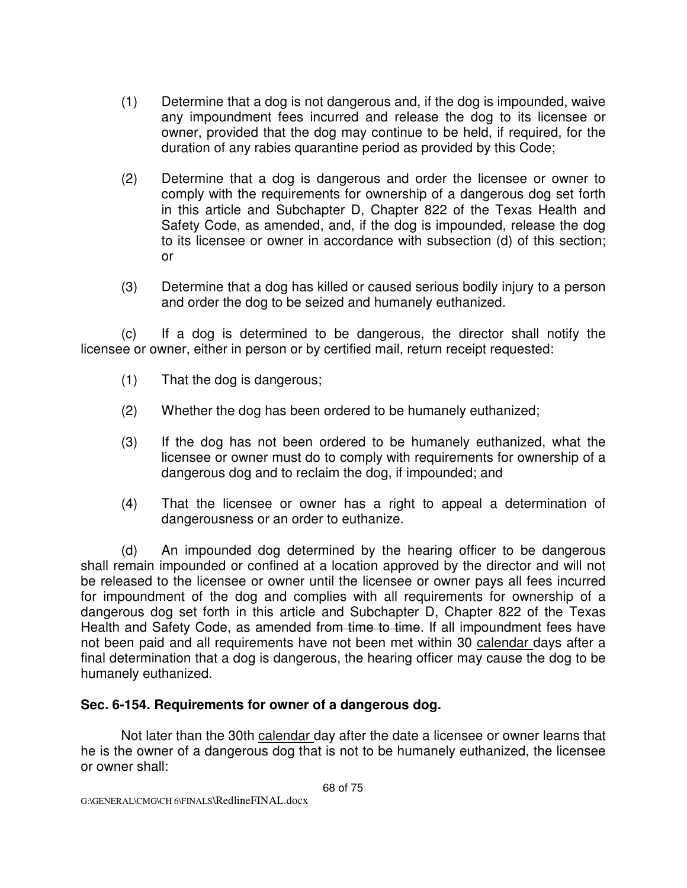(1) Determine that a dog is not dangerous and, if the dog is impounded, waive any impoundment fees incurred and release the dog to its licensee or owner, provided that the dog may continue to be held, if required, for the duration of any rabies quarantine period as provided by this Code;

(2) Determine that a dog is dangerous and order the licensee or owner to comply with the requirements for ownership of a dangerous dog set forth in this article and Subchapter D, Chapter 822 of the Texas Health and Safety Code, as amended, and, if the dog is impounded, release the dog to its licensee or owner in accordance with subsection (d) of this section; or

(3) Determine that a dog has killed or caused serious bodily injury to a person and order the dog to be seized and humanely euthanized.

(c) If a dog is determined to be dangerous, the director shall notify the licensee or owner, either in person or by certified mail, return receipt requested:

(1) That the dog is dangerous;

(2) Whether the dog has been ordered to be humanely euthanized;

(3) If the dog has not been ordered to be humanely euthanized, what the licensee or owner must do to comply with requirements for ownership of a dangerous dog and to reclaim the dog, if impounded; and

(4) That the licensee or owner has a right to appeal a determination of dangerousness or an order to euthanize.

(d) An impounded dog determined by the hearing officer to be dangerous shall remain impounded or confined at a location approved by the director and will not be released to the licensee or owner until the licensee or owner pays all fees incurred for impoundment of the dog and complies with all requirements for ownership of a dangerous dog set forth in this article and Subchapter D, Chapter 822 of the Texas Health and Safety Code, as amended ~~from time to time~~. If all impoundment fees have not been paid and all requirements have not been met within 30 <u>calendar</u> days after a final determination that a dog is dangerous, the hearing officer may cause the dog to be humanely euthanized.

**Sec. 6-154. Requirements for owner of a dangerous dog.**

Not later than the 30th <u>calendar</u> day after the date a licensee or owner learns that he is the owner of a dangerous dog that is not to be humanely euthanized, the licensee or owner shall:

G:\GENERAL\CMG\CH 6\FINALS\RedlineFINAL.docx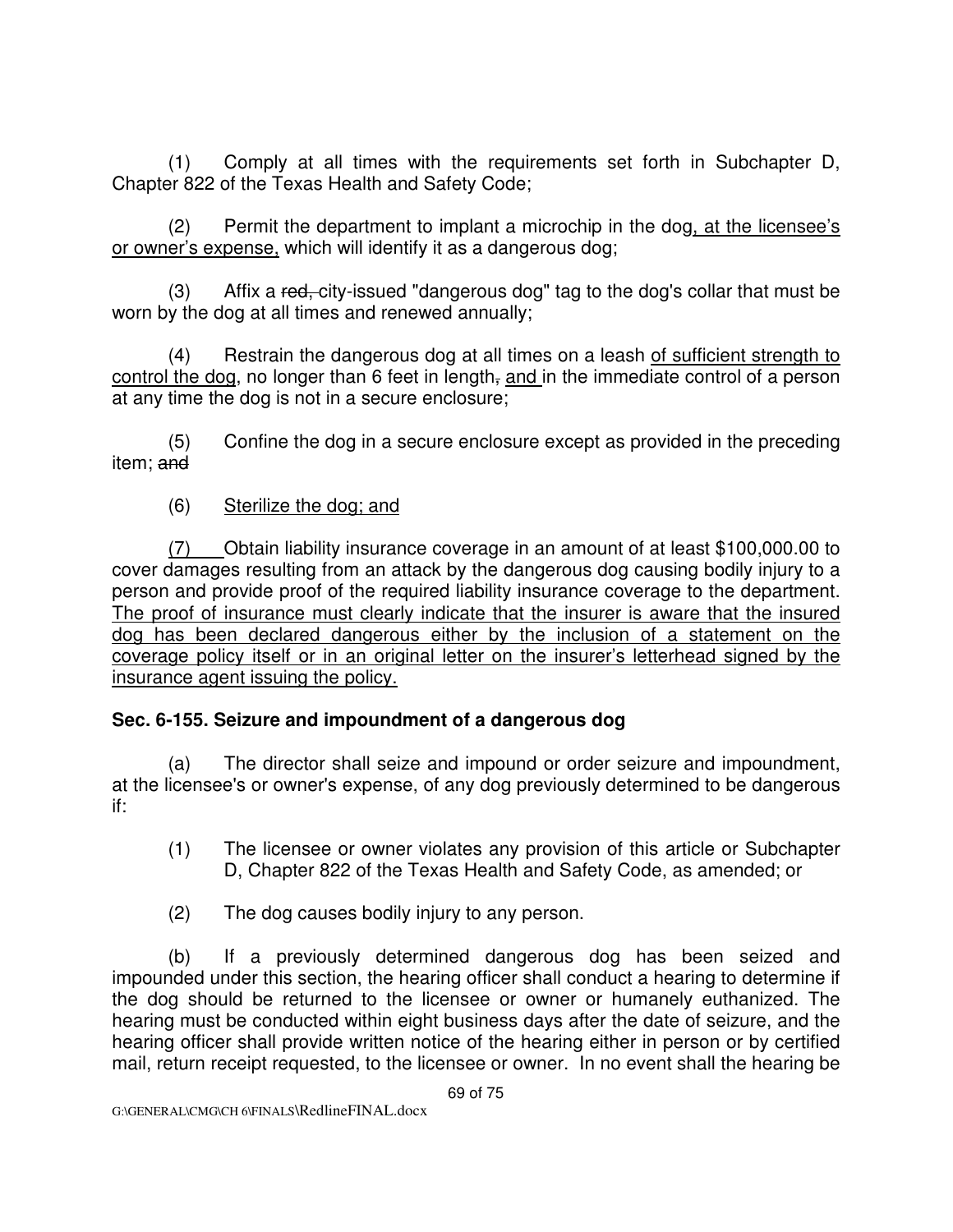(1) Comply at all times with the requirements set forth in Subchapter D, Chapter 822 of the Texas Health and Safety Code;

(2) Permit the department to implant a microchip in the dog, at the licensee's or owner's expense, which will identify it as a dangerous dog;

(3) Affix a ~~red,~~ city-issued "dangerous dog" tag to the dog's collar that must be worn by the dog at all times and renewed annually;

(4) Restrain the dangerous dog at all times on a leash of sufficient strength to control the dog, no longer than 6 feet in length~~,~~ and in the immediate control of a person at any time the dog is not in a secure enclosure;

(5) Confine the dog in a secure enclosure except as provided in the preceding item; ~~and~~

(6) Sterilize the dog; and

(7) Obtain liability insurance coverage in an amount of at least $100,000.00 to cover damages resulting from an attack by the dangerous dog causing bodily injury to a person and provide proof of the required liability insurance coverage to the department. The proof of insurance must clearly indicate that the insurer is aware that the insured dog has been declared dangerous either by the inclusion of a statement on the coverage policy itself or in an original letter on the insurer's letterhead signed by the insurance agent issuing the policy.

**Sec. 6-155. Seizure and impoundment of a dangerous dog**

(a) The director shall seize and impound or order seizure and impoundment, at the licensee's or owner's expense, of any dog previously determined to be dangerous if:

(1) The licensee or owner violates any provision of this article or Subchapter D, Chapter 822 of the Texas Health and Safety Code, as amended; or

(2) The dog causes bodily injury to any person.

(b) If a previously determined dangerous dog has been seized and impounded under this section, the hearing officer shall conduct a hearing to determine if the dog should be returned to the licensee or owner or humanely euthanized. The hearing must be conducted within eight business days after the date of seizure, and the hearing officer shall provide written notice of the hearing either in person or by certified mail, return receipt requested, to the licensee or owner. In no event shall the hearing be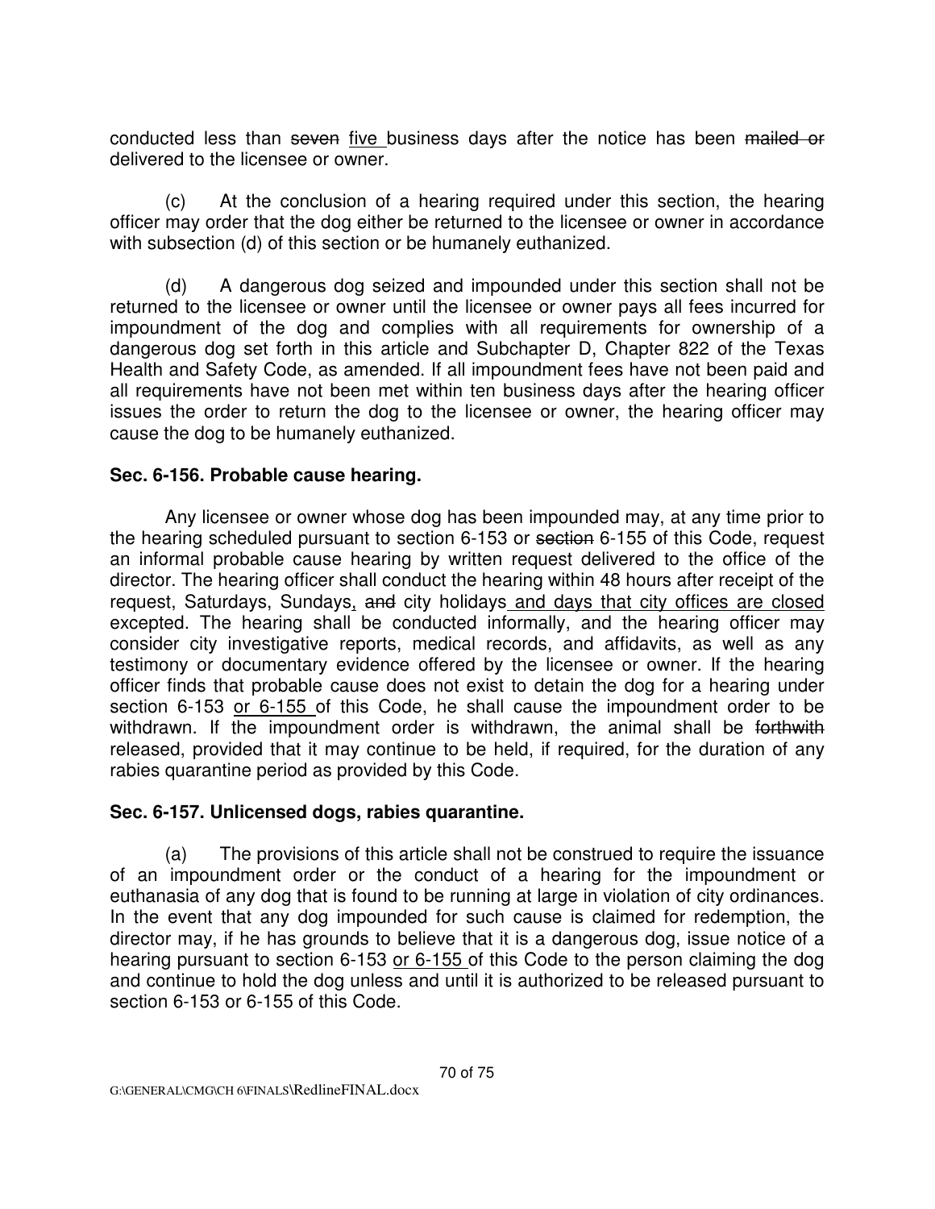conducted less than ~~seven~~ <u>five</u> business days after the notice has been ~~mailed or~~ delivered to the licensee or owner.

(c) At the conclusion of a hearing required under this section, the hearing officer may order that the dog either be returned to the licensee or owner in accordance with subsection (d) of this section or be humanely euthanized.

(d) A dangerous dog seized and impounded under this section shall not be returned to the licensee or owner until the licensee or owner pays all fees incurred for impoundment of the dog and complies with all requirements for ownership of a dangerous dog set forth in this article and Subchapter D, Chapter 822 of the Texas Health and Safety Code, as amended. If all impoundment fees have not been paid and all requirements have not been met within ten business days after the hearing officer issues the order to return the dog to the licensee or owner, the hearing officer may cause the dog to be humanely euthanized.

**Sec. 6-156. Probable cause hearing.**

Any licensee or owner whose dog has been impounded may, at any time prior to the hearing scheduled pursuant to section 6-153 or ~~section~~ 6-155 of this Code, request an informal probable cause hearing by written request delivered to the office of the director. The hearing officer shall conduct the hearing within 48 hours after receipt of the request, Saturdays, Sundays<u>,</u> ~~and~~ city holidays <u>and days that city offices are closed</u> excepted. The hearing shall be conducted informally, and the hearing officer may consider city investigative reports, medical records, and affidavits, as well as any testimony or documentary evidence offered by the licensee or owner. If the hearing officer finds that probable cause does not exist to detain the dog for a hearing under section 6-153 <u>or 6-155</u> of this Code, he shall cause the impoundment order to be withdrawn. If the impoundment order is withdrawn, the animal shall be ~~forthwith~~ released, provided that it may continue to be held, if required, for the duration of any rabies quarantine period as provided by this Code.

**Sec. 6-157. Unlicensed dogs, rabies quarantine.**

(a) The provisions of this article shall not be construed to require the issuance of an impoundment order or the conduct of a hearing for the impoundment or euthanasia of any dog that is found to be running at large in violation of city ordinances. In the event that any dog impounded for such cause is claimed for redemption, the director may, if he has grounds to believe that it is a dangerous dog, issue notice of a hearing pursuant to section 6-153 <u>or 6-155</u> of this Code to the person claiming the dog and continue to hold the dog unless and until it is authorized to be released pursuant to section 6-153 or 6-155 of this Code.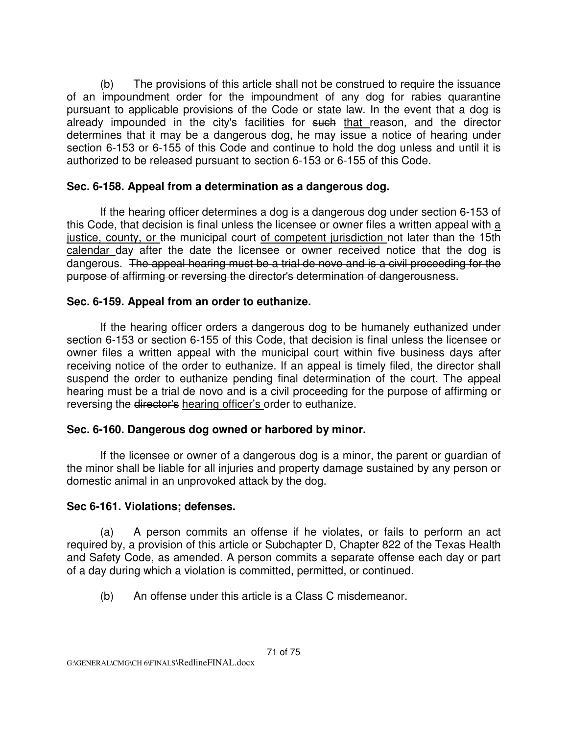(b) The provisions of this article shall not be construed to require the issuance of an impoundment order for the impoundment of any dog for rabies quarantine pursuant to applicable provisions of the Code or state law. In the event that a dog is already impounded in the city's facilities for ~~such~~ <u>that</u> reason, and the director determines that it may be a dangerous dog, he may issue a notice of hearing under section 6-153 or 6-155 of this Code and continue to hold the dog unless and until it is authorized to be released pursuant to section 6-153 or 6-155 of this Code.

**Sec. 6-158. Appeal from a determination as a dangerous dog.**

If the hearing officer determines a dog is a dangerous dog under section 6-153 of this Code, that decision is final unless the licensee or owner files a written appeal with <u>a justice, county, or</u> ~~the~~ municipal court <u>of competent jurisdiction</u> not later than the 15th <u>calendar</u> day after the date the licensee or owner received notice that the dog is dangerous. ~~The appeal hearing must be a trial de novo and is a civil proceeding for the purpose of affirming or reversing the director's determination of dangerousness.~~

**Sec. 6-159. Appeal from an order to euthanize.**

If the hearing officer orders a dangerous dog to be humanely euthanized under section 6-153 or section 6-155 of this Code, that decision is final unless the licensee or owner files a written appeal with the municipal court within five business days after receiving notice of the order to euthanize. If an appeal is timely filed, the director shall suspend the order to euthanize pending final determination of the court. The appeal hearing must be a trial de novo and is a civil proceeding for the purpose of affirming or reversing the ~~director's~~ <u>hearing officer's</u> order to euthanize.

**Sec. 6-160. Dangerous dog owned or harbored by minor.**

If the licensee or owner of a dangerous dog is a minor, the parent or guardian of the minor shall be liable for all injuries and property damage sustained by any person or domestic animal in an unprovoked attack by the dog.

**Sec 6-161. Violations; defenses.**

(a) A person commits an offense if he violates, or fails to perform an act required by, a provision of this article or Subchapter D, Chapter 822 of the Texas Health and Safety Code, as amended. A person commits a separate offense each day or part of a day during which a violation is committed, permitted, or continued.

(b) An offense under this article is a Class C misdemeanor.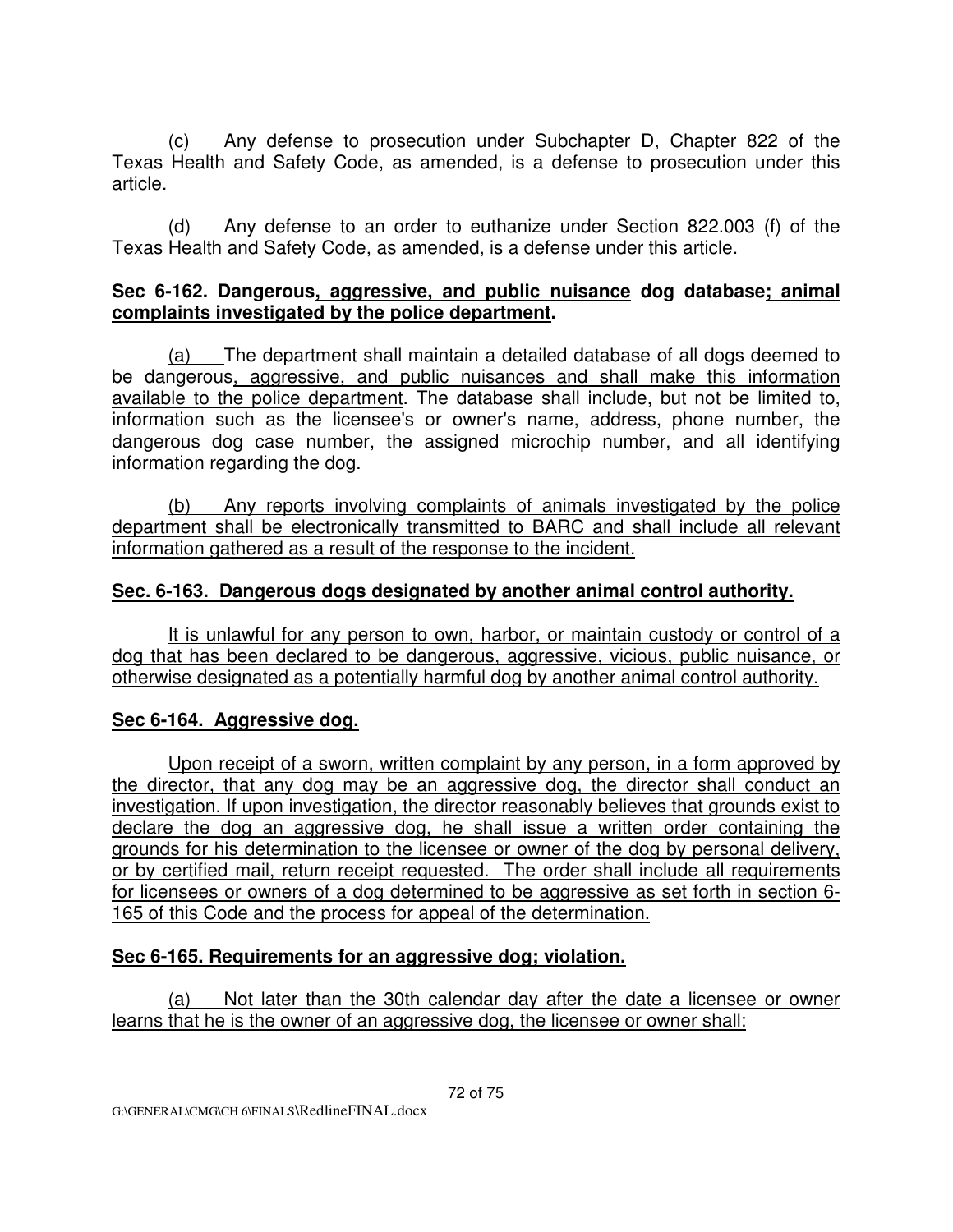(c) Any defense to prosecution under Subchapter D, Chapter 822 of the Texas Health and Safety Code, as amended, is a defense to prosecution under this article.

(d) Any defense to an order to euthanize under Section 822.003 (f) of the Texas Health and Safety Code, as amended, is a defense under this article.

**Sec 6-162. Dangerous, aggressive, and public nuisance dog database; animal complaints investigated by the police department.**

(a) The department shall maintain a detailed database of all dogs deemed to be dangerous, aggressive, and public nuisances and shall make this information available to the police department. The database shall include, but not be limited to, information such as the licensee's or owner's name, address, phone number, the dangerous dog case number, the assigned microchip number, and all identifying information regarding the dog.

(b) Any reports involving complaints of animals investigated by the police department shall be electronically transmitted to BARC and shall include all relevant information gathered as a result of the response to the incident.

**Sec. 6-163. Dangerous dogs designated by another animal control authority.**

It is unlawful for any person to own, harbor, or maintain custody or control of a dog that has been declared to be dangerous, aggressive, vicious, public nuisance, or otherwise designated as a potentially harmful dog by another animal control authority.

**Sec 6-164. Aggressive dog.**

Upon receipt of a sworn, written complaint by any person, in a form approved by the director, that any dog may be an aggressive dog, the director shall conduct an investigation. If upon investigation, the director reasonably believes that grounds exist to declare the dog an aggressive dog, he shall issue a written order containing the grounds for his determination to the licensee or owner of the dog by personal delivery, or by certified mail, return receipt requested. The order shall include all requirements for licensees or owners of a dog determined to be aggressive as set forth in section 6-165 of this Code and the process for appeal of the determination.

**Sec 6-165. Requirements for an aggressive dog; violation.**

(a) Not later than the 30th calendar day after the date a licensee or owner learns that he is the owner of an aggressive dog, the licensee or owner shall: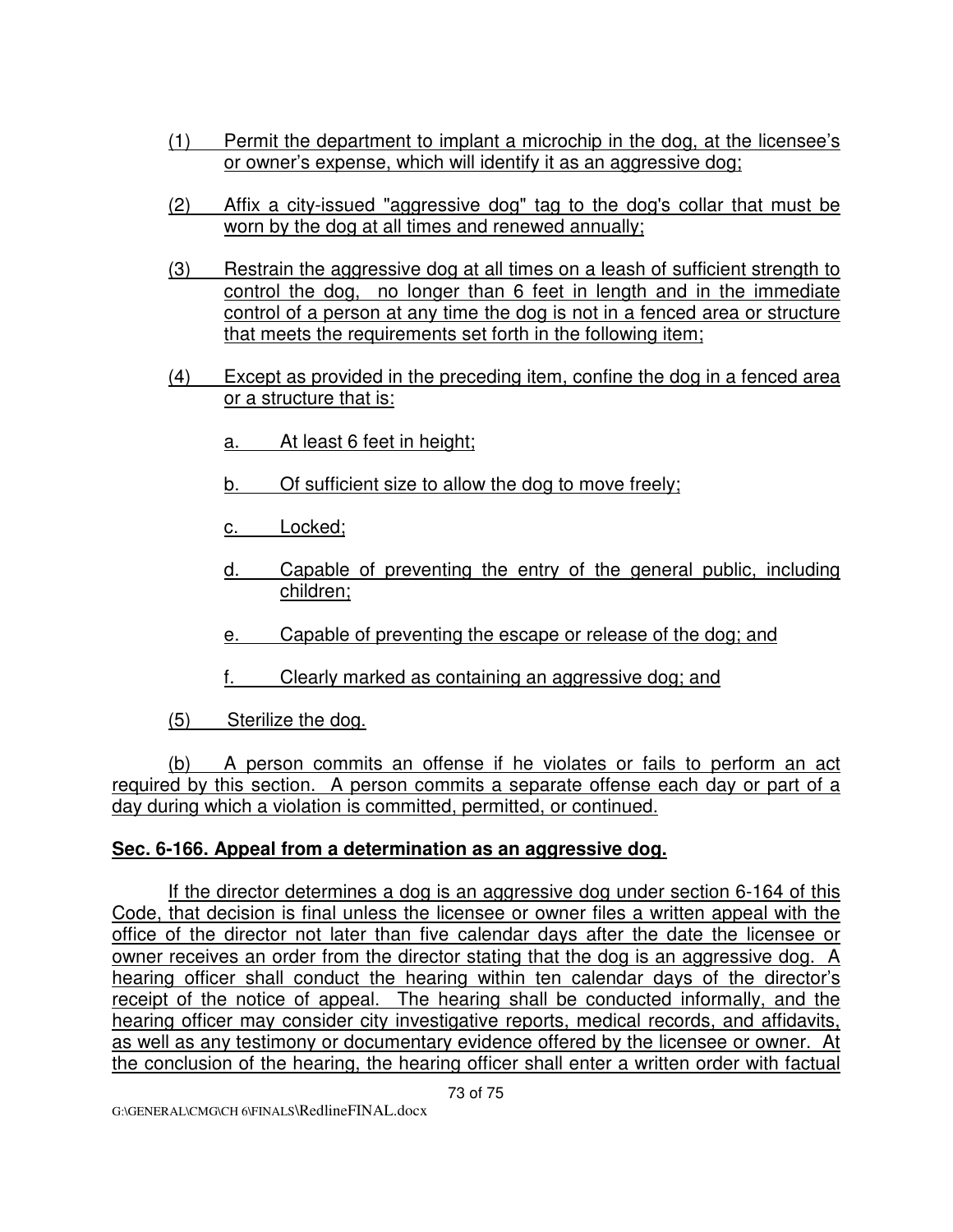(1) Permit the department to implant a microchip in the dog, at the licensee's or owner's expense, which will identify it as an aggressive dog;

(2) Affix a city-issued "aggressive dog" tag to the dog's collar that must be worn by the dog at all times and renewed annually;

(3) Restrain the aggressive dog at all times on a leash of sufficient strength to control the dog, no longer than 6 feet in length and in the immediate control of a person at any time the dog is not in a fenced area or structure that meets the requirements set forth in the following item;

(4) Except as provided in the preceding item, confine the dog in a fenced area or a structure that is:

a. At least 6 feet in height;

b. Of sufficient size to allow the dog to move freely;

c. Locked;

d. Capable of preventing the entry of the general public, including children;

e. Capable of preventing the escape or release of the dog; and

f. Clearly marked as containing an aggressive dog; and

(5) Sterilize the dog.

(b) A person commits an offense if he violates or fails to perform an act required by this section. A person commits a separate offense each day or part of a day during which a violation is committed, permitted, or continued.

**Sec. 6-166. Appeal from a determination as an aggressive dog.**

If the director determines a dog is an aggressive dog under section 6-164 of this Code, that decision is final unless the licensee or owner files a written appeal with the office of the director not later than five calendar days after the date the licensee or owner receives an order from the director stating that the dog is an aggressive dog. A hearing officer shall conduct the hearing within ten calendar days of the director's receipt of the notice of appeal. The hearing shall be conducted informally, and the hearing officer may consider city investigative reports, medical records, and affidavits, as well as any testimony or documentary evidence offered by the licensee or owner. At the conclusion of the hearing, the hearing officer shall enter a written order with factual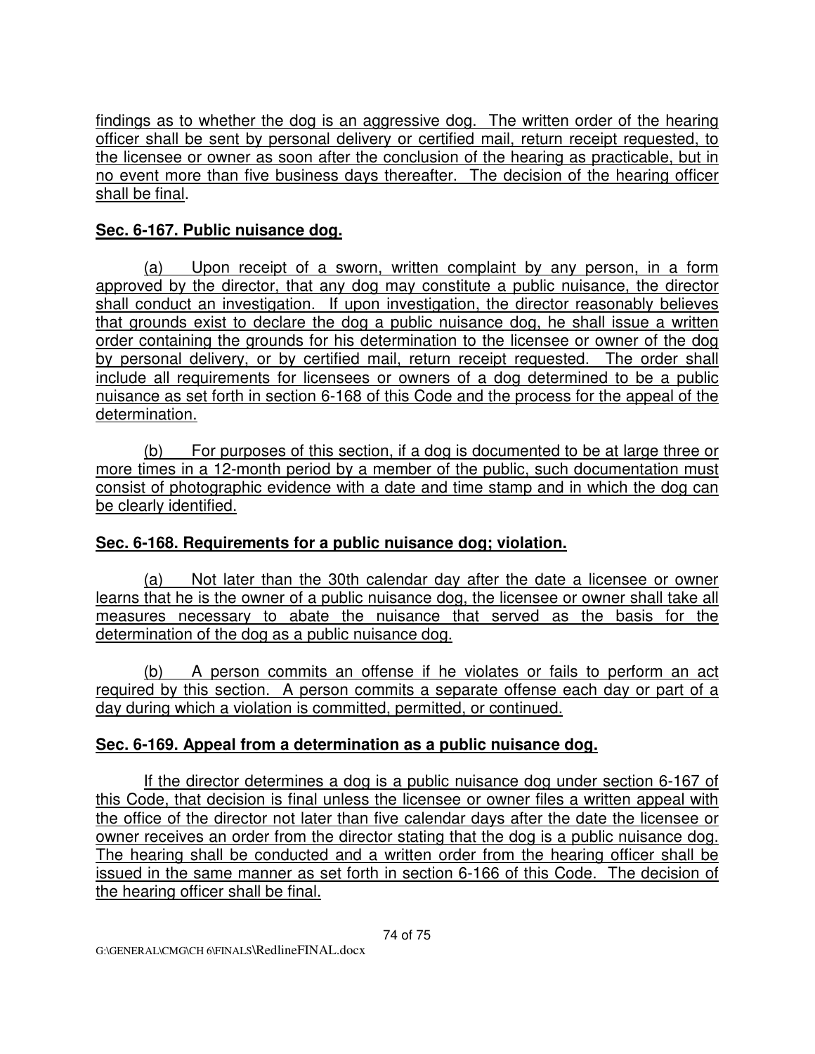findings as to whether the dog is an aggressive dog. The written order of the hearing officer shall be sent by personal delivery or certified mail, return receipt requested, to the licensee or owner as soon after the conclusion of the hearing as practicable, but in no event more than five business days thereafter. The decision of the hearing officer shall be final.

**Sec. 6-167. Public nuisance dog.**

(a) Upon receipt of a sworn, written complaint by any person, in a form approved by the director, that any dog may constitute a public nuisance, the director shall conduct an investigation. If upon investigation, the director reasonably believes that grounds exist to declare the dog a public nuisance dog, he shall issue a written order containing the grounds for his determination to the licensee or owner of the dog by personal delivery, or by certified mail, return receipt requested. The order shall include all requirements for licensees or owners of a dog determined to be a public nuisance as set forth in section 6-168 of this Code and the process for the appeal of the determination.

(b) For purposes of this section, if a dog is documented to be at large three or more times in a 12-month period by a member of the public, such documentation must consist of photographic evidence with a date and time stamp and in which the dog can be clearly identified.

**Sec. 6-168. Requirements for a public nuisance dog; violation.**

(a) Not later than the 30th calendar day after the date a licensee or owner learns that he is the owner of a public nuisance dog, the licensee or owner shall take all measures necessary to abate the nuisance that served as the basis for the determination of the dog as a public nuisance dog.

(b) A person commits an offense if he violates or fails to perform an act required by this section. A person commits a separate offense each day or part of a day during which a violation is committed, permitted, or continued.

**Sec. 6-169. Appeal from a determination as a public nuisance dog.**

If the director determines a dog is a public nuisance dog under section 6-167 of this Code, that decision is final unless the licensee or owner files a written appeal with the office of the director not later than five calendar days after the date the licensee or owner receives an order from the director stating that the dog is a public nuisance dog. The hearing shall be conducted and a written order from the hearing officer shall be issued in the same manner as set forth in section 6-166 of this Code. The decision of the hearing officer shall be final.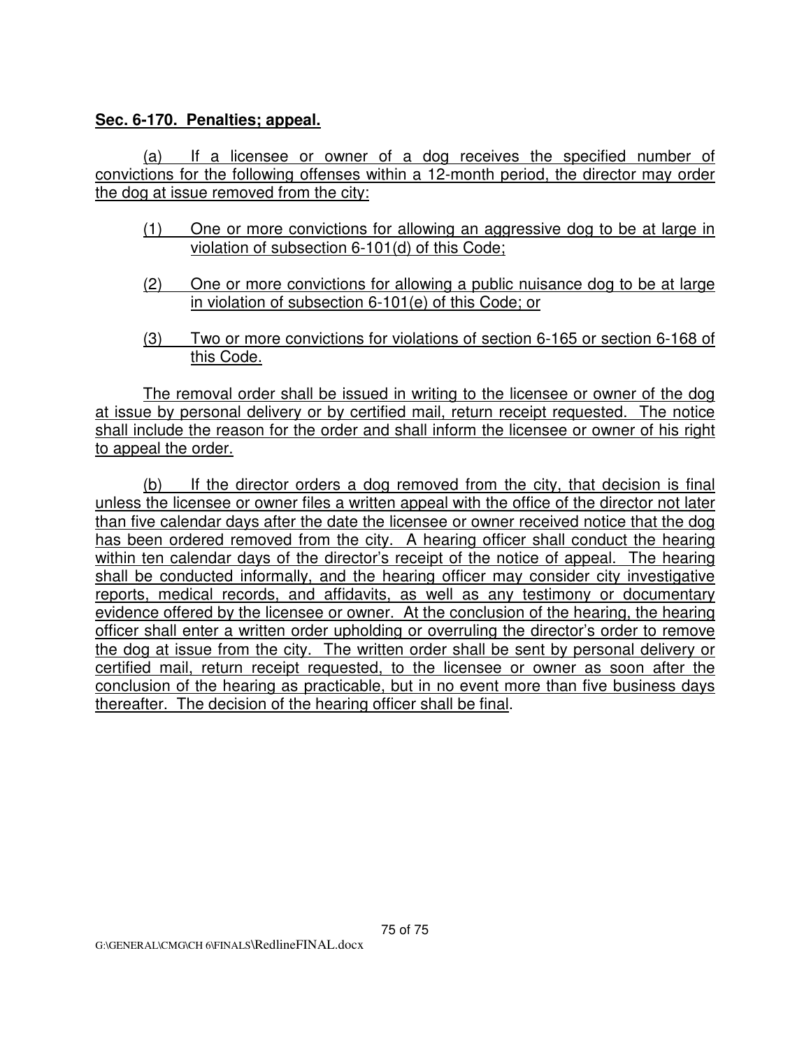**Sec. 6-170. Penalties; appeal.**

(a) If a licensee or owner of a dog receives the specified number of convictions for the following offenses within a 12-month period, the director may order the dog at issue removed from the city:

(1) One or more convictions for allowing an aggressive dog to be at large in violation of subsection 6-101(d) of this Code;

(2) One or more convictions for allowing a public nuisance dog to be at large in violation of subsection 6-101(e) of this Code; or

(3) Two or more convictions for violations of section 6-165 or section 6-168 of this Code.

The removal order shall be issued in writing to the licensee or owner of the dog at issue by personal delivery or by certified mail, return receipt requested. The notice shall include the reason for the order and shall inform the licensee or owner of his right to appeal the order.

(b) If the director orders a dog removed from the city, that decision is final unless the licensee or owner files a written appeal with the office of the director not later than five calendar days after the date the licensee or owner received notice that the dog has been ordered removed from the city. A hearing officer shall conduct the hearing within ten calendar days of the director's receipt of the notice of appeal. The hearing shall be conducted informally, and the hearing officer may consider city investigative reports, medical records, and affidavits, as well as any testimony or documentary evidence offered by the licensee or owner. At the conclusion of the hearing, the hearing officer shall enter a written order upholding or overruling the director's order to remove the dog at issue from the city. The written order shall be sent by personal delivery or certified mail, return receipt requested, to the licensee or owner as soon after the conclusion of the hearing as practicable, but in no event more than five business days thereafter. The decision of the hearing officer shall be final.